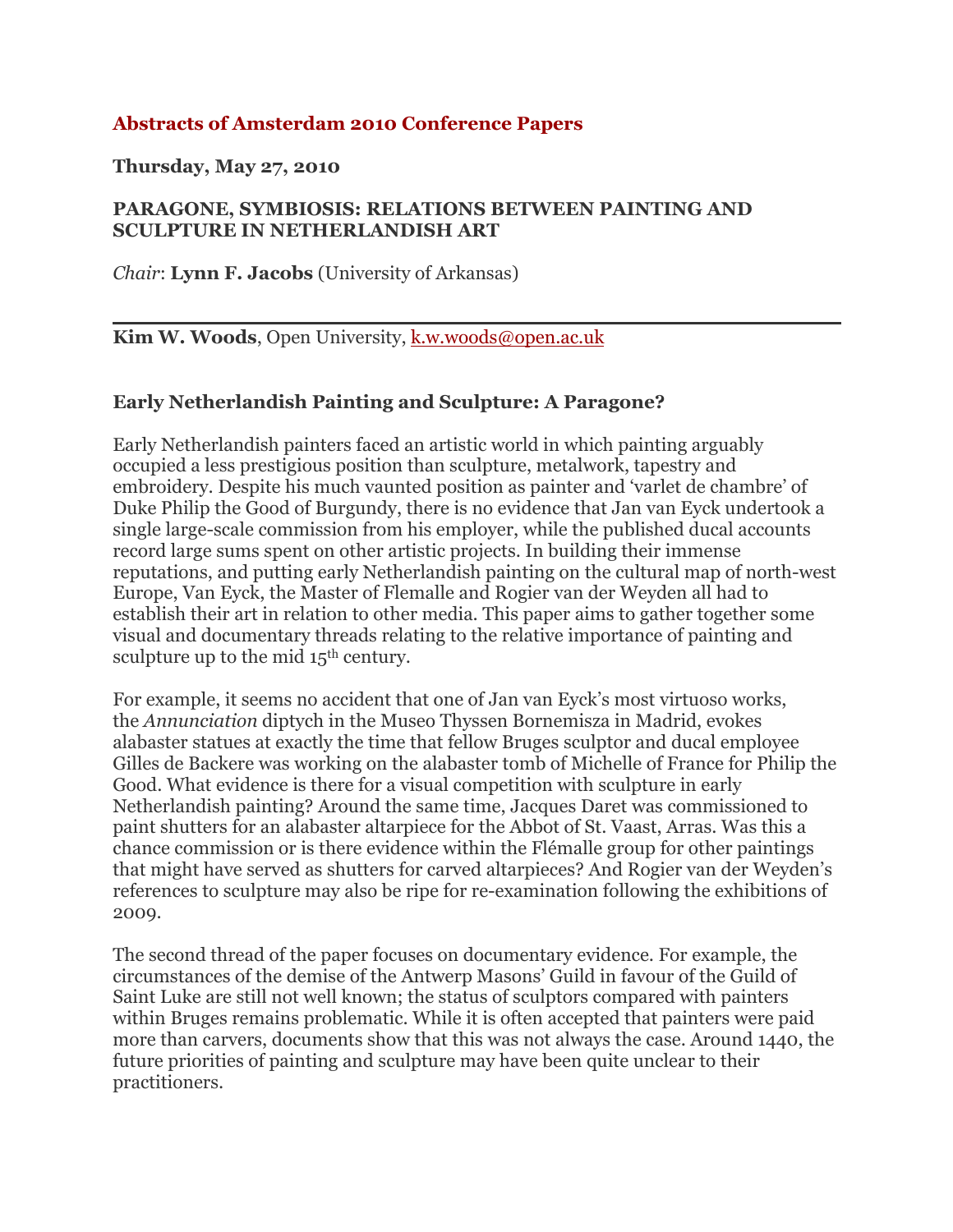## Abstracts of Amsterdam 2010 Conference Papers

**Thursday, May 27, 2010**

**PARAGONE, SYMBIOSIS: RELATIONS BETWEEN PAINTING AND SCULPTURE IN NETHERLANDISH ART**

*Chair*: **Lynn F. Jacobs** (University of Arkansas)

---

**Kim W. Woods**, Open University, k.w.woods@open.ac.uk

### Early Netherlandish Painting and Sculpture: A Paragone?

Early Netherlandish painters faced an artistic world in which painting arguably occupied a less prestigious position than sculpture, metalwork, tapestry and embroidery. Despite his much vaunted position as painter and 'varlet de chambre' of Duke Philip the Good of Burgundy, there is no evidence that Jan van Eyck undertook a single large-scale commission from his employer, while the published ducal accounts record large sums spent on other artistic projects. In building their immense reputations, and putting early Netherlandish painting on the cultural map of north-west Europe, Van Eyck, the Master of Flemalle and Rogier van der Weyden all had to establish their art in relation to other media. This paper aims to gather together some visual and documentary threads relating to the relative importance of painting and sculpture up to the mid 15th century.

For example, it seems no accident that one of Jan van Eyck's most virtuoso works, the *Annunciation* diptych in the Museo Thyssen Bornemisza in Madrid, evokes alabaster statues at exactly the time that fellow Bruges sculptor and ducal employee Gilles de Backere was working on the alabaster tomb of Michelle of France for Philip the Good. What evidence is there for a visual competition with sculpture in early Netherlandish painting? Around the same time, Jacques Daret was commissioned to paint shutters for an alabaster altarpiece for the Abbot of St. Vaast, Arras. Was this a chance commission or is there evidence within the Flémalle group for other paintings that might have served as shutters for carved altarpieces? And Rogier van der Weyden's references to sculpture may also be ripe for re-examination following the exhibitions of 2009.

The second thread of the paper focuses on documentary evidence. For example, the circumstances of the demise of the Antwerp Masons' Guild in favour of the Guild of Saint Luke are still not well known; the status of sculptors compared with painters within Bruges remains problematic. While it is often accepted that painters were paid more than carvers, documents show that this was not always the case. Around 1440, the future priorities of painting and sculpture may have been quite unclear to their practitioners.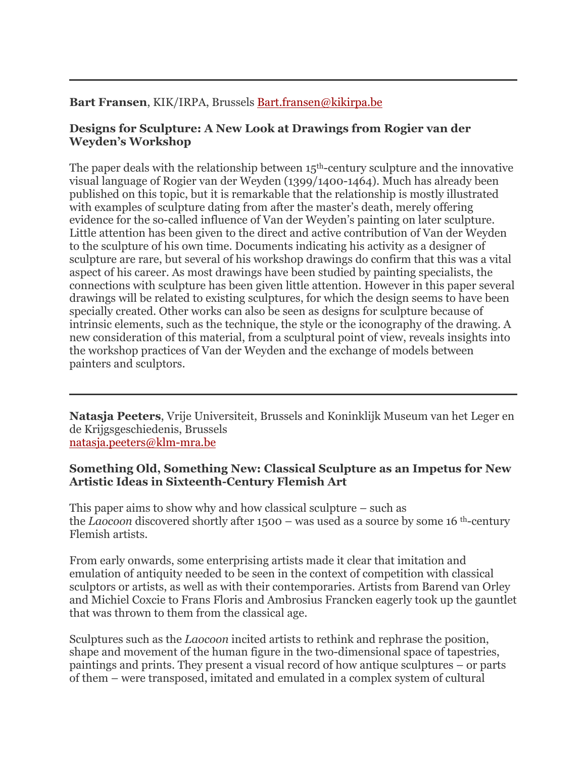---

**Bart Fransen**, KIK/IRPA, Brussels Bart.fransen@kikirpa.be

**Designs for Sculpture: A New Look at Drawings from Rogier van der Weyden's Workshop**

The paper deals with the relationship between 15th-century sculpture and the innovative visual language of Rogier van der Weyden (1399/1400-1464). Much has already been published on this topic, but it is remarkable that the relationship is mostly illustrated with examples of sculpture dating from after the master's death, merely offering evidence for the so-called influence of Van der Weyden's painting on later sculpture. Little attention has been given to the direct and active contribution of Van der Weyden to the sculpture of his own time. Documents indicating his activity as a designer of sculpture are rare, but several of his workshop drawings do confirm that this was a vital aspect of his career. As most drawings have been studied by painting specialists, the connections with sculpture has been given little attention. However in this paper several drawings will be related to existing sculptures, for which the design seems to have been specially created. Other works can also be seen as designs for sculpture because of intrinsic elements, such as the technique, the style or the iconography of the drawing. A new consideration of this material, from a sculptural point of view, reveals insights into the workshop practices of Van der Weyden and the exchange of models between painters and sculptors.

---

**Natasja Peeters**, Vrije Universiteit, Brussels and Koninklijk Museum van het Leger en de Krijgsgeschiedenis, Brussels
natasja.peeters@klm-mra.be

**Something Old, Something New: Classical Sculpture as an Impetus for New Artistic Ideas in Sixteenth-Century Flemish Art**

This paper aims to show why and how classical sculpture – such as the *Laocoon* discovered shortly after 1500 – was used as a source by some 16 th-century Flemish artists.

From early onwards, some enterprising artists made it clear that imitation and emulation of antiquity needed to be seen in the context of competition with classical sculptors or artists, as well as with their contemporaries. Artists from Barend van Orley and Michiel Coxcie to Frans Floris and Ambrosius Francken eagerly took up the gauntlet that was thrown to them from the classical age.

Sculptures such as the *Laocoon* incited artists to rethink and rephrase the position, shape and movement of the human figure in the two-dimensional space of tapestries, paintings and prints. They present a visual record of how antique sculptures – or parts of them – were transposed, imitated and emulated in a complex system of cultural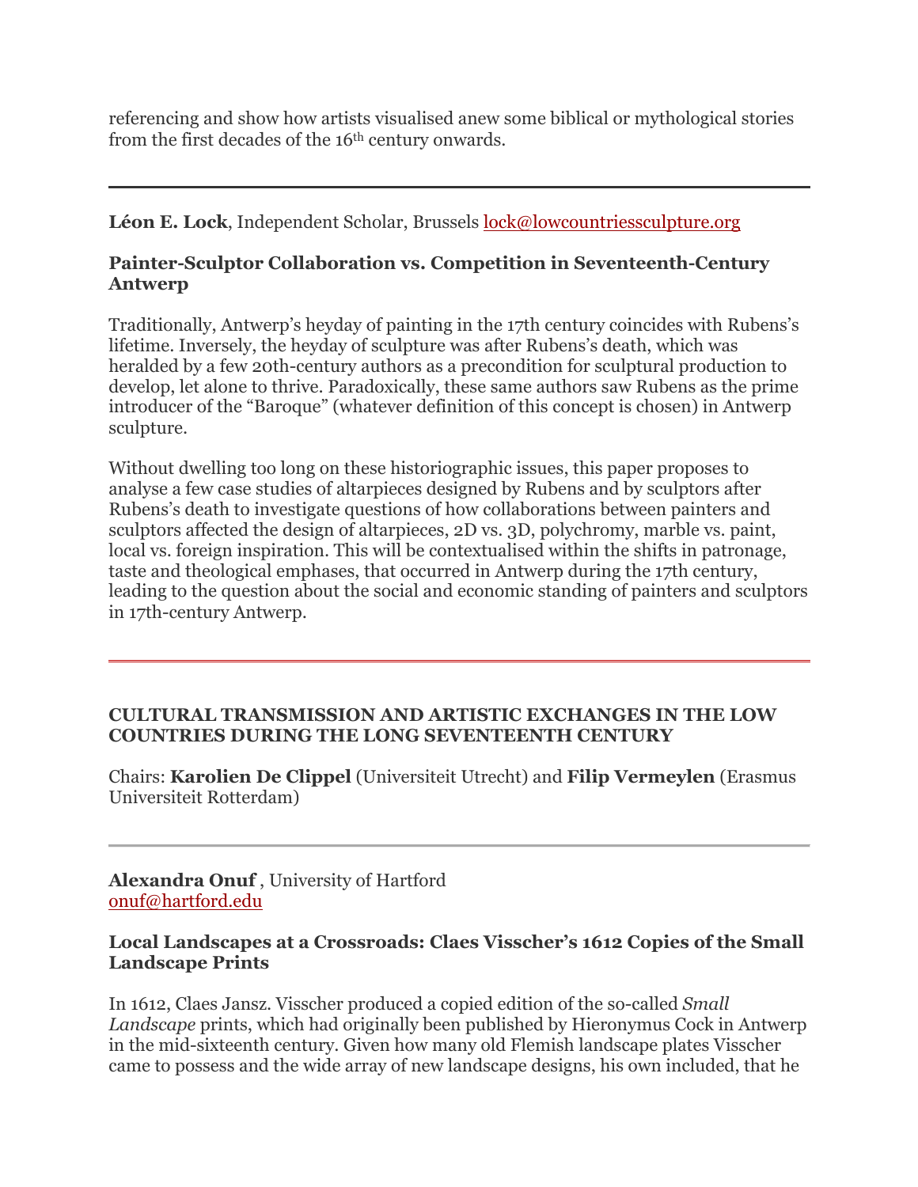referencing and show how artists visualised anew some biblical or mythological stories from the first decades of the 16th century onwards.

---

**Léon E. Lock**, Independent Scholar, Brussels lock@lowcountriessculpture.org

### Painter-Sculptor Collaboration vs. Competition in Seventeenth-Century Antwerp

Traditionally, Antwerp's heyday of painting in the 17th century coincides with Rubens's lifetime. Inversely, the heyday of sculpture was after Rubens's death, which was heralded by a few 20th-century authors as a precondition for sculptural production to develop, let alone to thrive. Paradoxically, these same authors saw Rubens as the prime introducer of the "Baroque" (whatever definition of this concept is chosen) in Antwerp sculpture.

Without dwelling too long on these historiographic issues, this paper proposes to analyse a few case studies of altarpieces designed by Rubens and by sculptors after Rubens's death to investigate questions of how collaborations between painters and sculptors affected the design of altarpieces, 2D vs. 3D, polychromy, marble vs. paint, local vs. foreign inspiration. This will be contextualised within the shifts in patronage, taste and theological emphases, that occurred in Antwerp during the 17th century, leading to the question about the social and economic standing of painters and sculptors in 17th-century Antwerp.

---

## CULTURAL TRANSMISSION AND ARTISTIC EXCHANGES IN THE LOW COUNTRIES DURING THE LONG SEVENTEENTH CENTURY

Chairs: **Karolien De Clippel** (Universiteit Utrecht) and **Filip Vermeylen** (Erasmus Universiteit Rotterdam)

---

**Alexandra Onuf** , University of Hartford
onuf@hartford.edu

### Local Landscapes at a Crossroads: Claes Visscher's 1612 Copies of the Small Landscape Prints

In 1612, Claes Jansz. Visscher produced a copied edition of the so-called *Small Landscape* prints, which had originally been published by Hieronymus Cock in Antwerp in the mid-sixteenth century. Given how many old Flemish landscape plates Visscher came to possess and the wide array of new landscape designs, his own included, that he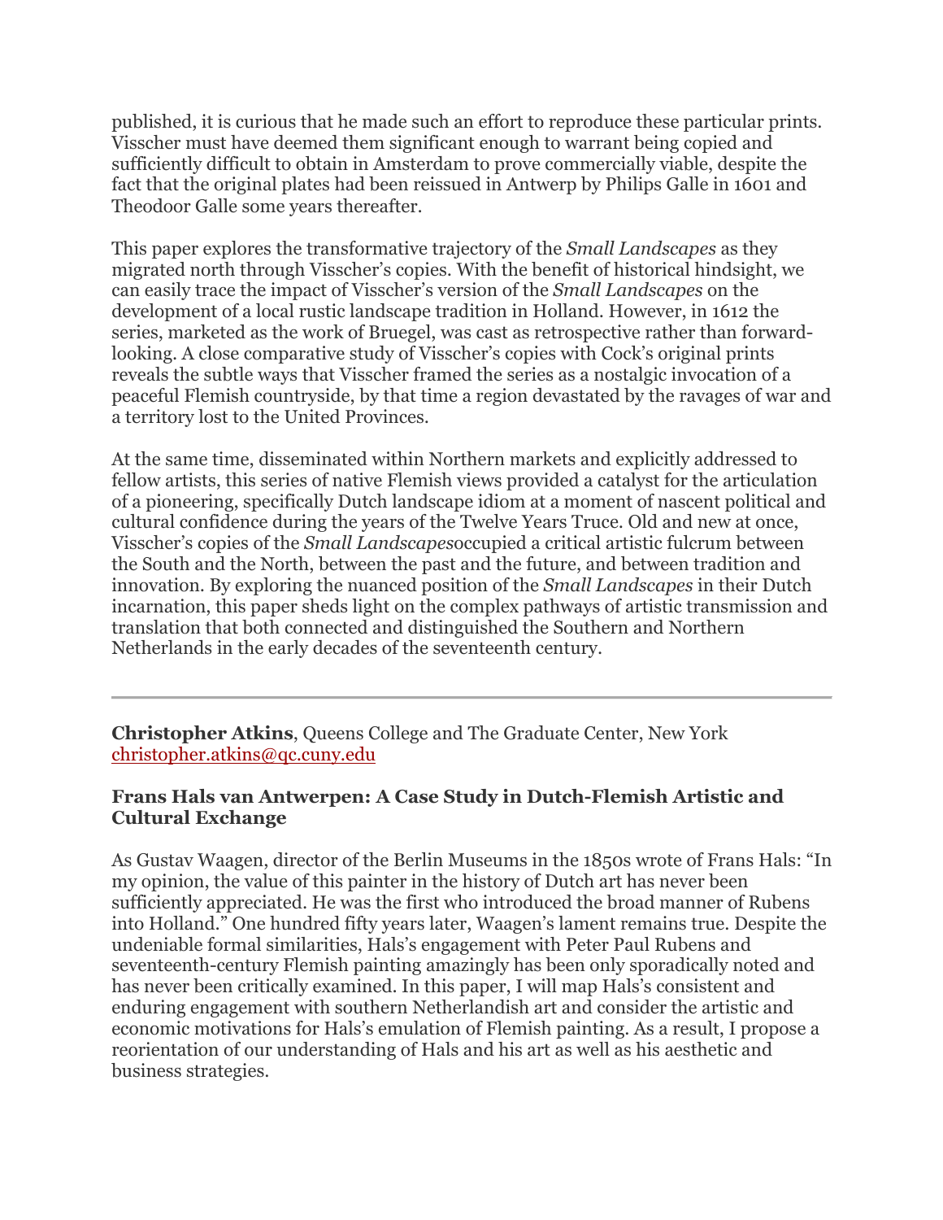published, it is curious that he made such an effort to reproduce these particular prints. Visscher must have deemed them significant enough to warrant being copied and sufficiently difficult to obtain in Amsterdam to prove commercially viable, despite the fact that the original plates had been reissued in Antwerp by Philips Galle in 1601 and Theodoor Galle some years thereafter.

This paper explores the transformative trajectory of the *Small Landscapes* as they migrated north through Visscher's copies. With the benefit of historical hindsight, we can easily trace the impact of Visscher's version of the *Small Landscapes* on the development of a local rustic landscape tradition in Holland. However, in 1612 the series, marketed as the work of Bruegel, was cast as retrospective rather than forward-looking. A close comparative study of Visscher's copies with Cock's original prints reveals the subtle ways that Visscher framed the series as a nostalgic invocation of a peaceful Flemish countryside, by that time a region devastated by the ravages of war and a territory lost to the United Provinces.

At the same time, disseminated within Northern markets and explicitly addressed to fellow artists, this series of native Flemish views provided a catalyst for the articulation of a pioneering, specifically Dutch landscape idiom at a moment of nascent political and cultural confidence during the years of the Twelve Years Truce. Old and new at once, Visscher's copies of the *Small Landscapes*occupied a critical artistic fulcrum between the South and the North, between the past and the future, and between tradition and innovation. By exploring the nuanced position of the *Small Landscapes* in their Dutch incarnation, this paper sheds light on the complex pathways of artistic transmission and translation that both connected and distinguished the Southern and Northern Netherlands in the early decades of the seventeenth century.

---

**Christopher Atkins**, Queens College and The Graduate Center, New York
christopher.atkins@qc.cuny.edu

### Frans Hals van Antwerpen: A Case Study in Dutch-Flemish Artistic and Cultural Exchange

As Gustav Waagen, director of the Berlin Museums in the 1850s wrote of Frans Hals: "In my opinion, the value of this painter in the history of Dutch art has never been sufficiently appreciated. He was the first who introduced the broad manner of Rubens into Holland." One hundred fifty years later, Waagen's lament remains true. Despite the undeniable formal similarities, Hals's engagement with Peter Paul Rubens and seventeenth-century Flemish painting amazingly has been only sporadically noted and has never been critically examined. In this paper, I will map Hals's consistent and enduring engagement with southern Netherlandish art and consider the artistic and economic motivations for Hals's emulation of Flemish painting. As a result, I propose a reorientation of our understanding of Hals and his art as well as his aesthetic and business strategies.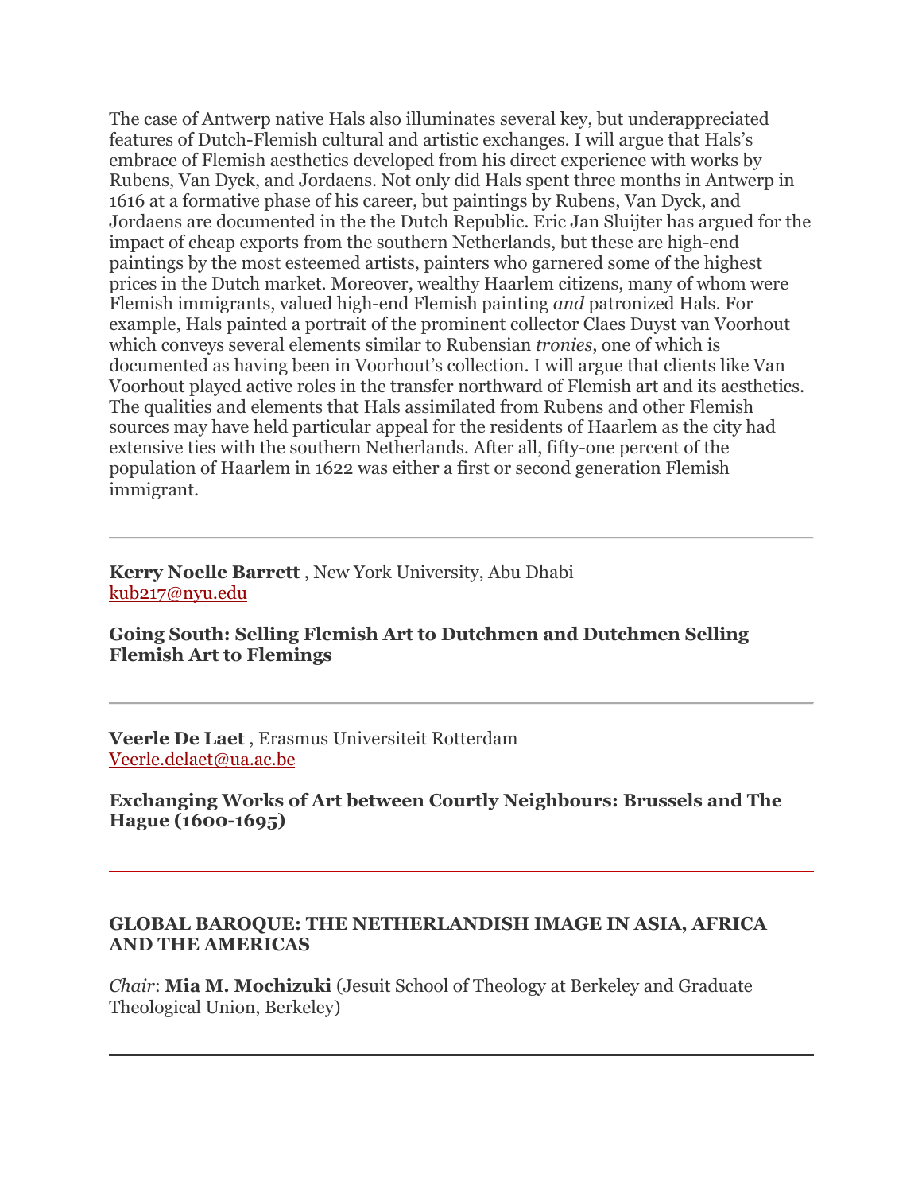The case of Antwerp native Hals also illuminates several key, but underappreciated features of Dutch-Flemish cultural and artistic exchanges. I will argue that Hals's embrace of Flemish aesthetics developed from his direct experience with works by Rubens, Van Dyck, and Jordaens. Not only did Hals spent three months in Antwerp in 1616 at a formative phase of his career, but paintings by Rubens, Van Dyck, and Jordaens are documented in the the Dutch Republic. Eric Jan Sluijter has argued for the impact of cheap exports from the southern Netherlands, but these are high-end paintings by the most esteemed artists, painters who garnered some of the highest prices in the Dutch market. Moreover, wealthy Haarlem citizens, many of whom were Flemish immigrants, valued high-end Flemish painting *and* patronized Hals. For example, Hals painted a portrait of the prominent collector Claes Duyst van Voorhout which conveys several elements similar to Rubensian *tronies*, one of which is documented as having been in Voorhout's collection. I will argue that clients like Van Voorhout played active roles in the transfer northward of Flemish art and its aesthetics. The qualities and elements that Hals assimilated from Rubens and other Flemish sources may have held particular appeal for the residents of Haarlem as the city had extensive ties with the southern Netherlands. After all, fifty-one percent of the population of Haarlem in 1622 was either a first or second generation Flemish immigrant.

---

**Kerry Noelle Barrett** , New York University, Abu Dhabi
kub217@nyu.edu

**Going South: Selling Flemish Art to Dutchmen and Dutchmen Selling Flemish Art to Flemings**

---

**Veerle De Laet** , Erasmus Universiteit Rotterdam
Veerle.delaet@ua.ac.be

**Exchanging Works of Art between Courtly Neighbours: Brussels and The Hague (1600-1695)**

---

### GLOBAL BAROQUE: THE NETHERLANDISH IMAGE IN ASIA, AFRICA AND THE AMERICAS

*Chair*: **Mia M. Mochizuki** (Jesuit School of Theology at Berkeley and Graduate Theological Union, Berkeley)

---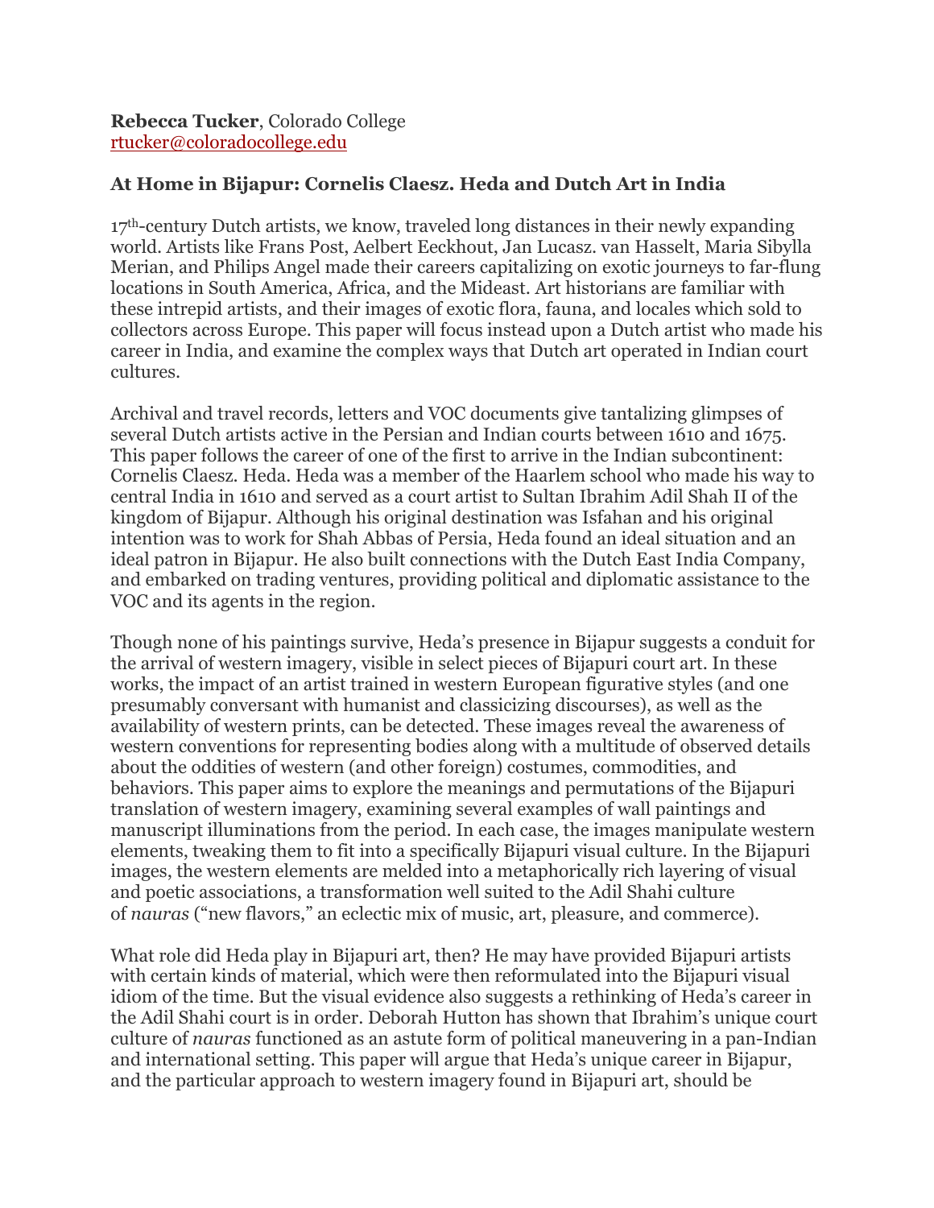**Rebecca Tucker**, Colorado College
rtucker@coloradocollege.edu

**At Home in Bijapur: Cornelis Claesz. Heda and Dutch Art in India**

17th-century Dutch artists, we know, traveled long distances in their newly expanding world. Artists like Frans Post, Aelbert Eeckhout, Jan Lucasz. van Hasselt, Maria Sibylla Merian, and Philips Angel made their careers capitalizing on exotic journeys to far-flung locations in South America, Africa, and the Mideast. Art historians are familiar with these intrepid artists, and their images of exotic flora, fauna, and locales which sold to collectors across Europe. This paper will focus instead upon a Dutch artist who made his career in India, and examine the complex ways that Dutch art operated in Indian court cultures.

Archival and travel records, letters and VOC documents give tantalizing glimpses of several Dutch artists active in the Persian and Indian courts between 1610 and 1675. This paper follows the career of one of the first to arrive in the Indian subcontinent: Cornelis Claesz. Heda. Heda was a member of the Haarlem school who made his way to central India in 1610 and served as a court artist to Sultan Ibrahim Adil Shah II of the kingdom of Bijapur. Although his original destination was Isfahan and his original intention was to work for Shah Abbas of Persia, Heda found an ideal situation and an ideal patron in Bijapur. He also built connections with the Dutch East India Company, and embarked on trading ventures, providing political and diplomatic assistance to the VOC and its agents in the region.

Though none of his paintings survive, Heda's presence in Bijapur suggests a conduit for the arrival of western imagery, visible in select pieces of Bijapuri court art. In these works, the impact of an artist trained in western European figurative styles (and one presumably conversant with humanist and classicizing discourses), as well as the availability of western prints, can be detected. These images reveal the awareness of western conventions for representing bodies along with a multitude of observed details about the oddities of western (and other foreign) costumes, commodities, and behaviors. This paper aims to explore the meanings and permutations of the Bijapuri translation of western imagery, examining several examples of wall paintings and manuscript illuminations from the period. In each case, the images manipulate western elements, tweaking them to fit into a specifically Bijapuri visual culture. In the Bijapuri images, the western elements are melded into a metaphorically rich layering of visual and poetic associations, a transformation well suited to the Adil Shahi culture of *nauras* ("new flavors," an eclectic mix of music, art, pleasure, and commerce).

What role did Heda play in Bijapuri art, then? He may have provided Bijapuri artists with certain kinds of material, which were then reformulated into the Bijapuri visual idiom of the time. But the visual evidence also suggests a rethinking of Heda's career in the Adil Shahi court is in order. Deborah Hutton has shown that Ibrahim's unique court culture of *nauras* functioned as an astute form of political maneuvering in a pan-Indian and international setting. This paper will argue that Heda's unique career in Bijapur, and the particular approach to western imagery found in Bijapuri art, should be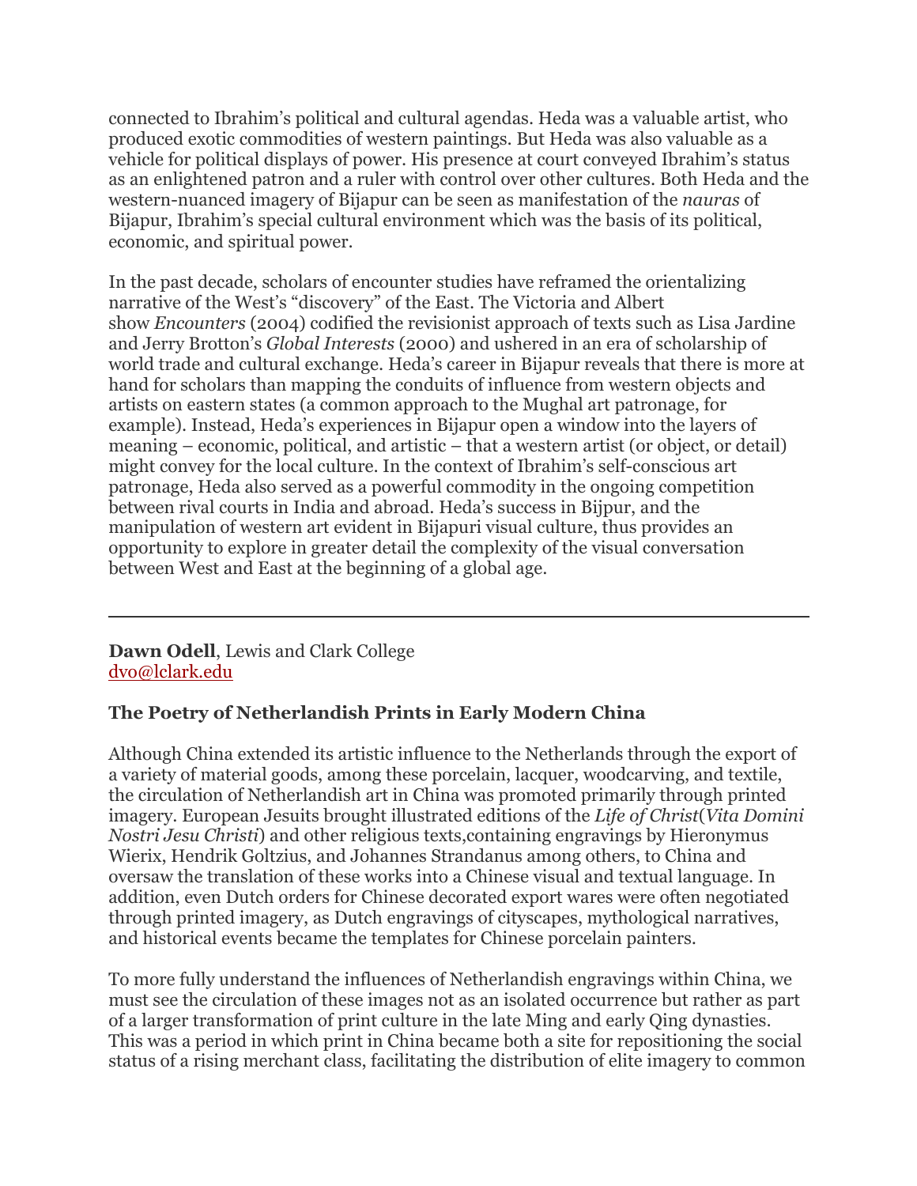connected to Ibrahim's political and cultural agendas. Heda was a valuable artist, who produced exotic commodities of western paintings. But Heda was also valuable as a vehicle for political displays of power. His presence at court conveyed Ibrahim's status as an enlightened patron and a ruler with control over other cultures. Both Heda and the western-nuanced imagery of Bijapur can be seen as manifestation of the *nauras* of Bijapur, Ibrahim's special cultural environment which was the basis of its political, economic, and spiritual power.

In the past decade, scholars of encounter studies have reframed the orientalizing narrative of the West's "discovery" of the East. The Victoria and Albert show *Encounters* (2004) codified the revisionist approach of texts such as Lisa Jardine and Jerry Brotton's *Global Interests* (2000) and ushered in an era of scholarship of world trade and cultural exchange. Heda's career in Bijapur reveals that there is more at hand for scholars than mapping the conduits of influence from western objects and artists on eastern states (a common approach to the Mughal art patronage, for example). Instead, Heda's experiences in Bijapur open a window into the layers of meaning – economic, political, and artistic – that a western artist (or object, or detail) might convey for the local culture. In the context of Ibrahim's self-conscious art patronage, Heda also served as a powerful commodity in the ongoing competition between rival courts in India and abroad. Heda's success in Bijpur, and the manipulation of western art evident in Bijapuri visual culture, thus provides an opportunity to explore in greater detail the complexity of the visual conversation between West and East at the beginning of a global age.

---

**Dawn Odell**, Lewis and Clark College
dvo@lclark.edu

### The Poetry of Netherlandish Prints in Early Modern China

Although China extended its artistic influence to the Netherlands through the export of a variety of material goods, among these porcelain, lacquer, woodcarving, and textile, the circulation of Netherlandish art in China was promoted primarily through printed imagery. European Jesuits brought illustrated editions of the *Life of Christ*(*Vita Domini Nostri Jesu Christi*) and other religious texts,containing engravings by Hieronymus Wierix, Hendrik Goltzius, and Johannes Strandanus among others, to China and oversaw the translation of these works into a Chinese visual and textual language. In addition, even Dutch orders for Chinese decorated export wares were often negotiated through printed imagery, as Dutch engravings of cityscapes, mythological narratives, and historical events became the templates for Chinese porcelain painters.

To more fully understand the influences of Netherlandish engravings within China, we must see the circulation of these images not as an isolated occurrence but rather as part of a larger transformation of print culture in the late Ming and early Qing dynasties. This was a period in which print in China became both a site for repositioning the social status of a rising merchant class, facilitating the distribution of elite imagery to common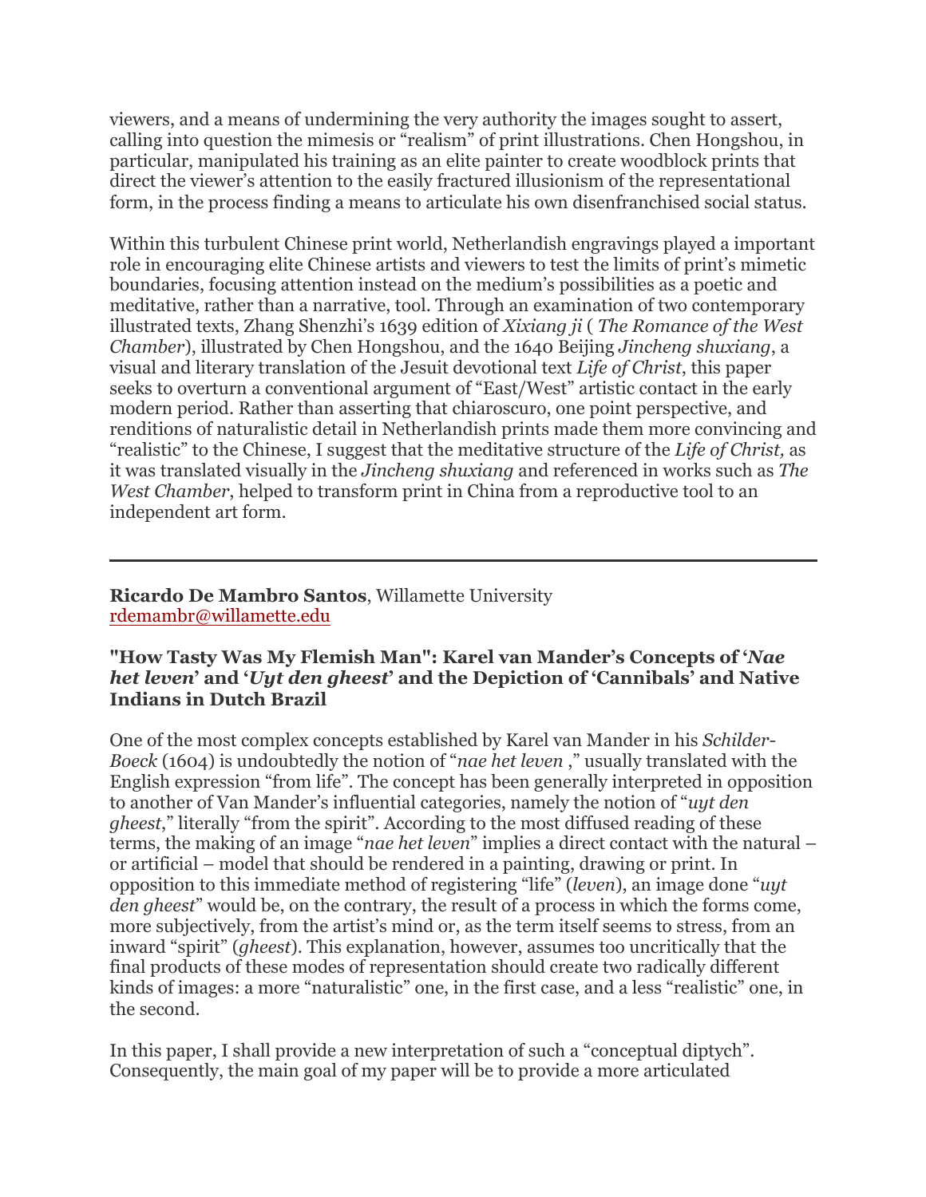viewers, and a means of undermining the very authority the images sought to assert, calling into question the mimesis or "realism" of print illustrations. Chen Hongshou, in particular, manipulated his training as an elite painter to create woodblock prints that direct the viewer's attention to the easily fractured illusionism of the representational form, in the process finding a means to articulate his own disenfranchised social status.

Within this turbulent Chinese print world, Netherlandish engravings played a important role in encouraging elite Chinese artists and viewers to test the limits of print's mimetic boundaries, focusing attention instead on the medium's possibilities as a poetic and meditative, rather than a narrative, tool. Through an examination of two contemporary illustrated texts, Zhang Shenzhi's 1639 edition of *Xixiang ji* ( *The Romance of the West Chamber*), illustrated by Chen Hongshou, and the 1640 Beijing *Jincheng shuxiang*, a visual and literary translation of the Jesuit devotional text *Life of Christ*, this paper seeks to overturn a conventional argument of "East/West" artistic contact in the early modern period. Rather than asserting that chiaroscuro, one point perspective, and renditions of naturalistic detail in Netherlandish prints made them more convincing and "realistic" to the Chinese, I suggest that the meditative structure of the *Life of Christ,* as it was translated visually in the *Jincheng shuxiang* and referenced in works such as *The West Chamber*, helped to transform print in China from a reproductive tool to an independent art form.

---

**Ricardo De Mambro Santos**, Willamette University
rdemambr@willamette.edu

### "How Tasty Was My Flemish Man": Karel van Mander's Concepts of '*Nae het leven*' and '*Uyt den gheest*' and the Depiction of 'Cannibals' and Native Indians in Dutch Brazil

One of the most complex concepts established by Karel van Mander in his *Schilder-Boeck* (1604) is undoubtedly the notion of "*nae het leven* ," usually translated with the English expression "from life". The concept has been generally interpreted in opposition to another of Van Mander's influential categories, namely the notion of "*uyt den gheest*," literally "from the spirit". According to the most diffused reading of these terms, the making of an image "*nae het leven*" implies a direct contact with the natural – or artificial – model that should be rendered in a painting, drawing or print. In opposition to this immediate method of registering "life" (*leven*), an image done "*uyt den gheest*" would be, on the contrary, the result of a process in which the forms come, more subjectively, from the artist's mind or, as the term itself seems to stress, from an inward "spirit" (*gheest*). This explanation, however, assumes too uncritically that the final products of these modes of representation should create two radically different kinds of images: a more "naturalistic" one, in the first case, and a less "realistic" one, in the second.

In this paper, I shall provide a new interpretation of such a "conceptual diptych". Consequently, the main goal of my paper will be to provide a more articulated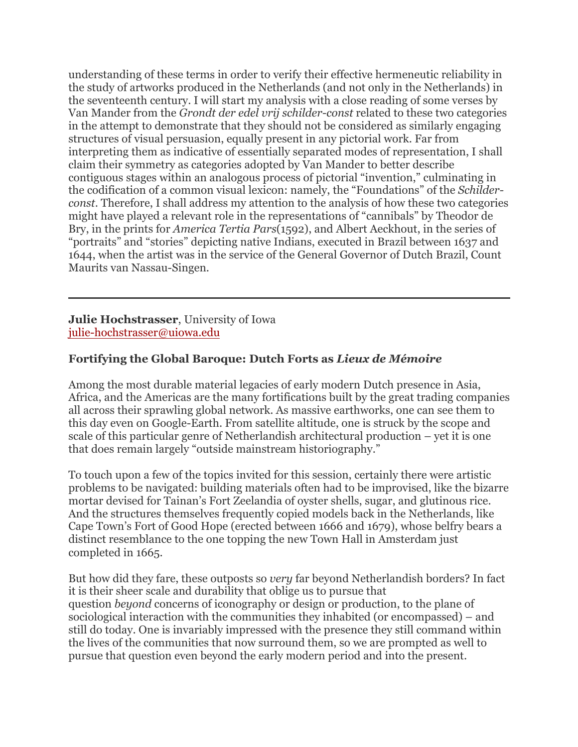understanding of these terms in order to verify their effective hermeneutic reliability in the study of artworks produced in the Netherlands (and not only in the Netherlands) in the seventeenth century. I will start my analysis with a close reading of some verses by Van Mander from the *Grondt der edel vrij schilder-const* related to these two categories in the attempt to demonstrate that they should not be considered as similarly engaging structures of visual persuasion, equally present in any pictorial work. Far from interpreting them as indicative of essentially separated modes of representation, I shall claim their symmetry as categories adopted by Van Mander to better describe contiguous stages within an analogous process of pictorial "invention," culminating in the codification of a common visual lexicon: namely, the "Foundations" of the *Schilder-const*. Therefore, I shall address my attention to the analysis of how these two categories might have played a relevant role in the representations of "cannibals" by Theodor de Bry, in the prints for *America Tertia Pars*(1592), and Albert Aeckhout, in the series of "portraits" and "stories" depicting native Indians, executed in Brazil between 1637 and 1644, when the artist was in the service of the General Governor of Dutch Brazil, Count Maurits van Nassau-Singen.

---

**Julie Hochstrasser**, University of Iowa
julie-hochstrasser@uiowa.edu

### Fortifying the Global Baroque: Dutch Forts as *Lieux de Mémoire*

Among the most durable material legacies of early modern Dutch presence in Asia, Africa, and the Americas are the many fortifications built by the great trading companies all across their sprawling global network. As massive earthworks, one can see them to this day even on Google-Earth. From satellite altitude, one is struck by the scope and scale of this particular genre of Netherlandish architectural production – yet it is one that does remain largely "outside mainstream historiography."

To touch upon a few of the topics invited for this session, certainly there were artistic problems to be navigated: building materials often had to be improvised, like the bizarre mortar devised for Tainan's Fort Zeelandia of oyster shells, sugar, and glutinous rice. And the structures themselves frequently copied models back in the Netherlands, like Cape Town's Fort of Good Hope (erected between 1666 and 1679), whose belfry bears a distinct resemblance to the one topping the new Town Hall in Amsterdam just completed in 1665.

But how did they fare, these outposts so *very* far beyond Netherlandish borders? In fact it is their sheer scale and durability that oblige us to pursue that question *beyond* concerns of iconography or design or production, to the plane of sociological interaction with the communities they inhabited (or encompassed) – and still do today. One is invariably impressed with the presence they still command within the lives of the communities that now surround them, so we are prompted as well to pursue that question even beyond the early modern period and into the present.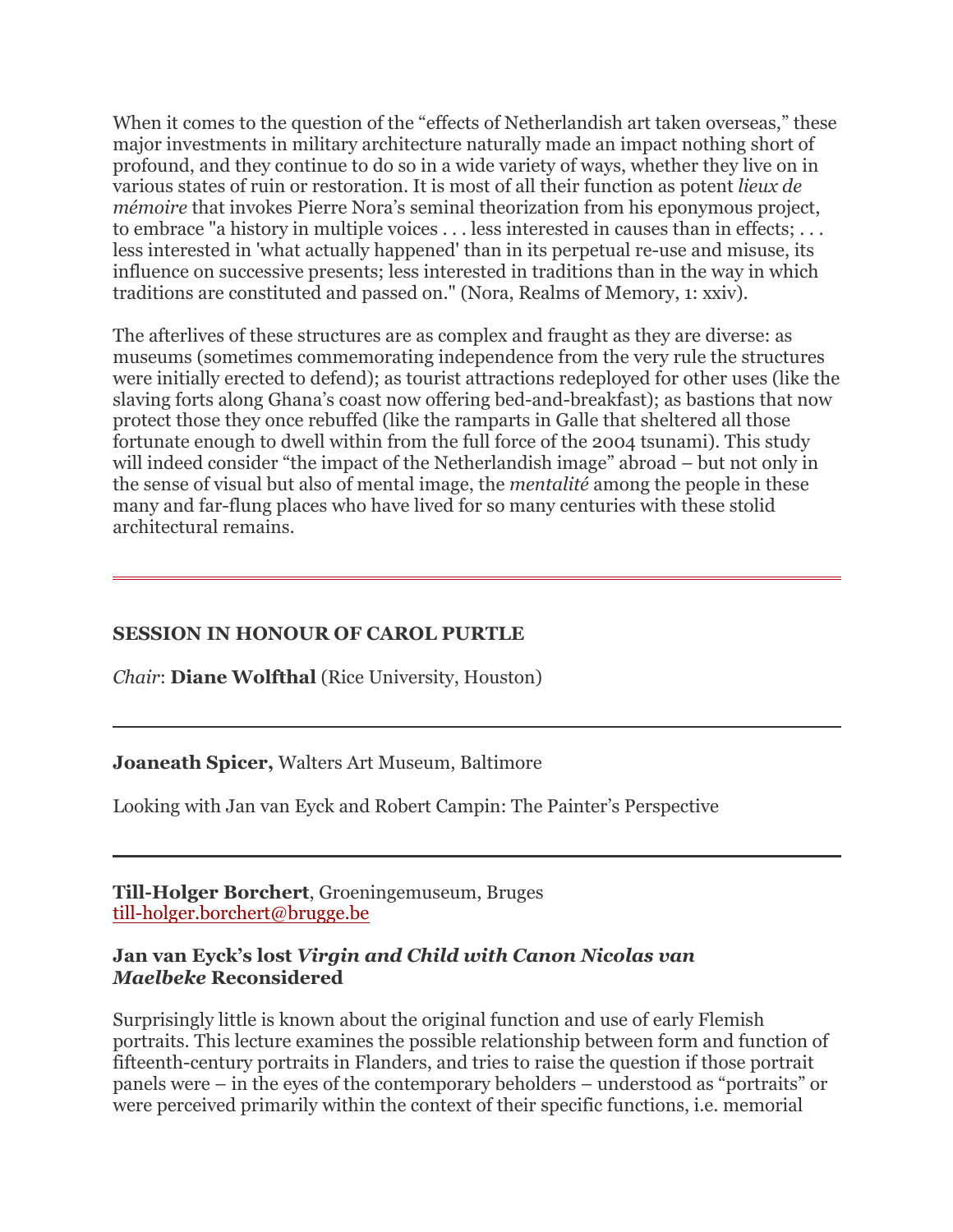When it comes to the question of the "effects of Netherlandish art taken overseas," these major investments in military architecture naturally made an impact nothing short of profound, and they continue to do so in a wide variety of ways, whether they live on in various states of ruin or restoration. It is most of all their function as potent *lieux de mémoire* that invokes Pierre Nora's seminal theorization from his eponymous project, to embrace "a history in multiple voices . . . less interested in causes than in effects; . . . less interested in 'what actually happened' than in its perpetual re-use and misuse, its influence on successive presents; less interested in traditions than in the way in which traditions are constituted and passed on." (Nora, Realms of Memory, 1: xxiv).

The afterlives of these structures are as complex and fraught as they are diverse: as museums (sometimes commemorating independence from the very rule the structures were initially erected to defend); as tourist attractions redeployed for other uses (like the slaving forts along Ghana's coast now offering bed-and-breakfast); as bastions that now protect those they once rebuffed (like the ramparts in Galle that sheltered all those fortunate enough to dwell within from the full force of the 2004 tsunami). This study will indeed consider "the impact of the Netherlandish image" abroad – but not only in the sense of visual but also of mental image, the *mentalité* among the people in these many and far-flung places who have lived for so many centuries with these stolid architectural remains.

---

**SESSION IN HONOUR OF CAROL PURTLE**

*Chair*: **Diane Wolfthal** (Rice University, Houston)

---

**Joaneath Spicer,** Walters Art Museum, Baltimore

Looking with Jan van Eyck and Robert Campin: The Painter's Perspective

---

**Till-Holger Borchert**, Groeningemuseum, Bruges
till-holger.borchert@brugge.be

**Jan van Eyck's lost *Virgin and Child with Canon Nicolas van Maelbeke* Reconsidered**

Surprisingly little is known about the original function and use of early Flemish portraits. This lecture examines the possible relationship between form and function of fifteenth-century portraits in Flanders, and tries to raise the question if those portrait panels were – in the eyes of the contemporary beholders – understood as "portraits" or were perceived primarily within the context of their specific functions, i.e. memorial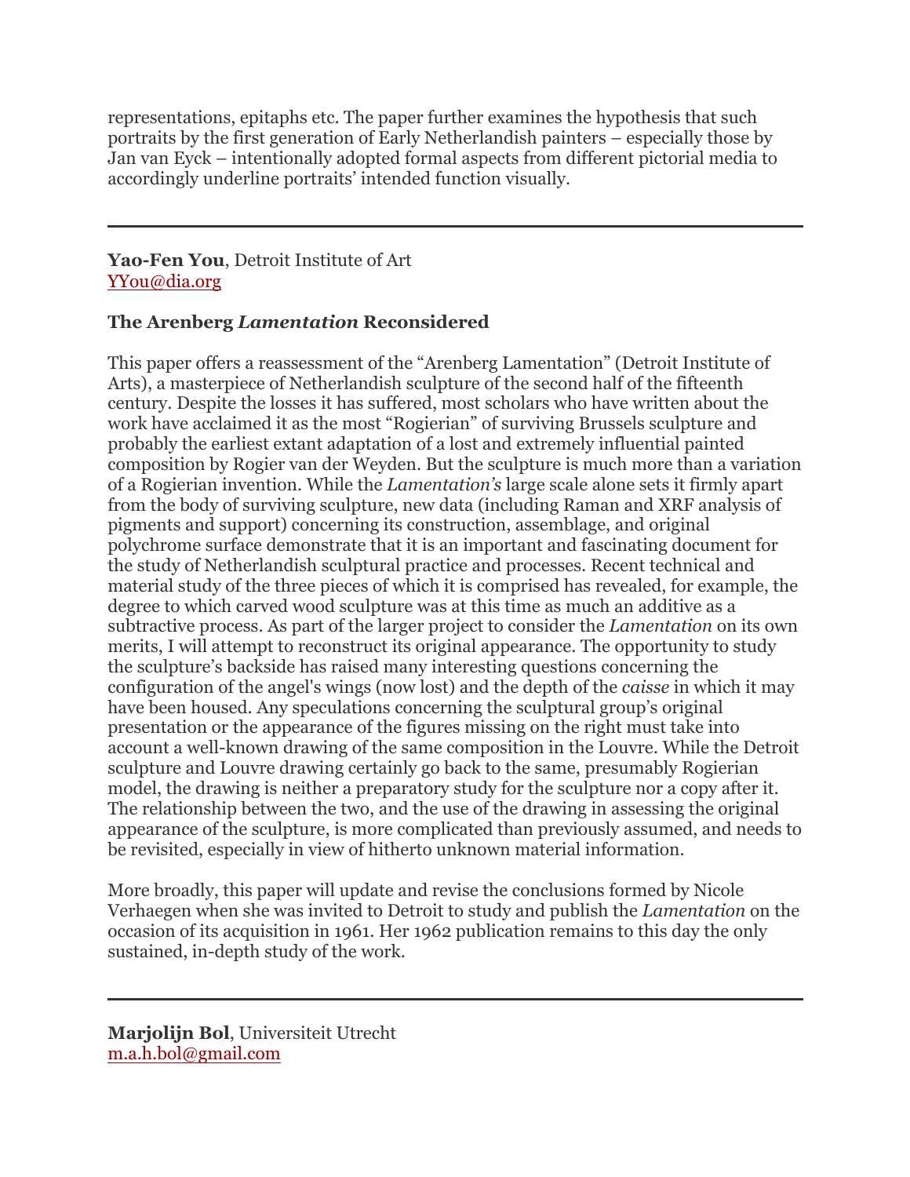representations, epitaphs etc. The paper further examines the hypothesis that such portraits by the first generation of Early Netherlandish painters – especially those by Jan van Eyck – intentionally adopted formal aspects from different pictorial media to accordingly underline portraits' intended function visually.

---

**Yao-Fen You**, Detroit Institute of Art
YYou@dia.org

**The Arenberg *Lamentation* Reconsidered**

This paper offers a reassessment of the "Arenberg Lamentation" (Detroit Institute of Arts), a masterpiece of Netherlandish sculpture of the second half of the fifteenth century. Despite the losses it has suffered, most scholars who have written about the work have acclaimed it as the most "Rogierian" of surviving Brussels sculpture and probably the earliest extant adaptation of a lost and extremely influential painted composition by Rogier van der Weyden. But the sculpture is much more than a variation of a Rogierian invention. While the *Lamentation's* large scale alone sets it firmly apart from the body of surviving sculpture, new data (including Raman and XRF analysis of pigments and support) concerning its construction, assemblage, and original polychrome surface demonstrate that it is an important and fascinating document for the study of Netherlandish sculptural practice and processes. Recent technical and material study of the three pieces of which it is comprised has revealed, for example, the degree to which carved wood sculpture was at this time as much an additive as a subtractive process. As part of the larger project to consider the *Lamentation* on its own merits, I will attempt to reconstruct its original appearance. The opportunity to study the sculpture's backside has raised many interesting questions concerning the configuration of the angel's wings (now lost) and the depth of the *caisse* in which it may have been housed. Any speculations concerning the sculptural group's original presentation or the appearance of the figures missing on the right must take into account a well-known drawing of the same composition in the Louvre. While the Detroit sculpture and Louvre drawing certainly go back to the same, presumably Rogierian model, the drawing is neither a preparatory study for the sculpture nor a copy after it. The relationship between the two, and the use of the drawing in assessing the original appearance of the sculpture, is more complicated than previously assumed, and needs to be revisited, especially in view of hitherto unknown material information.

More broadly, this paper will update and revise the conclusions formed by Nicole Verhaegen when she was invited to Detroit to study and publish the *Lamentation* on the occasion of its acquisition in 1961. Her 1962 publication remains to this day the only sustained, in-depth study of the work.

---

**Marjolijn Bol**, Universiteit Utrecht
m.a.h.bol@gmail.com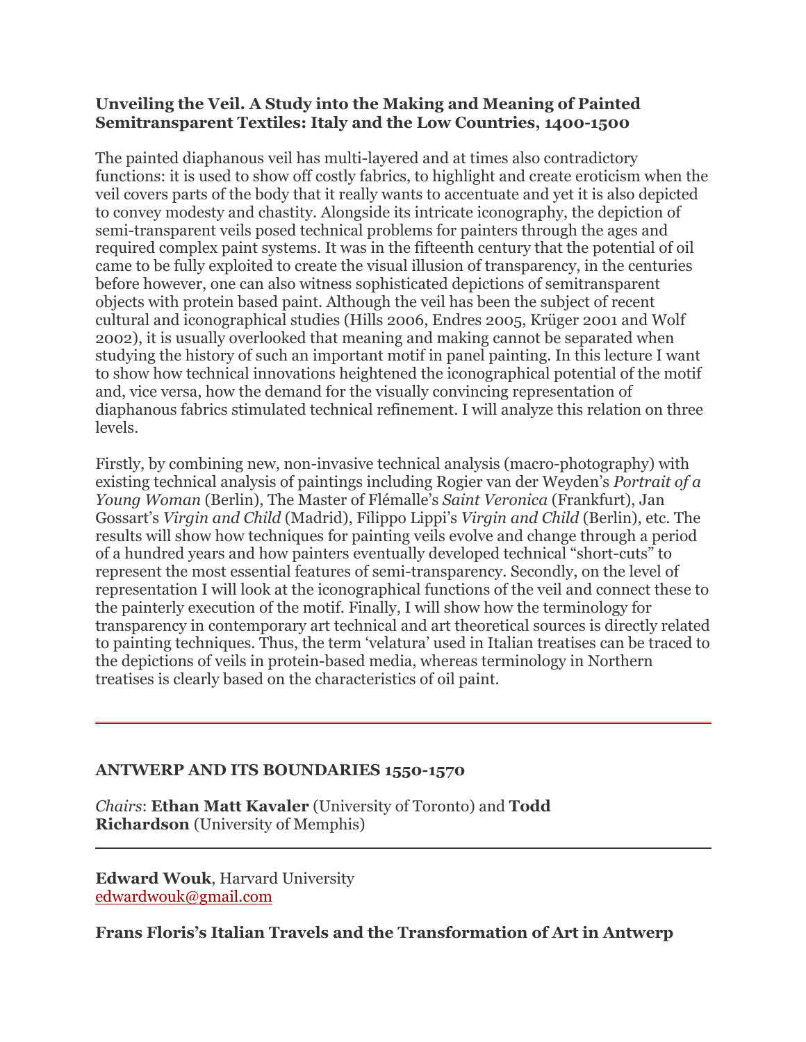**Unveiling the Veil. A Study into the Making and Meaning of Painted Semitransparent Textiles: Italy and the Low Countries, 1400-1500**

The painted diaphanous veil has multi-layered and at times also contradictory functions: it is used to show off costly fabrics, to highlight and create eroticism when the veil covers parts of the body that it really wants to accentuate and yet it is also depicted to convey modesty and chastity. Alongside its intricate iconography, the depiction of semi-transparent veils posed technical problems for painters through the ages and required complex paint systems. It was in the fifteenth century that the potential of oil came to be fully exploited to create the visual illusion of transparency, in the centuries before however, one can also witness sophisticated depictions of semitransparent objects with protein based paint. Although the veil has been the subject of recent cultural and iconographical studies (Hills 2006, Endres 2005, Krüger 2001 and Wolf 2002), it is usually overlooked that meaning and making cannot be separated when studying the history of such an important motif in panel painting. In this lecture I want to show how technical innovations heightened the iconographical potential of the motif and, vice versa, how the demand for the visually convincing representation of diaphanous fabrics stimulated technical refinement. I will analyze this relation on three levels.

Firstly, by combining new, non-invasive technical analysis (macro-photography) with existing technical analysis of paintings including Rogier van der Weyden's *Portrait of a Young Woman* (Berlin), The Master of Flémalle's *Saint Veronica* (Frankfurt), Jan Gossart's *Virgin and Child* (Madrid), Filippo Lippi's *Virgin and Child* (Berlin), etc. The results will show how techniques for painting veils evolve and change through a period of a hundred years and how painters eventually developed technical "short-cuts" to represent the most essential features of semi-transparency. Secondly, on the level of representation I will look at the iconographical functions of the veil and connect these to the painterly execution of the motif. Finally, I will show how the terminology for transparency in contemporary art technical and art theoretical sources is directly related to painting techniques. Thus, the term 'velatura' used in Italian treatises can be traced to the depictions of veils in protein-based media, whereas terminology in Northern treatises is clearly based on the characteristics of oil paint.

---

**ANTWERP AND ITS BOUNDARIES 1550-1570**

*Chairs*: **Ethan Matt Kavaler** (University of Toronto) and **Todd Richardson** (University of Memphis)

---

**Edward Wouk**, Harvard University
edwardwouk@gmail.com

**Frans Floris's Italian Travels and the Transformation of Art in Antwerp**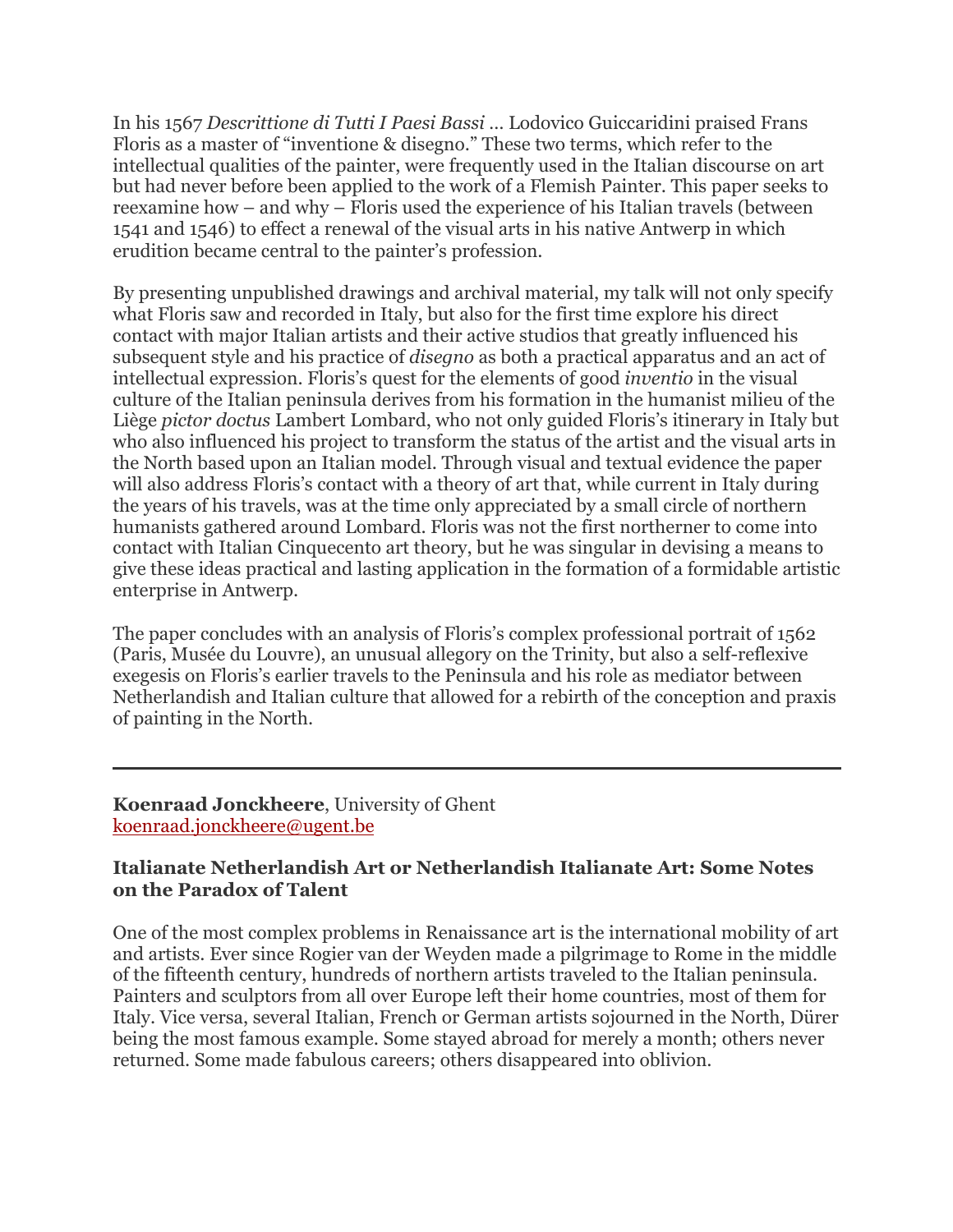In his 1567 *Descrittione di Tutti I Paesi Bassi …* Lodovico Guiccaridini praised Frans Floris as a master of "inventione & disegno." These two terms, which refer to the intellectual qualities of the painter, were frequently used in the Italian discourse on art but had never before been applied to the work of a Flemish Painter. This paper seeks to reexamine how – and why – Floris used the experience of his Italian travels (between 1541 and 1546) to effect a renewal of the visual arts in his native Antwerp in which erudition became central to the painter's profession.

By presenting unpublished drawings and archival material, my talk will not only specify what Floris saw and recorded in Italy, but also for the first time explore his direct contact with major Italian artists and their active studios that greatly influenced his subsequent style and his practice of *disegno* as both a practical apparatus and an act of intellectual expression. Floris's quest for the elements of good *inventio* in the visual culture of the Italian peninsula derives from his formation in the humanist milieu of the Liège *pictor doctus* Lambert Lombard, who not only guided Floris's itinerary in Italy but who also influenced his project to transform the status of the artist and the visual arts in the North based upon an Italian model. Through visual and textual evidence the paper will also address Floris's contact with a theory of art that, while current in Italy during the years of his travels, was at the time only appreciated by a small circle of northern humanists gathered around Lombard. Floris was not the first northerner to come into contact with Italian Cinquecento art theory, but he was singular in devising a means to give these ideas practical and lasting application in the formation of a formidable artistic enterprise in Antwerp.

The paper concludes with an analysis of Floris's complex professional portrait of 1562 (Paris, Musée du Louvre), an unusual allegory on the Trinity, but also a self-reflexive exegesis on Floris's earlier travels to the Peninsula and his role as mediator between Netherlandish and Italian culture that allowed for a rebirth of the conception and praxis of painting in the North.

---

**Koenraad Jonckheere**, University of Ghent
koenraad.jonckheere@ugent.be

### Italianate Netherlandish Art or Netherlandish Italianate Art: Some Notes on the Paradox of Talent

One of the most complex problems in Renaissance art is the international mobility of art and artists. Ever since Rogier van der Weyden made a pilgrimage to Rome in the middle of the fifteenth century, hundreds of northern artists traveled to the Italian peninsula. Painters and sculptors from all over Europe left their home countries, most of them for Italy. Vice versa, several Italian, French or German artists sojourned in the North, Dürer being the most famous example. Some stayed abroad for merely a month; others never returned. Some made fabulous careers; others disappeared into oblivion.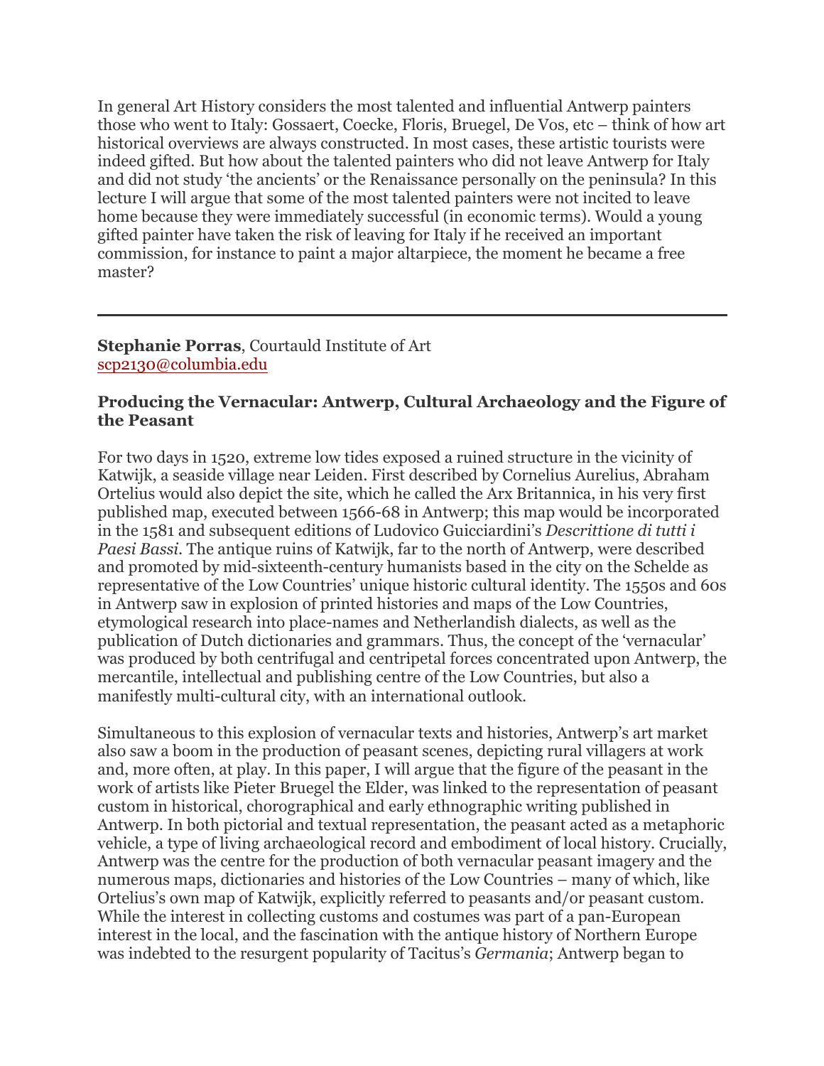In general Art History considers the most talented and influential Antwerp painters those who went to Italy: Gossaert, Coecke, Floris, Bruegel, De Vos, etc – think of how art historical overviews are always constructed. In most cases, these artistic tourists were indeed gifted. But how about the talented painters who did not leave Antwerp for Italy and did not study 'the ancients' or the Renaissance personally on the peninsula? In this lecture I will argue that some of the most talented painters were not incited to leave home because they were immediately successful (in economic terms). Would a young gifted painter have taken the risk of leaving for Italy if he received an important commission, for instance to paint a major altarpiece, the moment he became a free master?

---

**Stephanie Porras**, Courtauld Institute of Art
scp2130@columbia.edu

### Producing the Vernacular: Antwerp, Cultural Archaeology and the Figure of the Peasant

For two days in 1520, extreme low tides exposed a ruined structure in the vicinity of Katwijk, a seaside village near Leiden. First described by Cornelius Aurelius, Abraham Ortelius would also depict the site, which he called the Arx Britannica, in his very first published map, executed between 1566-68 in Antwerp; this map would be incorporated in the 1581 and subsequent editions of Ludovico Guicciardini's *Descrittione di tutti i Paesi Bassi*. The antique ruins of Katwijk, far to the north of Antwerp, were described and promoted by mid-sixteenth-century humanists based in the city on the Schelde as representative of the Low Countries' unique historic cultural identity. The 1550s and 60s in Antwerp saw in explosion of printed histories and maps of the Low Countries, etymological research into place-names and Netherlandish dialects, as well as the publication of Dutch dictionaries and grammars. Thus, the concept of the 'vernacular' was produced by both centrifugal and centripetal forces concentrated upon Antwerp, the mercantile, intellectual and publishing centre of the Low Countries, but also a manifestly multi-cultural city, with an international outlook.

Simultaneous to this explosion of vernacular texts and histories, Antwerp's art market also saw a boom in the production of peasant scenes, depicting rural villagers at work and, more often, at play. In this paper, I will argue that the figure of the peasant in the work of artists like Pieter Bruegel the Elder, was linked to the representation of peasant custom in historical, chorographical and early ethnographic writing published in Antwerp. In both pictorial and textual representation, the peasant acted as a metaphoric vehicle, a type of living archaeological record and embodiment of local history. Crucially, Antwerp was the centre for the production of both vernacular peasant imagery and the numerous maps, dictionaries and histories of the Low Countries – many of which, like Ortelius's own map of Katwijk, explicitly referred to peasants and/or peasant custom. While the interest in collecting customs and costumes was part of a pan-European interest in the local, and the fascination with the antique history of Northern Europe was indebted to the resurgent popularity of Tacitus's *Germania*; Antwerp began to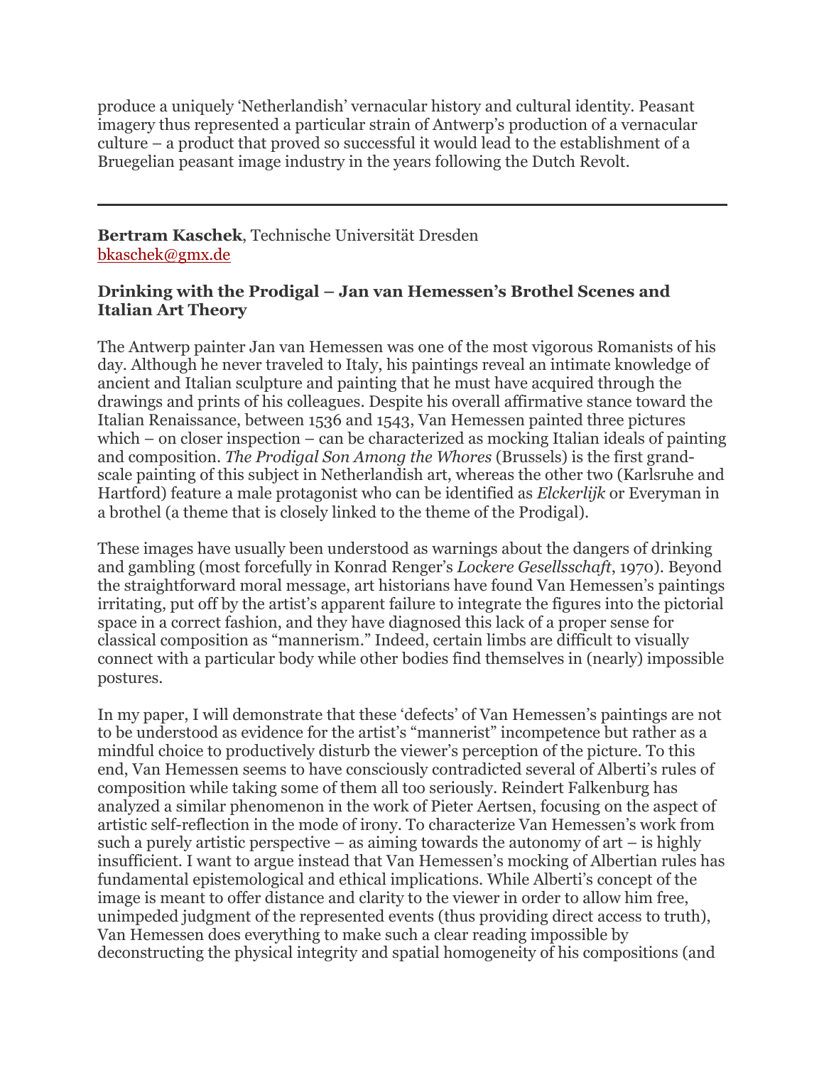produce a uniquely 'Netherlandish' vernacular history and cultural identity. Peasant imagery thus represented a particular strain of Antwerp's production of a vernacular culture – a product that proved so successful it would lead to the establishment of a Bruegelian peasant image industry in the years following the Dutch Revolt.

---

**Bertram Kaschek**, Technische Universität Dresden
bkaschek@gmx.de

### Drinking with the Prodigal – Jan van Hemessen's Brothel Scenes and Italian Art Theory

The Antwerp painter Jan van Hemessen was one of the most vigorous Romanists of his day. Although he never traveled to Italy, his paintings reveal an intimate knowledge of ancient and Italian sculpture and painting that he must have acquired through the drawings and prints of his colleagues. Despite his overall affirmative stance toward the Italian Renaissance, between 1536 and 1543, Van Hemessen painted three pictures which – on closer inspection – can be characterized as mocking Italian ideals of painting and composition. *The Prodigal Son Among the Whores* (Brussels) is the first grand-scale painting of this subject in Netherlandish art, whereas the other two (Karlsruhe and Hartford) feature a male protagonist who can be identified as *Elckerlijk* or Everyman in a brothel (a theme that is closely linked to the theme of the Prodigal).

These images have usually been understood as warnings about the dangers of drinking and gambling (most forcefully in Konrad Renger's *Lockere Gesellsschaft*, 1970). Beyond the straightforward moral message, art historians have found Van Hemessen's paintings irritating, put off by the artist's apparent failure to integrate the figures into the pictorial space in a correct fashion, and they have diagnosed this lack of a proper sense for classical composition as "mannerism." Indeed, certain limbs are difficult to visually connect with a particular body while other bodies find themselves in (nearly) impossible postures.

In my paper, I will demonstrate that these 'defects' of Van Hemessen's paintings are not to be understood as evidence for the artist's "mannerist" incompetence but rather as a mindful choice to productively disturb the viewer's perception of the picture. To this end, Van Hemessen seems to have consciously contradicted several of Alberti's rules of composition while taking some of them all too seriously. Reindert Falkenburg has analyzed a similar phenomenon in the work of Pieter Aertsen, focusing on the aspect of artistic self-reflection in the mode of irony. To characterize Van Hemessen's work from such a purely artistic perspective – as aiming towards the autonomy of art – is highly insufficient. I want to argue instead that Van Hemessen's mocking of Albertian rules has fundamental epistemological and ethical implications. While Alberti's concept of the image is meant to offer distance and clarity to the viewer in order to allow him free, unimpeded judgment of the represented events (thus providing direct access to truth), Van Hemessen does everything to make such a clear reading impossible by deconstructing the physical integrity and spatial homogeneity of his compositions (and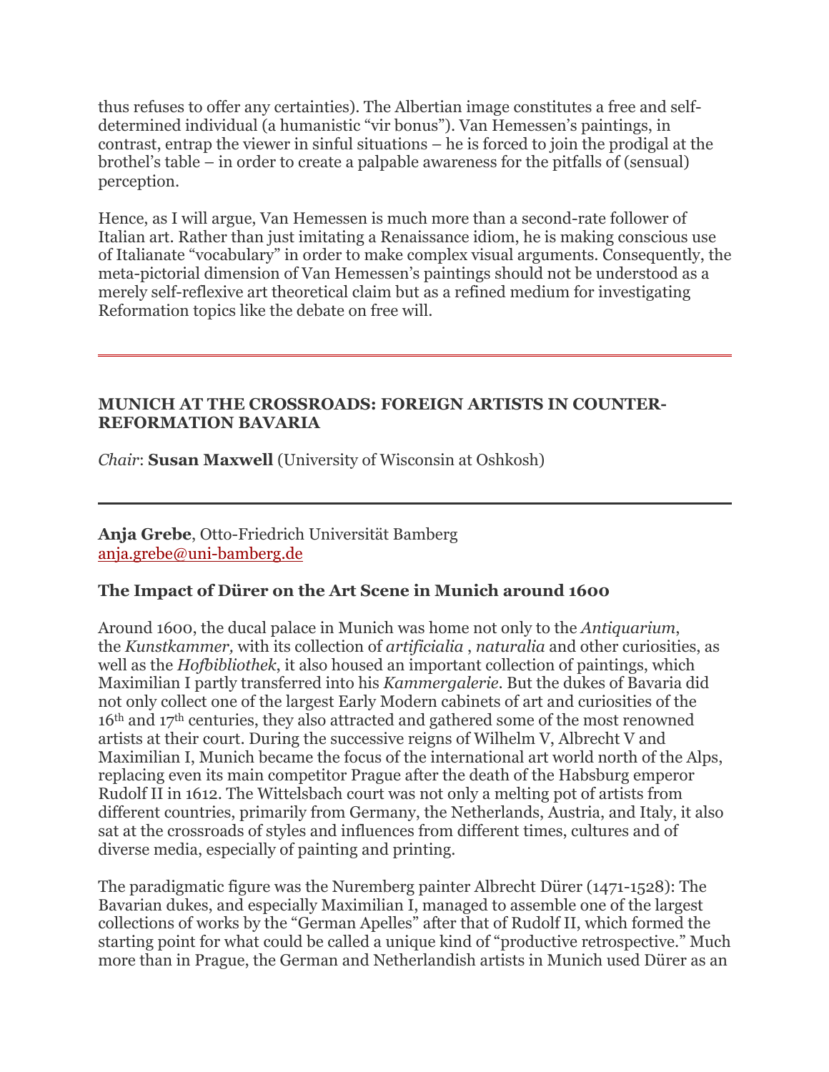thus refuses to offer any certainties). The Albertian image constitutes a free and self-determined individual (a humanistic "vir bonus"). Van Hemessen's paintings, in contrast, entrap the viewer in sinful situations – he is forced to join the prodigal at the brothel's table – in order to create a palpable awareness for the pitfalls of (sensual) perception.

Hence, as I will argue, Van Hemessen is much more than a second-rate follower of Italian art. Rather than just imitating a Renaissance idiom, he is making conscious use of Italianate "vocabulary" in order to make complex visual arguments. Consequently, the meta-pictorial dimension of Van Hemessen's paintings should not be understood as a merely self-reflexive art theoretical claim but as a refined medium for investigating Reformation topics like the debate on free will.

---

## MUNICH AT THE CROSSROADS: FOREIGN ARTISTS IN COUNTER-REFORMATION BAVARIA

*Chair*: **Susan Maxwell** (University of Wisconsin at Oshkosh)

---

**Anja Grebe**, Otto-Friedrich Universität Bamberg
anja.grebe@uni-bamberg.de

### The Impact of Dürer on the Art Scene in Munich around 1600

Around 1600, the ducal palace in Munich was home not only to the *Antiquarium*, the *Kunstkammer,* with its collection of *artificialia* , *naturalia* and other curiosities, as well as the *Hofbibliothek*, it also housed an important collection of paintings, which Maximilian I partly transferred into his *Kammergalerie*. But the dukes of Bavaria did not only collect one of the largest Early Modern cabinets of art and curiosities of the 16th and 17th centuries, they also attracted and gathered some of the most renowned artists at their court. During the successive reigns of Wilhelm V, Albrecht V and Maximilian I, Munich became the focus of the international art world north of the Alps, replacing even its main competitor Prague after the death of the Habsburg emperor Rudolf II in 1612. The Wittelsbach court was not only a melting pot of artists from different countries, primarily from Germany, the Netherlands, Austria, and Italy, it also sat at the crossroads of styles and influences from different times, cultures and of diverse media, especially of painting and printing.

The paradigmatic figure was the Nuremberg painter Albrecht Dürer (1471-1528): The Bavarian dukes, and especially Maximilian I, managed to assemble one of the largest collections of works by the "German Apelles" after that of Rudolf II, which formed the starting point for what could be called a unique kind of "productive retrospective." Much more than in Prague, the German and Netherlandish artists in Munich used Dürer as an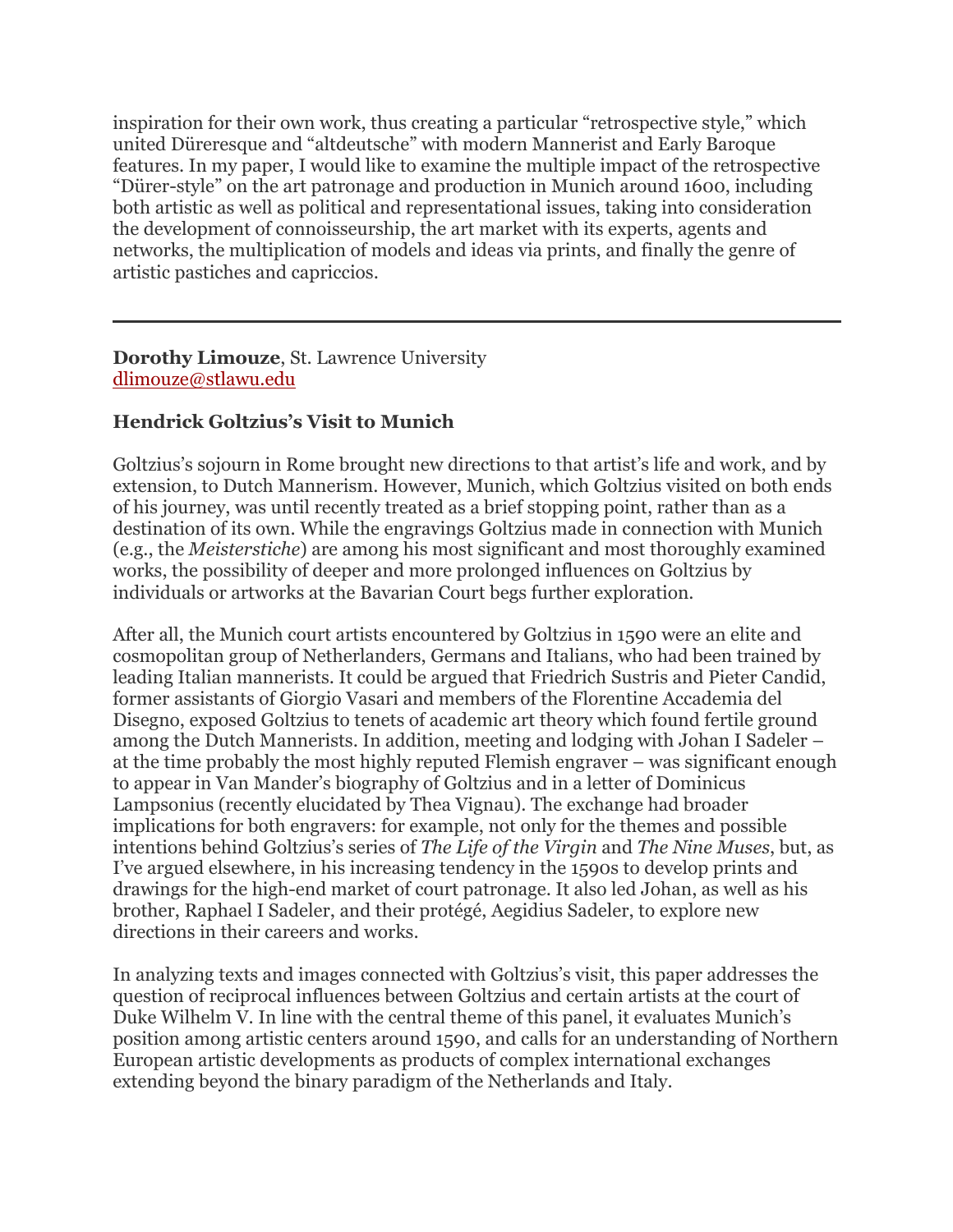inspiration for their own work, thus creating a particular "retrospective style," which united Düreresque and "altdeutsche" with modern Mannerist and Early Baroque features. In my paper, I would like to examine the multiple impact of the retrospective "Dürer-style" on the art patronage and production in Munich around 1600, including both artistic as well as political and representational issues, taking into consideration the development of connoisseurship, the art market with its experts, agents and networks, the multiplication of models and ideas via prints, and finally the genre of artistic pastiches and capriccios.

---

**Dorothy Limouze**, St. Lawrence University
dlimouze@stlawu.edu

**Hendrick Goltzius's Visit to Munich**

Goltzius's sojourn in Rome brought new directions to that artist's life and work, and by extension, to Dutch Mannerism. However, Munich, which Goltzius visited on both ends of his journey, was until recently treated as a brief stopping point, rather than as a destination of its own. While the engravings Goltzius made in connection with Munich (e.g., the *Meisterstiche*) are among his most significant and most thoroughly examined works, the possibility of deeper and more prolonged influences on Goltzius by individuals or artworks at the Bavarian Court begs further exploration.

After all, the Munich court artists encountered by Goltzius in 1590 were an elite and cosmopolitan group of Netherlanders, Germans and Italians, who had been trained by leading Italian mannerists. It could be argued that Friedrich Sustris and Pieter Candid, former assistants of Giorgio Vasari and members of the Florentine Accademia del Disegno, exposed Goltzius to tenets of academic art theory which found fertile ground among the Dutch Mannerists. In addition, meeting and lodging with Johan I Sadeler – at the time probably the most highly reputed Flemish engraver – was significant enough to appear in Van Mander's biography of Goltzius and in a letter of Dominicus Lampsonius (recently elucidated by Thea Vignau). The exchange had broader implications for both engravers: for example, not only for the themes and possible intentions behind Goltzius's series of *The Life of the Virgin* and *The Nine Muses*, but, as I've argued elsewhere, in his increasing tendency in the 1590s to develop prints and drawings for the high-end market of court patronage. It also led Johan, as well as his brother, Raphael I Sadeler, and their protégé, Aegidius Sadeler, to explore new directions in their careers and works.

In analyzing texts and images connected with Goltzius's visit, this paper addresses the question of reciprocal influences between Goltzius and certain artists at the court of Duke Wilhelm V. In line with the central theme of this panel, it evaluates Munich's position among artistic centers around 1590, and calls for an understanding of Northern European artistic developments as products of complex international exchanges extending beyond the binary paradigm of the Netherlands and Italy.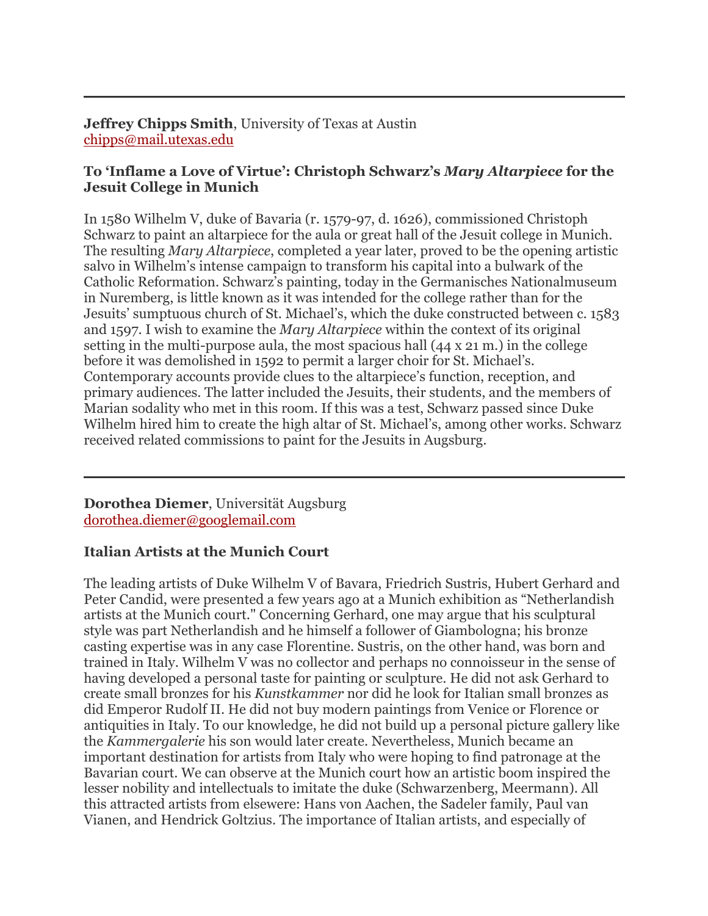---

**Jeffrey Chipps Smith**, University of Texas at Austin
chipps@mail.utexas.edu

**To 'Inflame a Love of Virtue': Christoph Schwarz's *Mary Altarpiece* for the Jesuit College in Munich**

In 1580 Wilhelm V, duke of Bavaria (r. 1579-97, d. 1626), commissioned Christoph Schwarz to paint an altarpiece for the aula or great hall of the Jesuit college in Munich. The resulting *Mary Altarpiece*, completed a year later, proved to be the opening artistic salvo in Wilhelm's intense campaign to transform his capital into a bulwark of the Catholic Reformation. Schwarz's painting, today in the Germanisches Nationalmuseum in Nuremberg, is little known as it was intended for the college rather than for the Jesuits' sumptuous church of St. Michael's, which the duke constructed between c. 1583 and 1597. I wish to examine the *Mary Altarpiece* within the context of its original setting in the multi-purpose aula, the most spacious hall (44 x 21 m.) in the college before it was demolished in 1592 to permit a larger choir for St. Michael's. Contemporary accounts provide clues to the altarpiece's function, reception, and primary audiences. The latter included the Jesuits, their students, and the members of Marian sodality who met in this room. If this was a test, Schwarz passed since Duke Wilhelm hired him to create the high altar of St. Michael's, among other works. Schwarz received related commissions to paint for the Jesuits in Augsburg.

---

**Dorothea Diemer**, Universität Augsburg
dorothea.diemer@googlemail.com

**Italian Artists at the Munich Court**

The leading artists of Duke Wilhelm V of Bavara, Friedrich Sustris, Hubert Gerhard and Peter Candid, were presented a few years ago at a Munich exhibition as "Netherlandish artists at the Munich court." Concerning Gerhard, one may argue that his sculptural style was part Netherlandish and he himself a follower of Giambologna; his bronze casting expertise was in any case Florentine. Sustris, on the other hand, was born and trained in Italy. Wilhelm V was no collector and perhaps no connoisseur in the sense of having developed a personal taste for painting or sculpture. He did not ask Gerhard to create small bronzes for his *Kunstkammer* nor did he look for Italian small bronzes as did Emperor Rudolf II. He did not buy modern paintings from Venice or Florence or antiquities in Italy. To our knowledge, he did not build up a personal picture gallery like the *Kammergalerie* his son would later create. Nevertheless, Munich became an important destination for artists from Italy who were hoping to find patronage at the Bavarian court. We can observe at the Munich court how an artistic boom inspired the lesser nobility and intellectuals to imitate the duke (Schwarzenberg, Meermann). All this attracted artists from elsewere: Hans von Aachen, the Sadeler family, Paul van Vianen, and Hendrick Goltzius. The importance of Italian artists, and especially of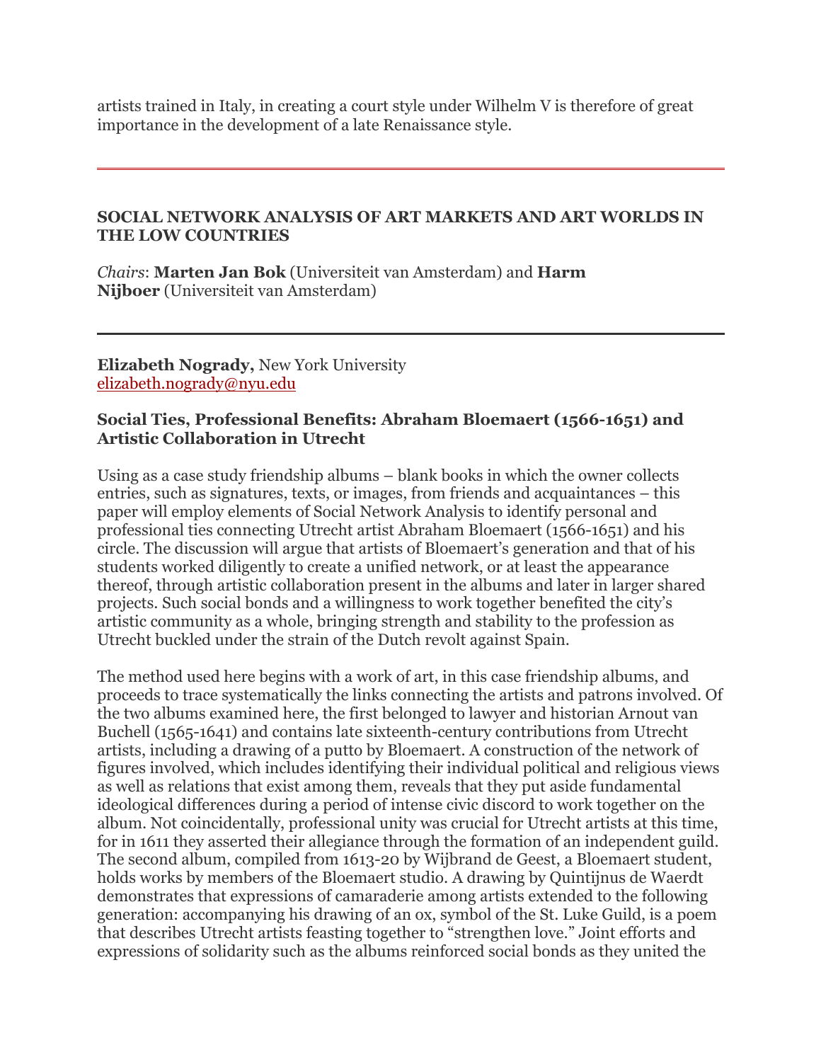artists trained in Italy, in creating a court style under Wilhelm V is therefore of great importance in the development of a late Renaissance style.

---

## SOCIAL NETWORK ANALYSIS OF ART MARKETS AND ART WORLDS IN THE LOW COUNTRIES

*Chairs*: **Marten Jan Bok** (Universiteit van Amsterdam) and **Harm Nijboer** (Universiteit van Amsterdam)

---

**Elizabeth Nogrady,** New York University
elizabeth.nogrady@nyu.edu

### Social Ties, Professional Benefits: Abraham Bloemaert (1566-1651) and Artistic Collaboration in Utrecht

Using as a case study friendship albums – blank books in which the owner collects entries, such as signatures, texts, or images, from friends and acquaintances – this paper will employ elements of Social Network Analysis to identify personal and professional ties connecting Utrecht artist Abraham Bloemaert (1566-1651) and his circle. The discussion will argue that artists of Bloemaert's generation and that of his students worked diligently to create a unified network, or at least the appearance thereof, through artistic collaboration present in the albums and later in larger shared projects. Such social bonds and a willingness to work together benefited the city's artistic community as a whole, bringing strength and stability to the profession as Utrecht buckled under the strain of the Dutch revolt against Spain.

The method used here begins with a work of art, in this case friendship albums, and proceeds to trace systematically the links connecting the artists and patrons involved. Of the two albums examined here, the first belonged to lawyer and historian Arnout van Buchell (1565-1641) and contains late sixteenth-century contributions from Utrecht artists, including a drawing of a putto by Bloemaert. A construction of the network of figures involved, which includes identifying their individual political and religious views as well as relations that exist among them, reveals that they put aside fundamental ideological differences during a period of intense civic discord to work together on the album. Not coincidentally, professional unity was crucial for Utrecht artists at this time, for in 1611 they asserted their allegiance through the formation of an independent guild. The second album, compiled from 1613-20 by Wijbrand de Geest, a Bloemaert student, holds works by members of the Bloemaert studio. A drawing by Quintijnus de Waerdt demonstrates that expressions of camaraderie among artists extended to the following generation: accompanying his drawing of an ox, symbol of the St. Luke Guild, is a poem that describes Utrecht artists feasting together to "strengthen love." Joint efforts and expressions of solidarity such as the albums reinforced social bonds as they united the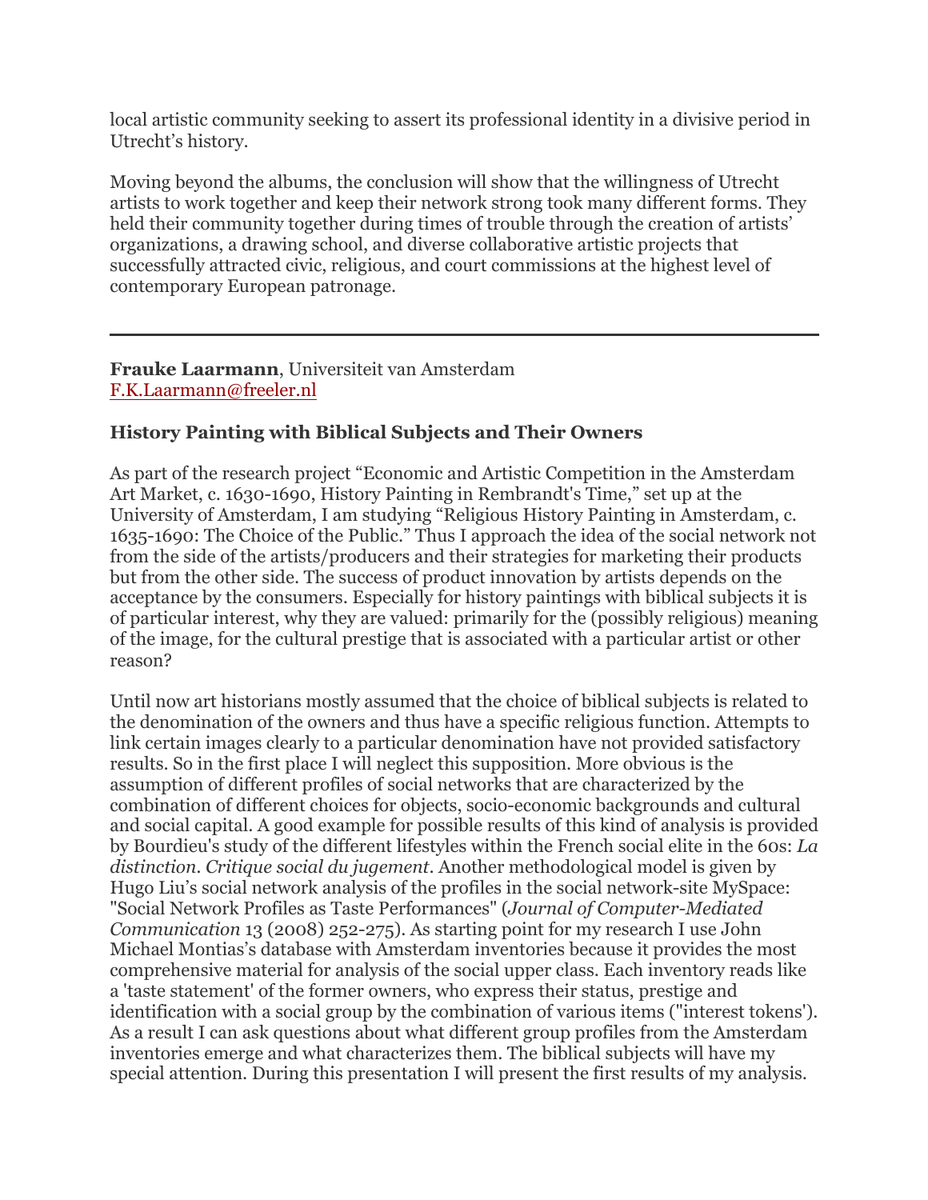local artistic community seeking to assert its professional identity in a divisive period in Utrecht's history.

Moving beyond the albums, the conclusion will show that the willingness of Utrecht artists to work together and keep their network strong took many different forms. They held their community together during times of trouble through the creation of artists' organizations, a drawing school, and diverse collaborative artistic projects that successfully attracted civic, religious, and court commissions at the highest level of contemporary European patronage.

---

**Frauke Laarmann**, Universiteit van Amsterdam
F.K.Laarmann@freeler.nl

### History Painting with Biblical Subjects and Their Owners

As part of the research project "Economic and Artistic Competition in the Amsterdam Art Market, c. 1630-1690, History Painting in Rembrandt's Time," set up at the University of Amsterdam, I am studying "Religious History Painting in Amsterdam, c. 1635-1690: The Choice of the Public." Thus I approach the idea of the social network not from the side of the artists/producers and their strategies for marketing their products but from the other side. The success of product innovation by artists depends on the acceptance by the consumers. Especially for history paintings with biblical subjects it is of particular interest, why they are valued: primarily for the (possibly religious) meaning of the image, for the cultural prestige that is associated with a particular artist or other reason?

Until now art historians mostly assumed that the choice of biblical subjects is related to the denomination of the owners and thus have a specific religious function. Attempts to link certain images clearly to a particular denomination have not provided satisfactory results. So in the first place I will neglect this supposition. More obvious is the assumption of different profiles of social networks that are characterized by the combination of different choices for objects, socio-economic backgrounds and cultural and social capital. A good example for possible results of this kind of analysis is provided by Bourdieu's study of the different lifestyles within the French social elite in the 60s: *La distinction. Critique social du jugement*. Another methodological model is given by Hugo Liu's social network analysis of the profiles in the social network-site MySpace: "Social Network Profiles as Taste Performances" (*Journal of Computer-Mediated Communication* 13 (2008) 252-275). As starting point for my research I use John Michael Montias's database with Amsterdam inventories because it provides the most comprehensive material for analysis of the social upper class. Each inventory reads like a 'taste statement' of the former owners, who express their status, prestige and identification with a social group by the combination of various items ("interest tokens'). As a result I can ask questions about what different group profiles from the Amsterdam inventories emerge and what characterizes them. The biblical subjects will have my special attention. During this presentation I will present the first results of my analysis.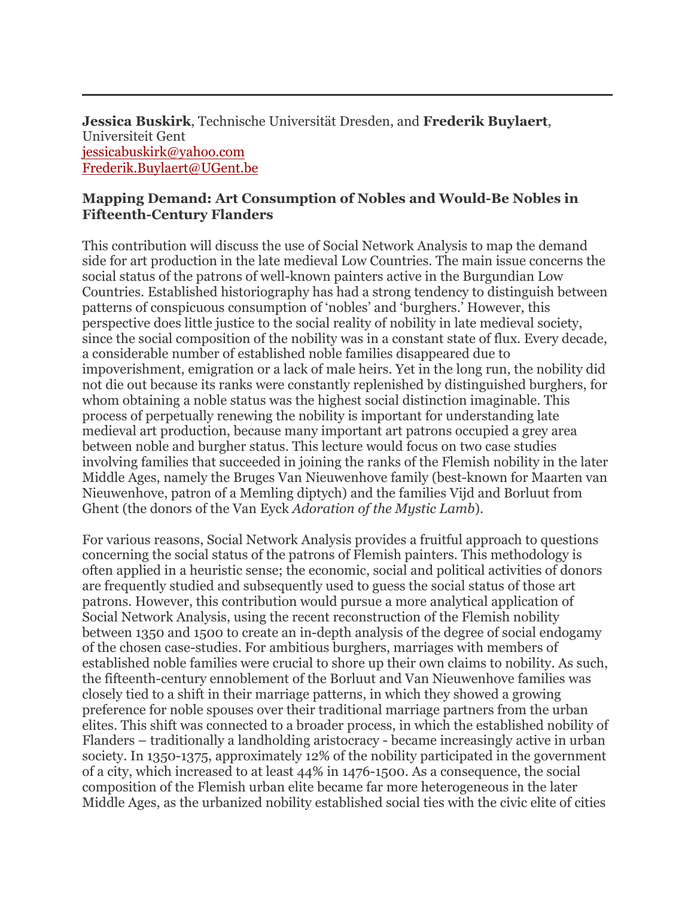---

**Jessica Buskirk**, Technische Universität Dresden, and **Frederik Buylaert**, Universiteit Gent
jessicabuskirk@yahoo.com
Frederik.Buylaert@UGent.be

**Mapping Demand: Art Consumption of Nobles and Would-Be Nobles in Fifteenth-Century Flanders**

This contribution will discuss the use of Social Network Analysis to map the demand side for art production in the late medieval Low Countries. The main issue concerns the social status of the patrons of well-known painters active in the Burgundian Low Countries. Established historiography has had a strong tendency to distinguish between patterns of conspicuous consumption of 'nobles' and 'burghers.' However, this perspective does little justice to the social reality of nobility in late medieval society, since the social composition of the nobility was in a constant state of flux. Every decade, a considerable number of established noble families disappeared due to impoverishment, emigration or a lack of male heirs. Yet in the long run, the nobility did not die out because its ranks were constantly replenished by distinguished burghers, for whom obtaining a noble status was the highest social distinction imaginable. This process of perpetually renewing the nobility is important for understanding late medieval art production, because many important art patrons occupied a grey area between noble and burgher status. This lecture would focus on two case studies involving families that succeeded in joining the ranks of the Flemish nobility in the later Middle Ages, namely the Bruges Van Nieuwenhove family (best-known for Maarten van Nieuwenhove, patron of a Memling diptych) and the families Vijd and Borluut from Ghent (the donors of the Van Eyck *Adoration of the Mystic Lamb*).

For various reasons, Social Network Analysis provides a fruitful approach to questions concerning the social status of the patrons of Flemish painters. This methodology is often applied in a heuristic sense; the economic, social and political activities of donors are frequently studied and subsequently used to guess the social status of those art patrons. However, this contribution would pursue a more analytical application of Social Network Analysis, using the recent reconstruction of the Flemish nobility between 1350 and 1500 to create an in-depth analysis of the degree of social endogamy of the chosen case-studies. For ambitious burghers, marriages with members of established noble families were crucial to shore up their own claims to nobility. As such, the fifteenth-century ennoblement of the Borluut and Van Nieuwenhove families was closely tied to a shift in their marriage patterns, in which they showed a growing preference for noble spouses over their traditional marriage partners from the urban elites. This shift was connected to a broader process, in which the established nobility of Flanders – traditionally a landholding aristocracy - became increasingly active in urban society. In 1350-1375, approximately 12% of the nobility participated in the government of a city, which increased to at least 44% in 1476-1500. As a consequence, the social composition of the Flemish urban elite became far more heterogeneous in the later Middle Ages, as the urbanized nobility established social ties with the civic elite of cities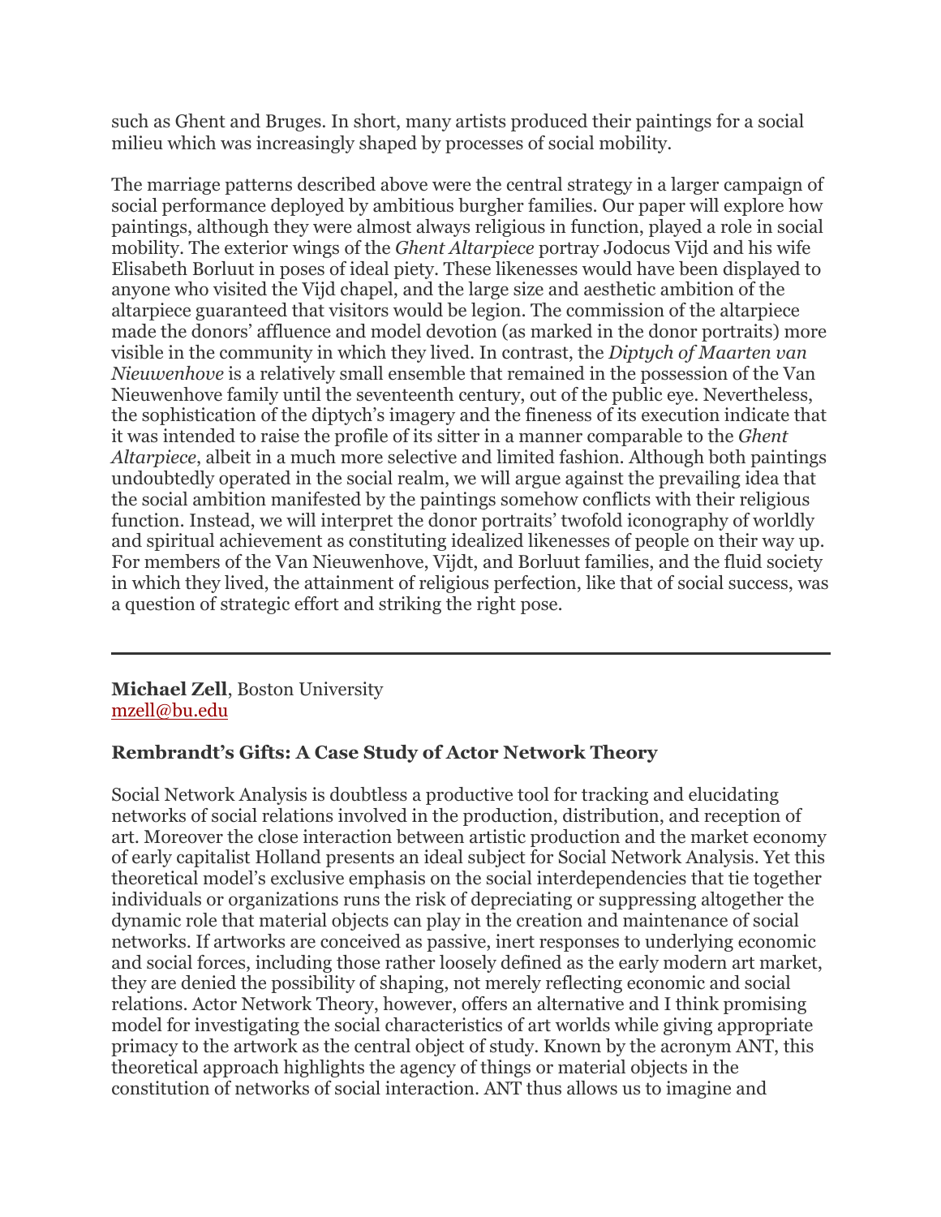such as Ghent and Bruges. In short, many artists produced their paintings for a social milieu which was increasingly shaped by processes of social mobility.

The marriage patterns described above were the central strategy in a larger campaign of social performance deployed by ambitious burgher families. Our paper will explore how paintings, although they were almost always religious in function, played a role in social mobility. The exterior wings of the *Ghent Altarpiece* portray Jodocus Vijd and his wife Elisabeth Borluut in poses of ideal piety. These likenesses would have been displayed to anyone who visited the Vijd chapel, and the large size and aesthetic ambition of the altarpiece guaranteed that visitors would be legion. The commission of the altarpiece made the donors' affluence and model devotion (as marked in the donor portraits) more visible in the community in which they lived. In contrast, the *Diptych of Maarten van Nieuwenhove* is a relatively small ensemble that remained in the possession of the Van Nieuwenhove family until the seventeenth century, out of the public eye. Nevertheless, the sophistication of the diptych's imagery and the fineness of its execution indicate that it was intended to raise the profile of its sitter in a manner comparable to the *Ghent Altarpiece*, albeit in a much more selective and limited fashion. Although both paintings undoubtedly operated in the social realm, we will argue against the prevailing idea that the social ambition manifested by the paintings somehow conflicts with their religious function. Instead, we will interpret the donor portraits' twofold iconography of worldly and spiritual achievement as constituting idealized likenesses of people on their way up. For members of the Van Nieuwenhove, Vijdt, and Borluut families, and the fluid society in which they lived, the attainment of religious perfection, like that of social success, was a question of strategic effort and striking the right pose.

---

**Michael Zell**, Boston University
mzell@bu.edu

### Rembrandt's Gifts: A Case Study of Actor Network Theory

Social Network Analysis is doubtless a productive tool for tracking and elucidating networks of social relations involved in the production, distribution, and reception of art. Moreover the close interaction between artistic production and the market economy of early capitalist Holland presents an ideal subject for Social Network Analysis. Yet this theoretical model's exclusive emphasis on the social interdependencies that tie together individuals or organizations runs the risk of depreciating or suppressing altogether the dynamic role that material objects can play in the creation and maintenance of social networks. If artworks are conceived as passive, inert responses to underlying economic and social forces, including those rather loosely defined as the early modern art market, they are denied the possibility of shaping, not merely reflecting economic and social relations. Actor Network Theory, however, offers an alternative and I think promising model for investigating the social characteristics of art worlds while giving appropriate primacy to the artwork as the central object of study. Known by the acronym ANT, this theoretical approach highlights the agency of things or material objects in the constitution of networks of social interaction. ANT thus allows us to imagine and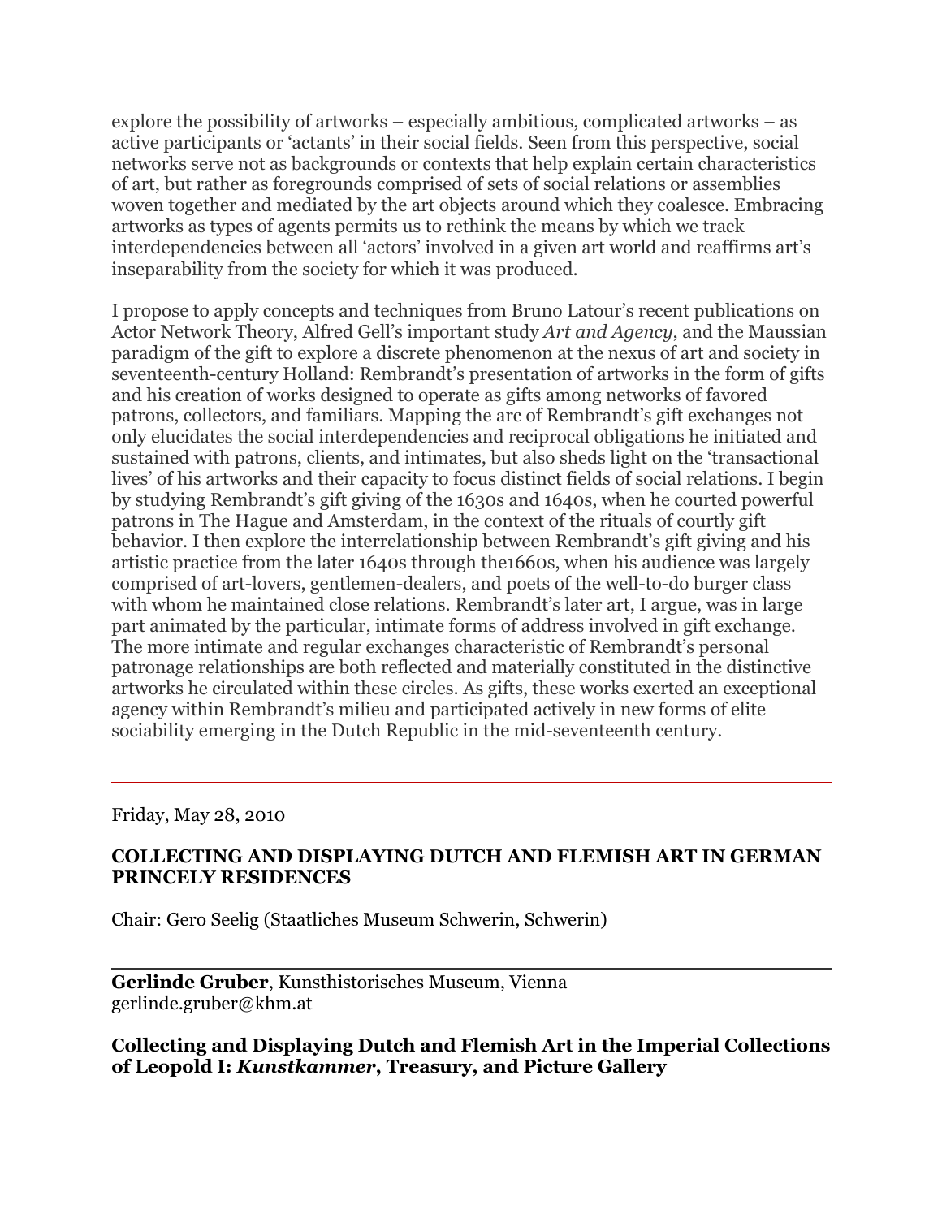explore the possibility of artworks – especially ambitious, complicated artworks – as active participants or 'actants' in their social fields. Seen from this perspective, social networks serve not as backgrounds or contexts that help explain certain characteristics of art, but rather as foregrounds comprised of sets of social relations or assemblies woven together and mediated by the art objects around which they coalesce. Embracing artworks as types of agents permits us to rethink the means by which we track interdependencies between all 'actors' involved in a given art world and reaffirms art's inseparability from the society for which it was produced.

I propose to apply concepts and techniques from Bruno Latour's recent publications on Actor Network Theory, Alfred Gell's important study *Art and Agency*, and the Maussian paradigm of the gift to explore a discrete phenomenon at the nexus of art and society in seventeenth-century Holland: Rembrandt's presentation of artworks in the form of gifts and his creation of works designed to operate as gifts among networks of favored patrons, collectors, and familiars. Mapping the arc of Rembrandt's gift exchanges not only elucidates the social interdependencies and reciprocal obligations he initiated and sustained with patrons, clients, and intimates, but also sheds light on the 'transactional lives' of his artworks and their capacity to focus distinct fields of social relations. I begin by studying Rembrandt's gift giving of the 1630s and 1640s, when he courted powerful patrons in The Hague and Amsterdam, in the context of the rituals of courtly gift behavior. I then explore the interrelationship between Rembrandt's gift giving and his artistic practice from the later 1640s through the1660s, when his audience was largely comprised of art-lovers, gentlemen-dealers, and poets of the well-to-do burger class with whom he maintained close relations. Rembrandt's later art, I argue, was in large part animated by the particular, intimate forms of address involved in gift exchange. The more intimate and regular exchanges characteristic of Rembrandt's personal patronage relationships are both reflected and materially constituted in the distinctive artworks he circulated within these circles. As gifts, these works exerted an exceptional agency within Rembrandt's milieu and participated actively in new forms of elite sociability emerging in the Dutch Republic in the mid-seventeenth century.

---

Friday, May 28, 2010

**COLLECTING AND DISPLAYING DUTCH AND FLEMISH ART IN GERMAN PRINCELY RESIDENCES**

Chair: Gero Seelig (Staatliches Museum Schwerin, Schwerin)

---

**Gerlinde Gruber**, Kunsthistorisches Museum, Vienna
gerlinde.gruber@khm.at

**Collecting and Displaying Dutch and Flemish Art in the Imperial Collections of Leopold I: *Kunstkammer*, Treasury, and Picture Gallery**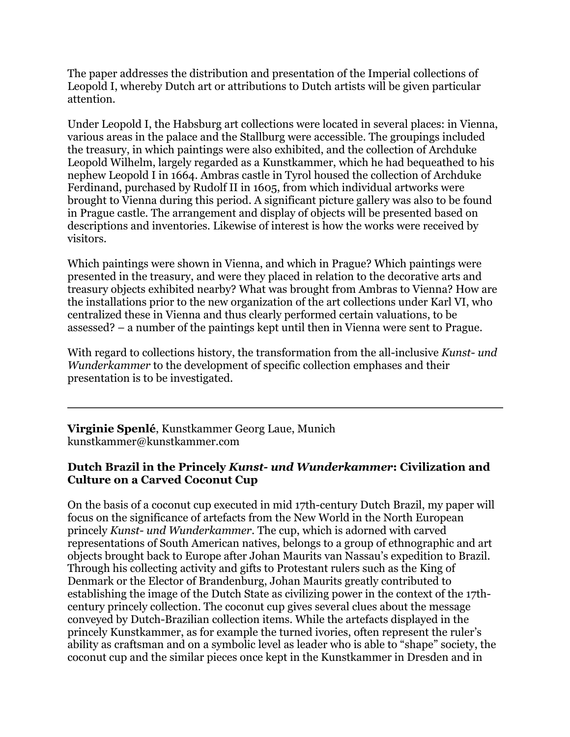The paper addresses the distribution and presentation of the Imperial collections of Leopold I, whereby Dutch art or attributions to Dutch artists will be given particular attention.

Under Leopold I, the Habsburg art collections were located in several places: in Vienna, various areas in the palace and the Stallburg were accessible. The groupings included the treasury, in which paintings were also exhibited, and the collection of Archduke Leopold Wilhelm, largely regarded as a Kunstkammer, which he had bequeathed to his nephew Leopold I in 1664. Ambras castle in Tyrol housed the collection of Archduke Ferdinand, purchased by Rudolf II in 1605, from which individual artworks were brought to Vienna during this period. A significant picture gallery was also to be found in Prague castle. The arrangement and display of objects will be presented based on descriptions and inventories. Likewise of interest is how the works were received by visitors.

Which paintings were shown in Vienna, and which in Prague? Which paintings were presented in the treasury, and were they placed in relation to the decorative arts and treasury objects exhibited nearby? What was brought from Ambras to Vienna? How are the installations prior to the new organization of the art collections under Karl VI, who centralized these in Vienna and thus clearly performed certain valuations, to be assessed? – a number of the paintings kept until then in Vienna were sent to Prague.

With regard to collections history, the transformation from the all-inclusive *Kunst- und Wunderkammer* to the development of specific collection emphases and their presentation is to be investigated.

---

**Virginie Spenlé**, Kunstkammer Georg Laue, Munich
kunstkammer@kunstkammer.com

### Dutch Brazil in the Princely *Kunst- und Wunderkammer*: Civilization and Culture on a Carved Coconut Cup

On the basis of a coconut cup executed in mid 17th-century Dutch Brazil, my paper will focus on the significance of artefacts from the New World in the North European princely *Kunst- und Wunderkammer*. The cup, which is adorned with carved representations of South American natives, belongs to a group of ethnographic and art objects brought back to Europe after Johan Maurits van Nassau's expedition to Brazil. Through his collecting activity and gifts to Protestant rulers such as the King of Denmark or the Elector of Brandenburg, Johan Maurits greatly contributed to establishing the image of the Dutch State as civilizing power in the context of the 17th-century princely collection. The coconut cup gives several clues about the message conveyed by Dutch-Brazilian collection items. While the artefacts displayed in the princely Kunstkammer, as for example the turned ivories, often represent the ruler's ability as craftsman and on a symbolic level as leader who is able to "shape" society, the coconut cup and the similar pieces once kept in the Kunstkammer in Dresden and in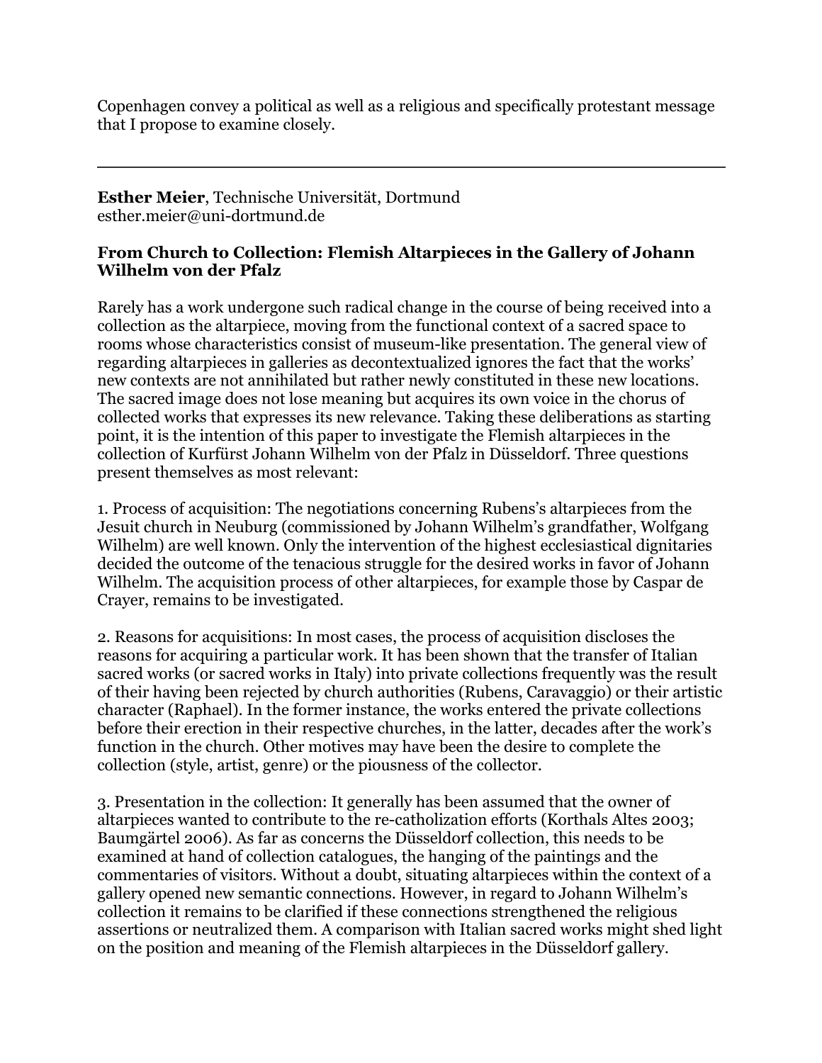Copenhagen convey a political as well as a religious and specifically protestant message that I propose to examine closely.

---

**Esther Meier**, Technische Universität, Dortmund
esther.meier@uni-dortmund.de

### From Church to Collection: Flemish Altarpieces in the Gallery of Johann Wilhelm von der Pfalz

Rarely has a work undergone such radical change in the course of being received into a collection as the altarpiece, moving from the functional context of a sacred space to rooms whose characteristics consist of museum-like presentation. The general view of regarding altarpieces in galleries as decontextualized ignores the fact that the works' new contexts are not annihilated but rather newly constituted in these new locations. The sacred image does not lose meaning but acquires its own voice in the chorus of collected works that expresses its new relevance. Taking these deliberations as starting point, it is the intention of this paper to investigate the Flemish altarpieces in the collection of Kurfürst Johann Wilhelm von der Pfalz in Düsseldorf. Three questions present themselves as most relevant:

1. Process of acquisition: The negotiations concerning Rubens's altarpieces from the Jesuit church in Neuburg (commissioned by Johann Wilhelm's grandfather, Wolfgang Wilhelm) are well known. Only the intervention of the highest ecclesiastical dignitaries decided the outcome of the tenacious struggle for the desired works in favor of Johann Wilhelm. The acquisition process of other altarpieces, for example those by Caspar de Crayer, remains to be investigated.

2. Reasons for acquisitions: In most cases, the process of acquisition discloses the reasons for acquiring a particular work. It has been shown that the transfer of Italian sacred works (or sacred works in Italy) into private collections frequently was the result of their having been rejected by church authorities (Rubens, Caravaggio) or their artistic character (Raphael). In the former instance, the works entered the private collections before their erection in their respective churches, in the latter, decades after the work's function in the church. Other motives may have been the desire to complete the collection (style, artist, genre) or the piousness of the collector.

3. Presentation in the collection: It generally has been assumed that the owner of altarpieces wanted to contribute to the re-catholization efforts (Korthals Altes 2003; Baumgärtel 2006). As far as concerns the Düsseldorf collection, this needs to be examined at hand of collection catalogues, the hanging of the paintings and the commentaries of visitors. Without a doubt, situating altarpieces within the context of a gallery opened new semantic connections. However, in regard to Johann Wilhelm's collection it remains to be clarified if these connections strengthened the religious assertions or neutralized them. A comparison with Italian sacred works might shed light on the position and meaning of the Flemish altarpieces in the Düsseldorf gallery.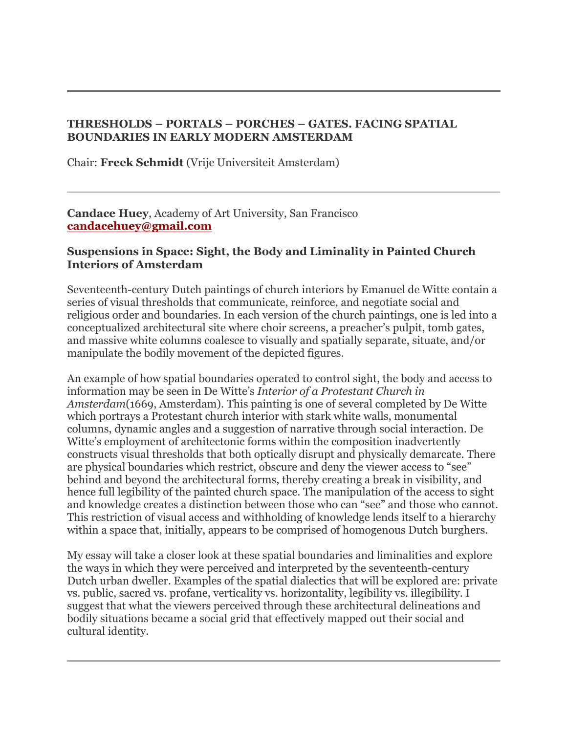## THRESHOLDS – PORTALS – PORCHES – GATES. FACING SPATIAL BOUNDARIES IN EARLY MODERN AMSTERDAM

Chair: **Freek Schmidt** (Vrije Universiteit Amsterdam)

---

**Candace Huey**, Academy of Art University, San Francisco
**candacehuey@gmail.com**

### Suspensions in Space: Sight, the Body and Liminality in Painted Church Interiors of Amsterdam

Seventeenth-century Dutch paintings of church interiors by Emanuel de Witte contain a series of visual thresholds that communicate, reinforce, and negotiate social and religious order and boundaries. In each version of the church paintings, one is led into a conceptualized architectural site where choir screens, a preacher's pulpit, tomb gates, and massive white columns coalesce to visually and spatially separate, situate, and/or manipulate the bodily movement of the depicted figures.

An example of how spatial boundaries operated to control sight, the body and access to information may be seen in De Witte's *Interior of a Protestant Church in Amsterdam*(1669, Amsterdam). This painting is one of several completed by De Witte which portrays a Protestant church interior with stark white walls, monumental columns, dynamic angles and a suggestion of narrative through social interaction. De Witte's employment of architectonic forms within the composition inadvertently constructs visual thresholds that both optically disrupt and physically demarcate. There are physical boundaries which restrict, obscure and deny the viewer access to "see" behind and beyond the architectural forms, thereby creating a break in visibility, and hence full legibility of the painted church space. The manipulation of the access to sight and knowledge creates a distinction between those who can "see" and those who cannot. This restriction of visual access and withholding of knowledge lends itself to a hierarchy within a space that, initially, appears to be comprised of homogenous Dutch burghers.

My essay will take a closer look at these spatial boundaries and liminalities and explore the ways in which they were perceived and interpreted by the seventeenth-century Dutch urban dweller. Examples of the spatial dialectics that will be explored are: private vs. public, sacred vs. profane, verticality vs. horizontality, legibility vs. illegibility. I suggest that what the viewers perceived through these architectural delineations and bodily situations became a social grid that effectively mapped out their social and cultural identity.

---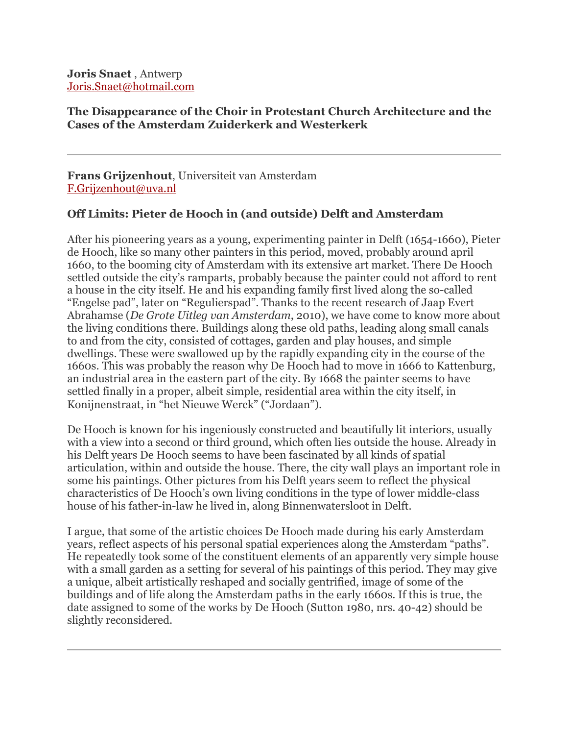**Joris Snaet** , Antwerp
Joris.Snaet@hotmail.com

**The Disappearance of the Choir in Protestant Church Architecture and the Cases of the Amsterdam Zuiderkerk and Westerkerk**

---

**Frans Grijzenhout**, Universiteit van Amsterdam
F.Grijzenhout@uva.nl

**Off Limits: Pieter de Hooch in (and outside) Delft and Amsterdam**

After his pioneering years as a young, experimenting painter in Delft (1654-1660), Pieter de Hooch, like so many other painters in this period, moved, probably around april 1660, to the booming city of Amsterdam with its extensive art market. There De Hooch settled outside the city's ramparts, probably because the painter could not afford to rent a house in the city itself. He and his expanding family first lived along the so-called "Engelse pad", later on "Regulierspad". Thanks to the recent research of Jaap Evert Abrahamse (*De Grote Uitleg van Amsterdam*, 2010), we have come to know more about the living conditions there. Buildings along these old paths, leading along small canals to and from the city, consisted of cottages, garden and play houses, and simple dwellings. These were swallowed up by the rapidly expanding city in the course of the 1660s. This was probably the reason why De Hooch had to move in 1666 to Kattenburg, an industrial area in the eastern part of the city. By 1668 the painter seems to have settled finally in a proper, albeit simple, residential area within the city itself, in Konijnenstraat, in "het Nieuwe Werck" ("Jordaan").

De Hooch is known for his ingeniously constructed and beautifully lit interiors, usually with a view into a second or third ground, which often lies outside the house. Already in his Delft years De Hooch seems to have been fascinated by all kinds of spatial articulation, within and outside the house. There, the city wall plays an important role in some his paintings. Other pictures from his Delft years seem to reflect the physical characteristics of De Hooch's own living conditions in the type of lower middle-class house of his father-in-law he lived in, along Binnenwatersloot in Delft.

I argue, that some of the artistic choices De Hooch made during his early Amsterdam years, reflect aspects of his personal spatial experiences along the Amsterdam "paths". He repeatedly took some of the constituent elements of an apparently very simple house with a small garden as a setting for several of his paintings of this period. They may give a unique, albeit artistically reshaped and socially gentrified, image of some of the buildings and of life along the Amsterdam paths in the early 1660s. If this is true, the date assigned to some of the works by De Hooch (Sutton 1980, nrs. 40-42) should be slightly reconsidered.

---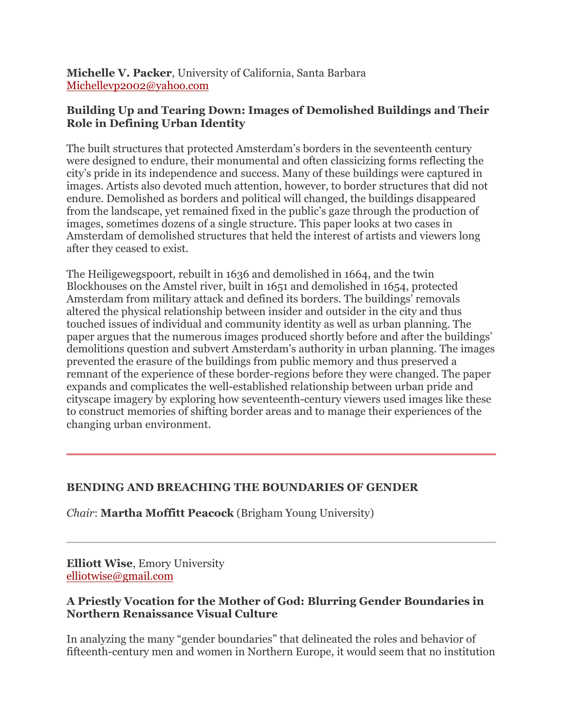**Michelle V. Packer**, University of California, Santa Barbara
Michellevp2002@yahoo.com

### Building Up and Tearing Down: Images of Demolished Buildings and Their Role in Defining Urban Identity

The built structures that protected Amsterdam's borders in the seventeenth century were designed to endure, their monumental and often classicizing forms reflecting the city's pride in its independence and success. Many of these buildings were captured in images. Artists also devoted much attention, however, to border structures that did not endure. Demolished as borders and political will changed, the buildings disappeared from the landscape, yet remained fixed in the public's gaze through the production of images, sometimes dozens of a single structure. This paper looks at two cases in Amsterdam of demolished structures that held the interest of artists and viewers long after they ceased to exist.

The Heiligewegspoort, rebuilt in 1636 and demolished in 1664, and the twin Blockhouses on the Amstel river, built in 1651 and demolished in 1654, protected Amsterdam from military attack and defined its borders. The buildings' removals altered the physical relationship between insider and outsider in the city and thus touched issues of individual and community identity as well as urban planning. The paper argues that the numerous images produced shortly before and after the buildings' demolitions question and subvert Amsterdam's authority in urban planning. The images prevented the erasure of the buildings from public memory and thus preserved a remnant of the experience of these border-regions before they were changed. The paper expands and complicates the well-established relationship between urban pride and cityscape imagery by exploring how seventeenth-century viewers used images like these to construct memories of shifting border areas and to manage their experiences of the changing urban environment.

---

## BENDING AND BREACHING THE BOUNDARIES OF GENDER

*Chair*: **Martha Moffitt Peacock** (Brigham Young University)

---

**Elliott Wise**, Emory University
elliotwise@gmail.com

### A Priestly Vocation for the Mother of God: Blurring Gender Boundaries in Northern Renaissance Visual Culture

In analyzing the many "gender boundaries" that delineated the roles and behavior of fifteenth-century men and women in Northern Europe, it would seem that no institution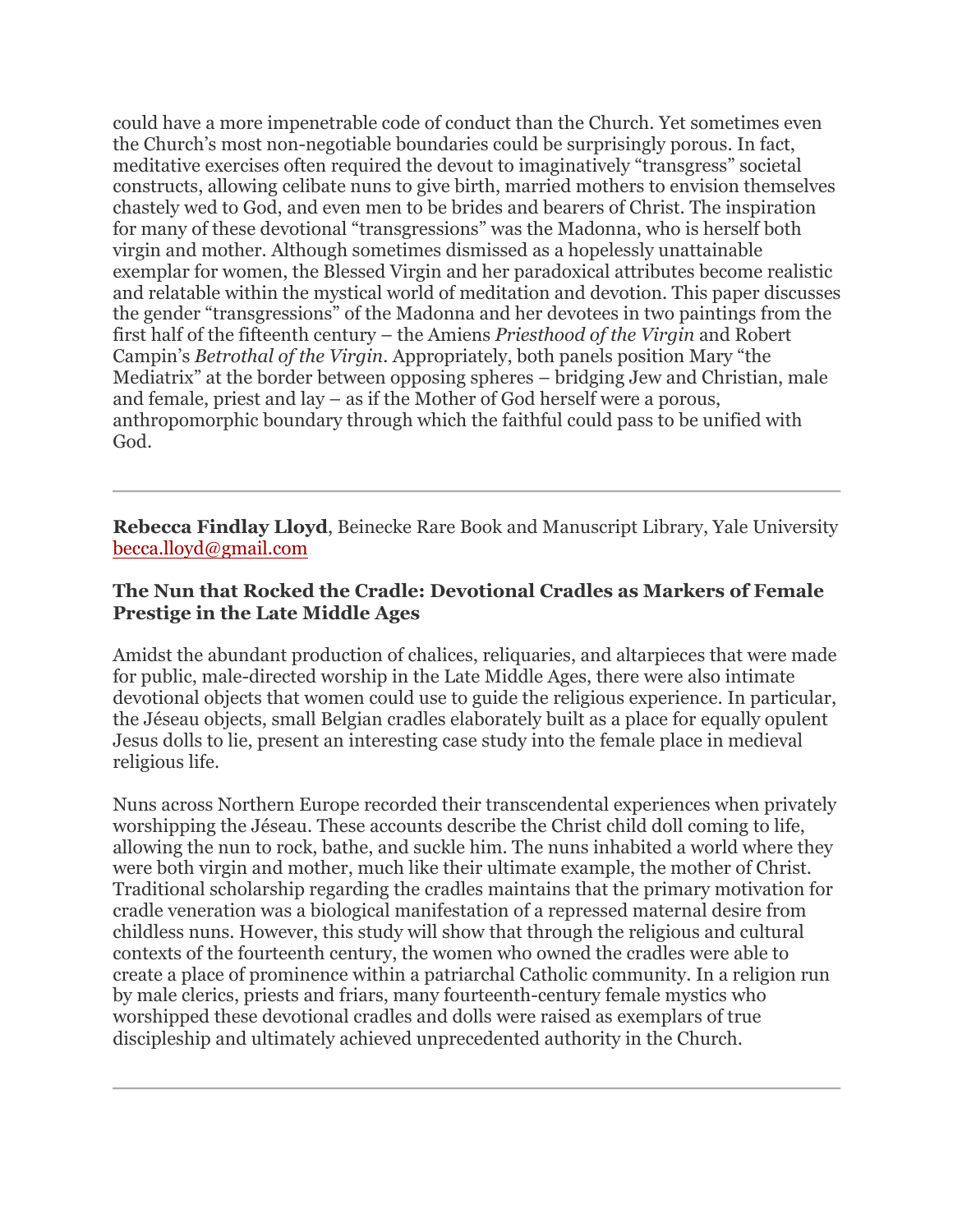could have a more impenetrable code of conduct than the Church. Yet sometimes even the Church's most non-negotiable boundaries could be surprisingly porous. In fact, meditative exercises often required the devout to imaginatively "transgress" societal constructs, allowing celibate nuns to give birth, married mothers to envision themselves chastely wed to God, and even men to be brides and bearers of Christ. The inspiration for many of these devotional "transgressions" was the Madonna, who is herself both virgin and mother. Although sometimes dismissed as a hopelessly unattainable exemplar for women, the Blessed Virgin and her paradoxical attributes become realistic and relatable within the mystical world of meditation and devotion. This paper discusses the gender "transgressions" of the Madonna and her devotees in two paintings from the first half of the fifteenth century – the Amiens *Priesthood of the Virgin* and Robert Campin's *Betrothal of the Virgin*. Appropriately, both panels position Mary "the Mediatrix" at the border between opposing spheres – bridging Jew and Christian, male and female, priest and lay – as if the Mother of God herself were a porous, anthropomorphic boundary through which the faithful could pass to be unified with God.

---

**Rebecca Findlay Lloyd**, Beinecke Rare Book and Manuscript Library, Yale University
becca.lloyd@gmail.com

### The Nun that Rocked the Cradle: Devotional Cradles as Markers of Female Prestige in the Late Middle Ages

Amidst the abundant production of chalices, reliquaries, and altarpieces that were made for public, male-directed worship in the Late Middle Ages, there were also intimate devotional objects that women could use to guide the religious experience. In particular, the Jéseau objects, small Belgian cradles elaborately built as a place for equally opulent Jesus dolls to lie, present an interesting case study into the female place in medieval religious life.

Nuns across Northern Europe recorded their transcendental experiences when privately worshipping the Jéseau. These accounts describe the Christ child doll coming to life, allowing the nun to rock, bathe, and suckle him. The nuns inhabited a world where they were both virgin and mother, much like their ultimate example, the mother of Christ. Traditional scholarship regarding the cradles maintains that the primary motivation for cradle veneration was a biological manifestation of a repressed maternal desire from childless nuns. However, this study will show that through the religious and cultural contexts of the fourteenth century, the women who owned the cradles were able to create a place of prominence within a patriarchal Catholic community. In a religion run by male clerics, priests and friars, many fourteenth-century female mystics who worshipped these devotional cradles and dolls were raised as exemplars of true discipleship and ultimately achieved unprecedented authority in the Church.

---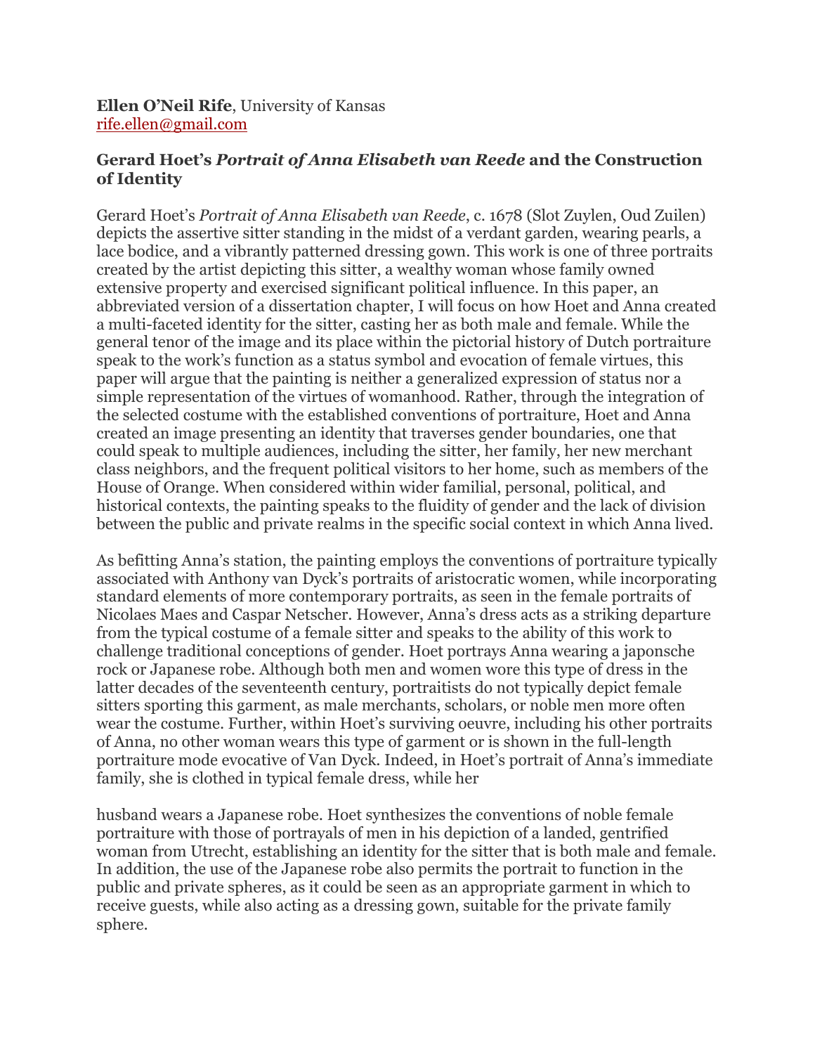**Ellen O'Neil Rife**, University of Kansas
rife.ellen@gmail.com

**Gerard Hoet's *Portrait of Anna Elisabeth van Reede* and the Construction of Identity**

Gerard Hoet's *Portrait of Anna Elisabeth van Reede*, c. 1678 (Slot Zuylen, Oud Zuilen) depicts the assertive sitter standing in the midst of a verdant garden, wearing pearls, a lace bodice, and a vibrantly patterned dressing gown. This work is one of three portraits created by the artist depicting this sitter, a wealthy woman whose family owned extensive property and exercised significant political influence. In this paper, an abbreviated version of a dissertation chapter, I will focus on how Hoet and Anna created a multi-faceted identity for the sitter, casting her as both male and female. While the general tenor of the image and its place within the pictorial history of Dutch portraiture speak to the work's function as a status symbol and evocation of female virtues, this paper will argue that the painting is neither a generalized expression of status nor a simple representation of the virtues of womanhood. Rather, through the integration of the selected costume with the established conventions of portraiture, Hoet and Anna created an image presenting an identity that traverses gender boundaries, one that could speak to multiple audiences, including the sitter, her family, her new merchant class neighbors, and the frequent political visitors to her home, such as members of the House of Orange. When considered within wider familial, personal, political, and historical contexts, the painting speaks to the fluidity of gender and the lack of division between the public and private realms in the specific social context in which Anna lived.

As befitting Anna's station, the painting employs the conventions of portraiture typically associated with Anthony van Dyck's portraits of aristocratic women, while incorporating standard elements of more contemporary portraits, as seen in the female portraits of Nicolaes Maes and Caspar Netscher. However, Anna's dress acts as a striking departure from the typical costume of a female sitter and speaks to the ability of this work to challenge traditional conceptions of gender. Hoet portrays Anna wearing a japonsche rock or Japanese robe. Although both men and women wore this type of dress in the latter decades of the seventeenth century, portraitists do not typically depict female sitters sporting this garment, as male merchants, scholars, or noble men more often wear the costume. Further, within Hoet's surviving oeuvre, including his other portraits of Anna, no other woman wears this type of garment or is shown in the full-length portraiture mode evocative of Van Dyck. Indeed, in Hoet's portrait of Anna's immediate family, she is clothed in typical female dress, while her husband wears a Japanese robe. Hoet synthesizes the conventions of noble female portraiture with those of portrayals of men in his depiction of a landed, gentrified woman from Utrecht, establishing an identity for the sitter that is both male and female. In addition, the use of the Japanese robe also permits the portrait to function in the public and private spheres, as it could be seen as an appropriate garment in which to receive guests, while also acting as a dressing gown, suitable for the private family sphere.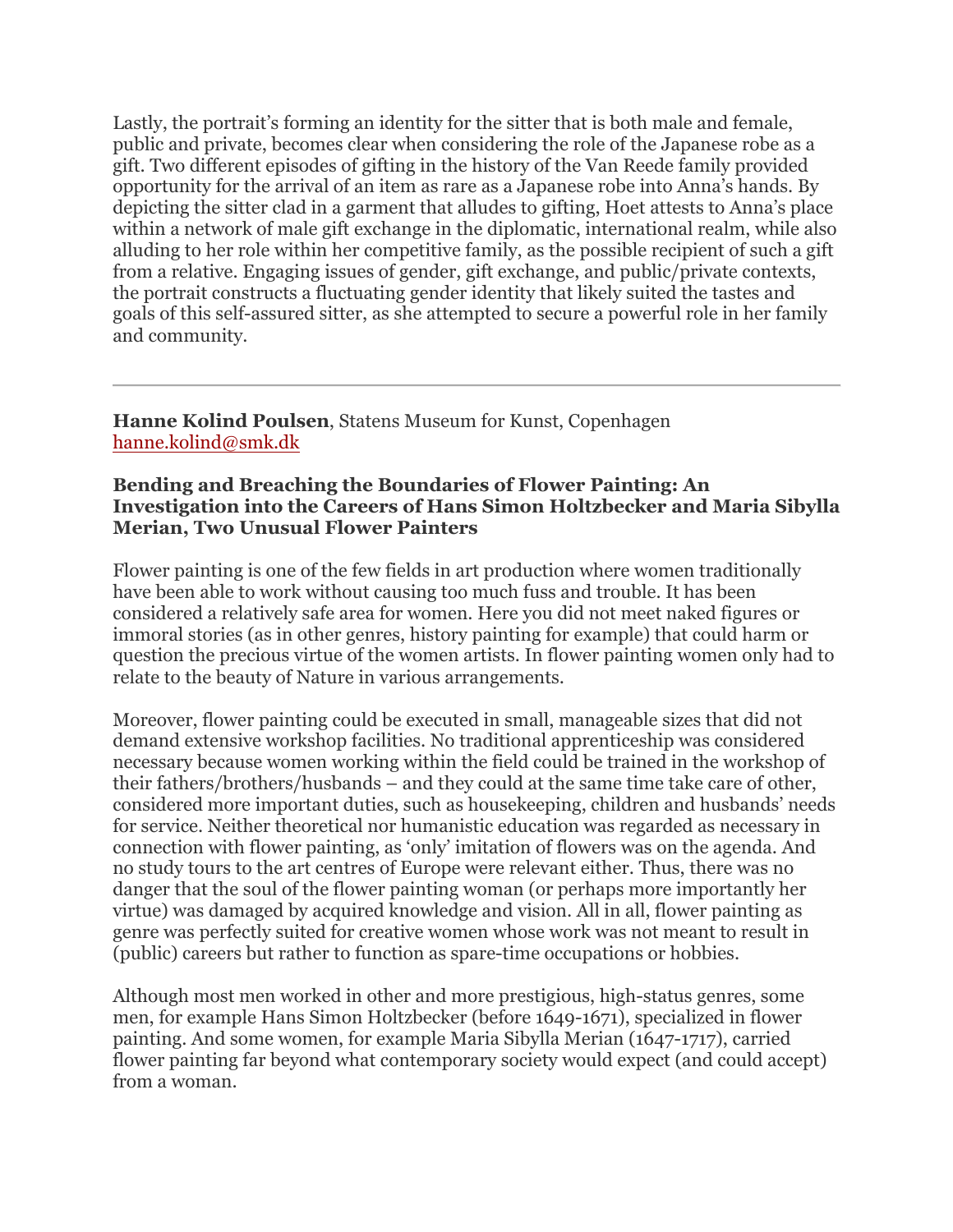Lastly, the portrait's forming an identity for the sitter that is both male and female, public and private, becomes clear when considering the role of the Japanese robe as a gift. Two different episodes of gifting in the history of the Van Reede family provided opportunity for the arrival of an item as rare as a Japanese robe into Anna's hands. By depicting the sitter clad in a garment that alludes to gifting, Hoet attests to Anna's place within a network of male gift exchange in the diplomatic, international realm, while also alluding to her role within her competitive family, as the possible recipient of such a gift from a relative. Engaging issues of gender, gift exchange, and public/private contexts, the portrait constructs a fluctuating gender identity that likely suited the tastes and goals of this self-assured sitter, as she attempted to secure a powerful role in her family and community.

---

**Hanne Kolind Poulsen**, Statens Museum for Kunst, Copenhagen
hanne.kolind@smk.dk

**Bending and Breaching the Boundaries of Flower Painting: An Investigation into the Careers of Hans Simon Holtzbecker and Maria Sibylla Merian, Two Unusual Flower Painters**

Flower painting is one of the few fields in art production where women traditionally have been able to work without causing too much fuss and trouble. It has been considered a relatively safe area for women. Here you did not meet naked figures or immoral stories (as in other genres, history painting for example) that could harm or question the precious virtue of the women artists. In flower painting women only had to relate to the beauty of Nature in various arrangements.

Moreover, flower painting could be executed in small, manageable sizes that did not demand extensive workshop facilities. No traditional apprenticeship was considered necessary because women working within the field could be trained in the workshop of their fathers/brothers/husbands – and they could at the same time take care of other, considered more important duties, such as housekeeping, children and husbands' needs for service. Neither theoretical nor humanistic education was regarded as necessary in connection with flower painting, as 'only' imitation of flowers was on the agenda. And no study tours to the art centres of Europe were relevant either. Thus, there was no danger that the soul of the flower painting woman (or perhaps more importantly her virtue) was damaged by acquired knowledge and vision. All in all, flower painting as genre was perfectly suited for creative women whose work was not meant to result in (public) careers but rather to function as spare-time occupations or hobbies.

Although most men worked in other and more prestigious, high-status genres, some men, for example Hans Simon Holtzbecker (before 1649-1671), specialized in flower painting. And some women, for example Maria Sibylla Merian (1647-1717), carried flower painting far beyond what contemporary society would expect (and could accept) from a woman.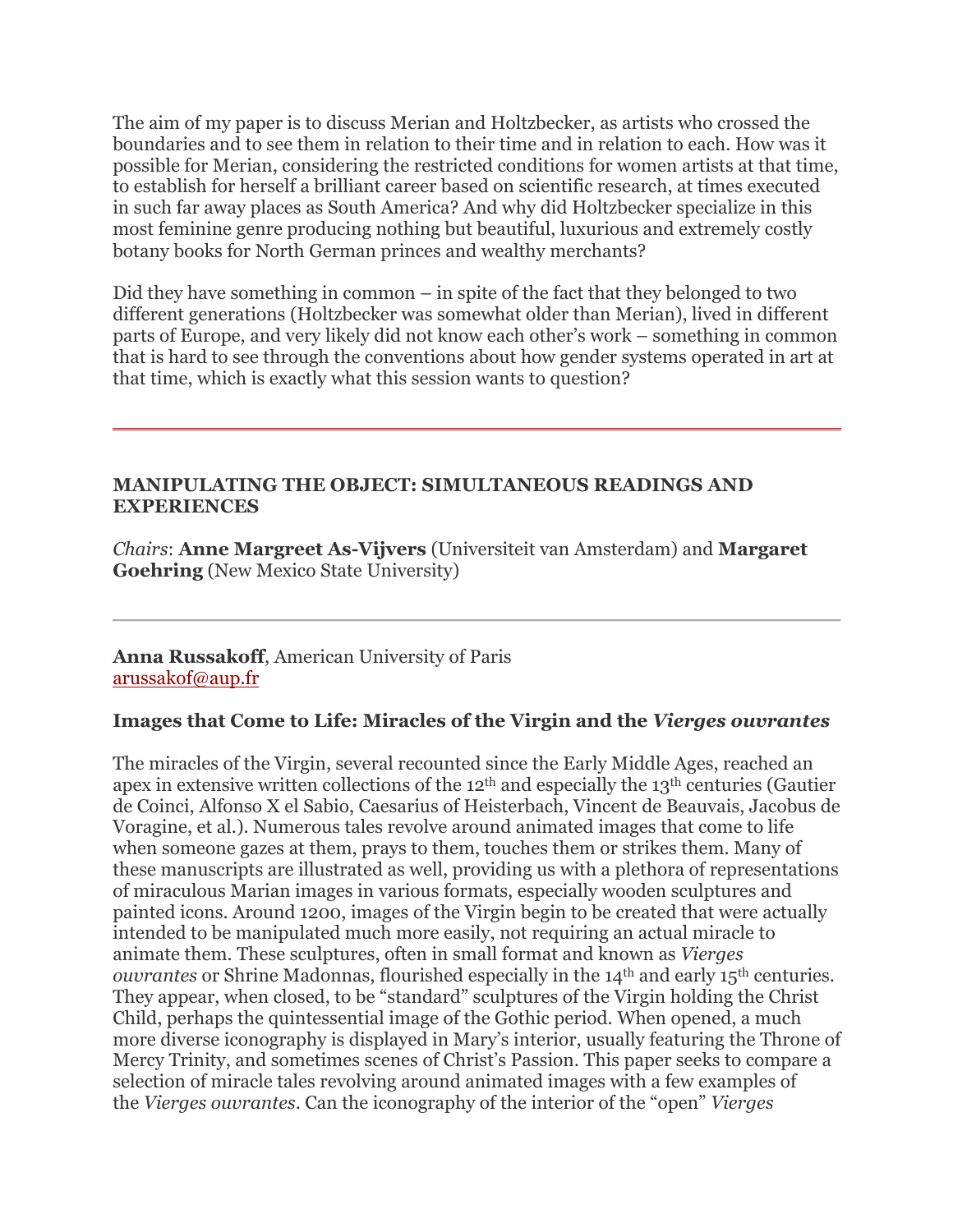The aim of my paper is to discuss Merian and Holtzbecker, as artists who crossed the boundaries and to see them in relation to their time and in relation to each. How was it possible for Merian, considering the restricted conditions for women artists at that time, to establish for herself a brilliant career based on scientific research, at times executed in such far away places as South America? And why did Holtzbecker specialize in this most feminine genre producing nothing but beautiful, luxurious and extremely costly botany books for North German princes and wealthy merchants?

Did they have something in common – in spite of the fact that they belonged to two different generations (Holtzbecker was somewhat older than Merian), lived in different parts of Europe, and very likely did not know each other's work – something in common that is hard to see through the conventions about how gender systems operated in art at that time, which is exactly what this session wants to question?

---

## MANIPULATING THE OBJECT: SIMULTANEOUS READINGS AND EXPERIENCES

*Chairs*: **Anne Margreet As-Vijvers** (Universiteit van Amsterdam) and **Margaret Goehring** (New Mexico State University)

---

**Anna Russakoff**, American University of Paris
arussakof@aup.fr

### Images that Come to Life: Miracles of the Virgin and the *Vierges ouvrantes*

The miracles of the Virgin, several recounted since the Early Middle Ages, reached an apex in extensive written collections of the 12th and especially the 13th centuries (Gautier de Coinci, Alfonso X el Sabio, Caesarius of Heisterbach, Vincent de Beauvais, Jacobus de Voragine, et al.). Numerous tales revolve around animated images that come to life when someone gazes at them, prays to them, touches them or strikes them. Many of these manuscripts are illustrated as well, providing us with a plethora of representations of miraculous Marian images in various formats, especially wooden sculptures and painted icons. Around 1200, images of the Virgin begin to be created that were actually intended to be manipulated much more easily, not requiring an actual miracle to animate them. These sculptures, often in small format and known as *Vierges ouvrantes* or Shrine Madonnas, flourished especially in the 14th and early 15th centuries. They appear, when closed, to be "standard" sculptures of the Virgin holding the Christ Child, perhaps the quintessential image of the Gothic period. When opened, a much more diverse iconography is displayed in Mary's interior, usually featuring the Throne of Mercy Trinity, and sometimes scenes of Christ's Passion. This paper seeks to compare a selection of miracle tales revolving around animated images with a few examples of the *Vierges ouvrantes*. Can the iconography of the interior of the "open" *Vierges*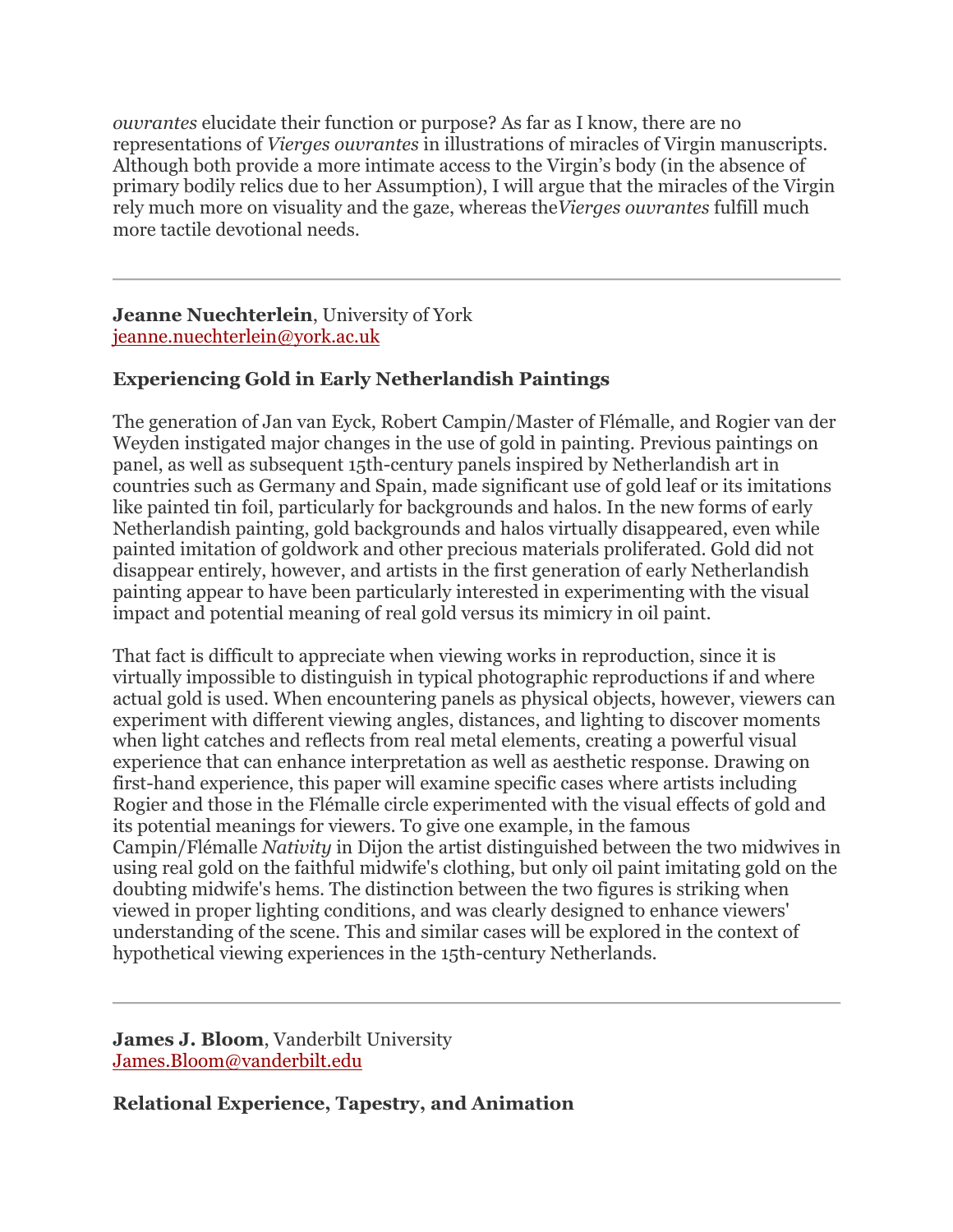*ouvrantes* elucidate their function or purpose? As far as I know, there are no representations of *Vierges ouvrantes* in illustrations of miracles of Virgin manuscripts. Although both provide a more intimate access to the Virgin's body (in the absence of primary bodily relics due to her Assumption), I will argue that the miracles of the Virgin rely much more on visuality and the gaze, whereas the *Vierges ouvrantes* fulfill much more tactile devotional needs.

---

**Jeanne Nuechterlein**, University of York
jeanne.nuechterlein@york.ac.uk

**Experiencing Gold in Early Netherlandish Paintings**

The generation of Jan van Eyck, Robert Campin/Master of Flémalle, and Rogier van der Weyden instigated major changes in the use of gold in painting. Previous paintings on panel, as well as subsequent 15th-century panels inspired by Netherlandish art in countries such as Germany and Spain, made significant use of gold leaf or its imitations like painted tin foil, particularly for backgrounds and halos. In the new forms of early Netherlandish painting, gold backgrounds and halos virtually disappeared, even while painted imitation of goldwork and other precious materials proliferated. Gold did not disappear entirely, however, and artists in the first generation of early Netherlandish painting appear to have been particularly interested in experimenting with the visual impact and potential meaning of real gold versus its mimicry in oil paint.

That fact is difficult to appreciate when viewing works in reproduction, since it is virtually impossible to distinguish in typical photographic reproductions if and where actual gold is used. When encountering panels as physical objects, however, viewers can experiment with different viewing angles, distances, and lighting to discover moments when light catches and reflects from real metal elements, creating a powerful visual experience that can enhance interpretation as well as aesthetic response. Drawing on first-hand experience, this paper will examine specific cases where artists including Rogier and those in the Flémalle circle experimented with the visual effects of gold and its potential meanings for viewers. To give one example, in the famous Campin/Flémalle *Nativity* in Dijon the artist distinguished between the two midwives in using real gold on the faithful midwife's clothing, but only oil paint imitating gold on the doubting midwife's hems. The distinction between the two figures is striking when viewed in proper lighting conditions, and was clearly designed to enhance viewers' understanding of the scene. This and similar cases will be explored in the context of hypothetical viewing experiences in the 15th-century Netherlands.

---

**James J. Bloom**, Vanderbilt University
James.Bloom@vanderbilt.edu

**Relational Experience, Tapestry, and Animation**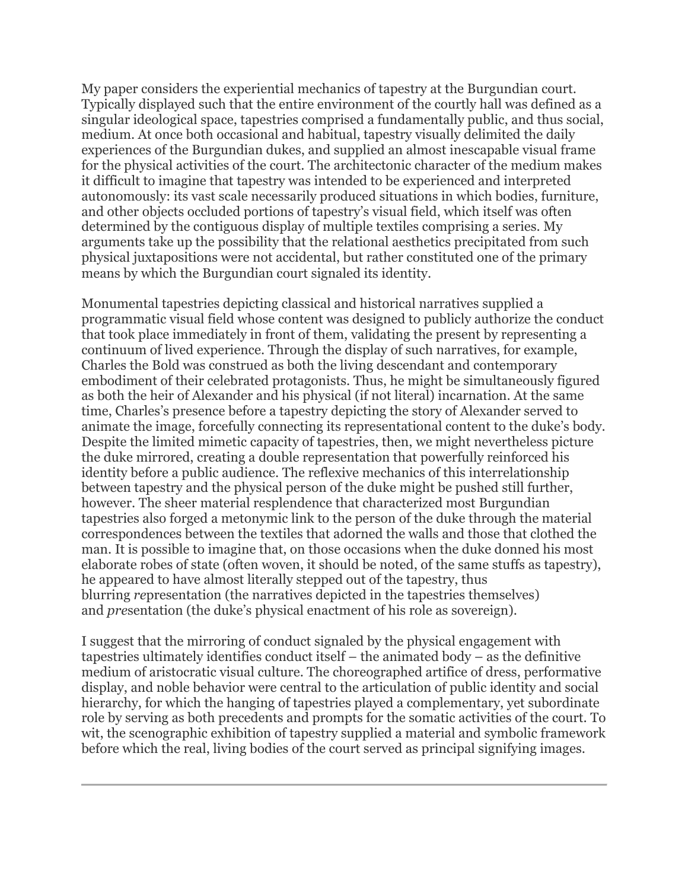My paper considers the experiential mechanics of tapestry at the Burgundian court. Typically displayed such that the entire environment of the courtly hall was defined as a singular ideological space, tapestries comprised a fundamentally public, and thus social, medium. At once both occasional and habitual, tapestry visually delimited the daily experiences of the Burgundian dukes, and supplied an almost inescapable visual frame for the physical activities of the court. The architectonic character of the medium makes it difficult to imagine that tapestry was intended to be experienced and interpreted autonomously: its vast scale necessarily produced situations in which bodies, furniture, and other objects occluded portions of tapestry's visual field, which itself was often determined by the contiguous display of multiple textiles comprising a series. My arguments take up the possibility that the relational aesthetics precipitated from such physical juxtapositions were not accidental, but rather constituted one of the primary means by which the Burgundian court signaled its identity.

Monumental tapestries depicting classical and historical narratives supplied a programmatic visual field whose content was designed to publicly authorize the conduct that took place immediately in front of them, validating the present by representing a continuum of lived experience. Through the display of such narratives, for example, Charles the Bold was construed as both the living descendant and contemporary embodiment of their celebrated protagonists. Thus, he might be simultaneously figured as both the heir of Alexander and his physical (if not literal) incarnation. At the same time, Charles's presence before a tapestry depicting the story of Alexander served to animate the image, forcefully connecting its representational content to the duke's body. Despite the limited mimetic capacity of tapestries, then, we might nevertheless picture the duke mirrored, creating a double representation that powerfully reinforced his identity before a public audience. The reflexive mechanics of this interrelationship between tapestry and the physical person of the duke might be pushed still further, however. The sheer material resplendence that characterized most Burgundian tapestries also forged a metonymic link to the person of the duke through the material correspondences between the textiles that adorned the walls and those that clothed the man. It is possible to imagine that, on those occasions when the duke donned his most elaborate robes of state (often woven, it should be noted, of the same stuffs as tapestry), he appeared to have almost literally stepped out of the tapestry, thus blurring *re*presentation (the narratives depicted in the tapestries themselves) and *pre*sentation (the duke's physical enactment of his role as sovereign).

I suggest that the mirroring of conduct signaled by the physical engagement with tapestries ultimately identifies conduct itself – the animated body – as the definitive medium of aristocratic visual culture. The choreographed artifice of dress, performative display, and noble behavior were central to the articulation of public identity and social hierarchy, for which the hanging of tapestries played a complementary, yet subordinate role by serving as both precedents and prompts for the somatic activities of the court. To wit, the scenographic exhibition of tapestry supplied a material and symbolic framework before which the real, living bodies of the court served as principal signifying images.

---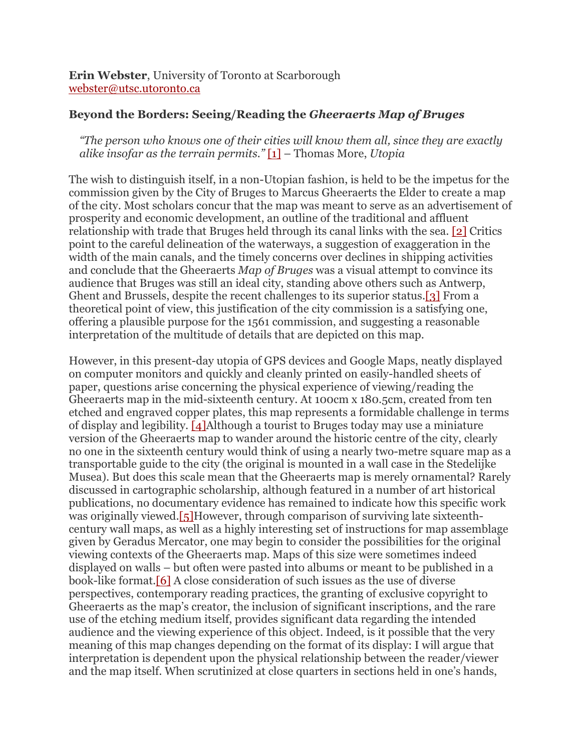**Erin Webster**, University of Toronto at Scarborough
webster@utsc.utoronto.ca

## Beyond the Borders: Seeing/Reading the *Gheeraerts Map of Bruges*

> *"The person who knows one of their cities will know them all, since they are exactly alike insofar as the terrain permits."* [1] – Thomas More, *Utopia*

The wish to distinguish itself, in a non-Utopian fashion, is held to be the impetus for the commission given by the City of Bruges to Marcus Gheeraerts the Elder to create a map of the city. Most scholars concur that the map was meant to serve as an advertisement of prosperity and economic development, an outline of the traditional and affluent relationship with trade that Bruges held through its canal links with the sea. [2] Critics point to the careful delineation of the waterways, a suggestion of exaggeration in the width of the main canals, and the timely concerns over declines in shipping activities and conclude that the Gheeraerts *Map of Bruges* was a visual attempt to convince its audience that Bruges was still an ideal city, standing above others such as Antwerp, Ghent and Brussels, despite the recent challenges to its superior status.[3] From a theoretical point of view, this justification of the city commission is a satisfying one, offering a plausible purpose for the 1561 commission, and suggesting a reasonable interpretation of the multitude of details that are depicted on this map.

However, in this present-day utopia of GPS devices and Google Maps, neatly displayed on computer monitors and quickly and cleanly printed on easily-handled sheets of paper, questions arise concerning the physical experience of viewing/reading the Gheeraerts map in the mid-sixteenth century. At 100cm x 180.5cm, created from ten etched and engraved copper plates, this map represents a formidable challenge in terms of display and legibility. [4]Although a tourist to Bruges today may use a miniature version of the Gheeraerts map to wander around the historic centre of the city, clearly no one in the sixteenth century would think of using a nearly two-metre square map as a transportable guide to the city (the original is mounted in a wall case in the Stedelijke Musea). But does this scale mean that the Gheeraerts map is merely ornamental? Rarely discussed in cartographic scholarship, although featured in a number of art historical publications, no documentary evidence has remained to indicate how this specific work was originally viewed.[5]However, through comparison of surviving late sixteenth-century wall maps, as well as a highly interesting set of instructions for map assemblage given by Geradus Mercator, one may begin to consider the possibilities for the original viewing contexts of the Gheeraerts map. Maps of this size were sometimes indeed displayed on walls – but often were pasted into albums or meant to be published in a book-like format.[6] A close consideration of such issues as the use of diverse perspectives, contemporary reading practices, the granting of exclusive copyright to Gheeraerts as the map's creator, the inclusion of significant inscriptions, and the rare use of the etching medium itself, provides significant data regarding the intended audience and the viewing experience of this object. Indeed, is it possible that the very meaning of this map changes depending on the format of its display: I will argue that interpretation is dependent upon the physical relationship between the reader/viewer and the map itself. When scrutinized at close quarters in sections held in one's hands,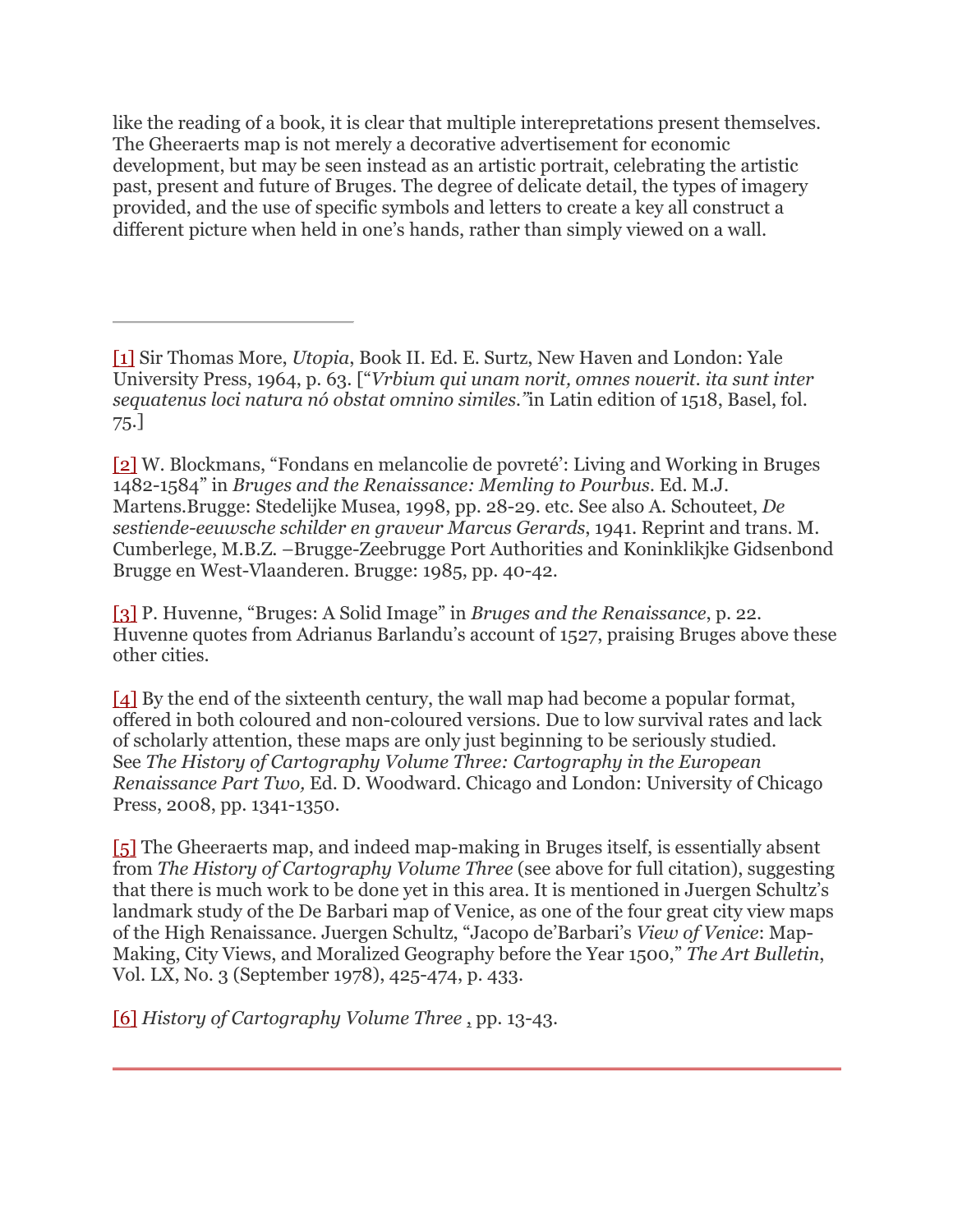like the reading of a book, it is clear that multiple interepretations present themselves. The Gheeraerts map is not merely a decorative advertisement for economic development, but may be seen instead as an artistic portrait, celebrating the artistic past, present and future of Bruges. The degree of delicate detail, the types of imagery provided, and the use of specific symbols and letters to create a key all construct a different picture when held in one's hands, rather than simply viewed on a wall.

---

[1] Sir Thomas More, *Utopia*, Book II. Ed. E. Surtz, New Haven and London: Yale University Press, 1964, p. 63. ["*Vrbium qui unam norit, omnes nouerit. ita sunt inter sequatenus loci natura nó obstat omnino similes."*in Latin edition of 1518, Basel, fol. 75.]

[2] W. Blockmans, "Fondans en melancolie de povreté': Living and Working in Bruges 1482-1584" in *Bruges and the Renaissance: Memling to Pourbus*. Ed. M.J. Martens.Brugge: Stedelijke Musea, 1998, pp. 28-29. etc. See also A. Schouteet, *De sestiende-eeuwsche schilder en graveur Marcus Gerards*, 1941. Reprint and trans. M. Cumberlege, M.B.Z. –Brugge-Zeebrugge Port Authorities and Koninklijke Gidsenbond Brugge en West-Vlaanderen. Brugge: 1985, pp. 40-42.

[3] P. Huvenne, "Bruges: A Solid Image" in *Bruges and the Renaissance*, p. 22. Huvenne quotes from Adrianus Barlandu's account of 1527, praising Bruges above these other cities.

[4] By the end of the sixteenth century, the wall map had become a popular format, offered in both coloured and non-coloured versions. Due to low survival rates and lack of scholarly attention, these maps are only just beginning to be seriously studied. See *The History of Cartography Volume Three: Cartography in the European Renaissance Part Two,* Ed. D. Woodward. Chicago and London: University of Chicago Press, 2008, pp. 1341-1350.

[5] The Gheeraerts map, and indeed map-making in Bruges itself, is essentially absent from *The History of Cartography Volume Three* (see above for full citation), suggesting that there is much work to be done yet in this area. It is mentioned in Juergen Schultz's landmark study of the De Barbari map of Venice, as one of the four great city view maps of the High Renaissance. Juergen Schultz, "Jacopo de'Barbari's *View of Venice*: Map-Making, City Views, and Moralized Geography before the Year 1500," *The Art Bulletin*, Vol. LX, No. 3 (September 1978), 425-474, p. 433.

[6] *History of Cartography Volume Three* , pp. 13-43.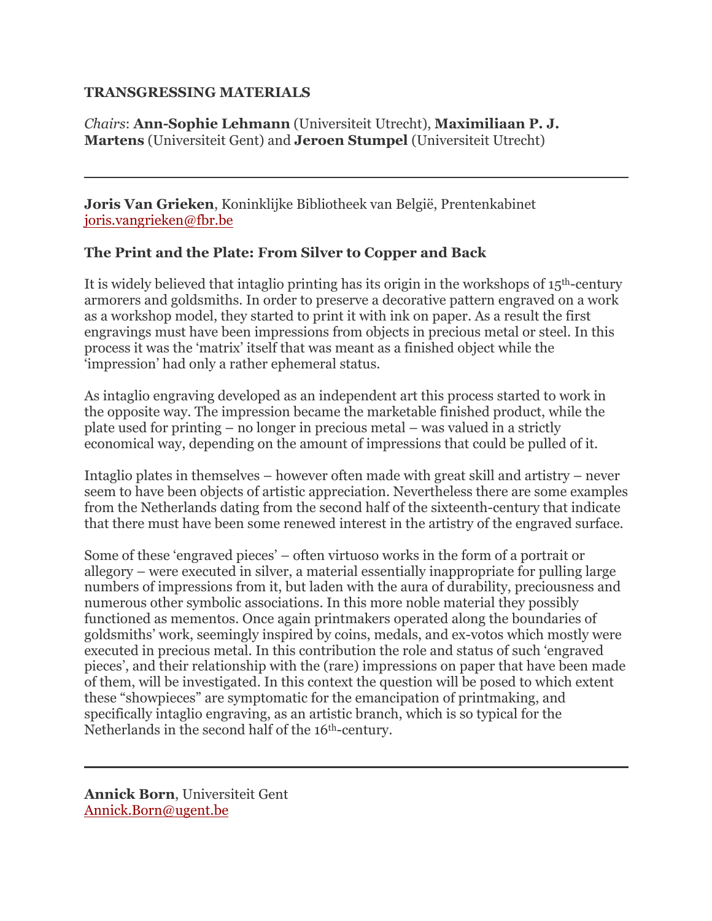**TRANSGRESSING MATERIALS**

*Chairs*: **Ann-Sophie Lehmann** (Universiteit Utrecht), **Maximiliaan P. J. Martens** (Universiteit Gent) and **Jeroen Stumpel** (Universiteit Utrecht)

---

**Joris Van Grieken**, Koninklijke Bibliotheek van België, Prentenkabinet
joris.vangrieken@fbr.be

**The Print and the Plate: From Silver to Copper and Back**

It is widely believed that intaglio printing has its origin in the workshops of 15th-century armorers and goldsmiths. In order to preserve a decorative pattern engraved on a work as a workshop model, they started to print it with ink on paper. As a result the first engravings must have been impressions from objects in precious metal or steel. In this process it was the 'matrix' itself that was meant as a finished object while the 'impression' had only a rather ephemeral status.

As intaglio engraving developed as an independent art this process started to work in the opposite way. The impression became the marketable finished product, while the plate used for printing – no longer in precious metal – was valued in a strictly economical way, depending on the amount of impressions that could be pulled of it.

Intaglio plates in themselves – however often made with great skill and artistry – never seem to have been objects of artistic appreciation. Nevertheless there are some examples from the Netherlands dating from the second half of the sixteenth-century that indicate that there must have been some renewed interest in the artistry of the engraved surface.

Some of these 'engraved pieces' – often virtuoso works in the form of a portrait or allegory – were executed in silver, a material essentially inappropriate for pulling large numbers of impressions from it, but laden with the aura of durability, preciousness and numerous other symbolic associations. In this more noble material they possibly functioned as mementos. Once again printmakers operated along the boundaries of goldsmiths' work, seemingly inspired by coins, medals, and ex-votos which mostly were executed in precious metal. In this contribution the role and status of such 'engraved pieces', and their relationship with the (rare) impressions on paper that have been made of them, will be investigated. In this context the question will be posed to which extent these "showpieces" are symptomatic for the emancipation of printmaking, and specifically intaglio engraving, as an artistic branch, which is so typical for the Netherlands in the second half of the 16th-century.

---

**Annick Born**, Universiteit Gent
Annick.Born@ugent.be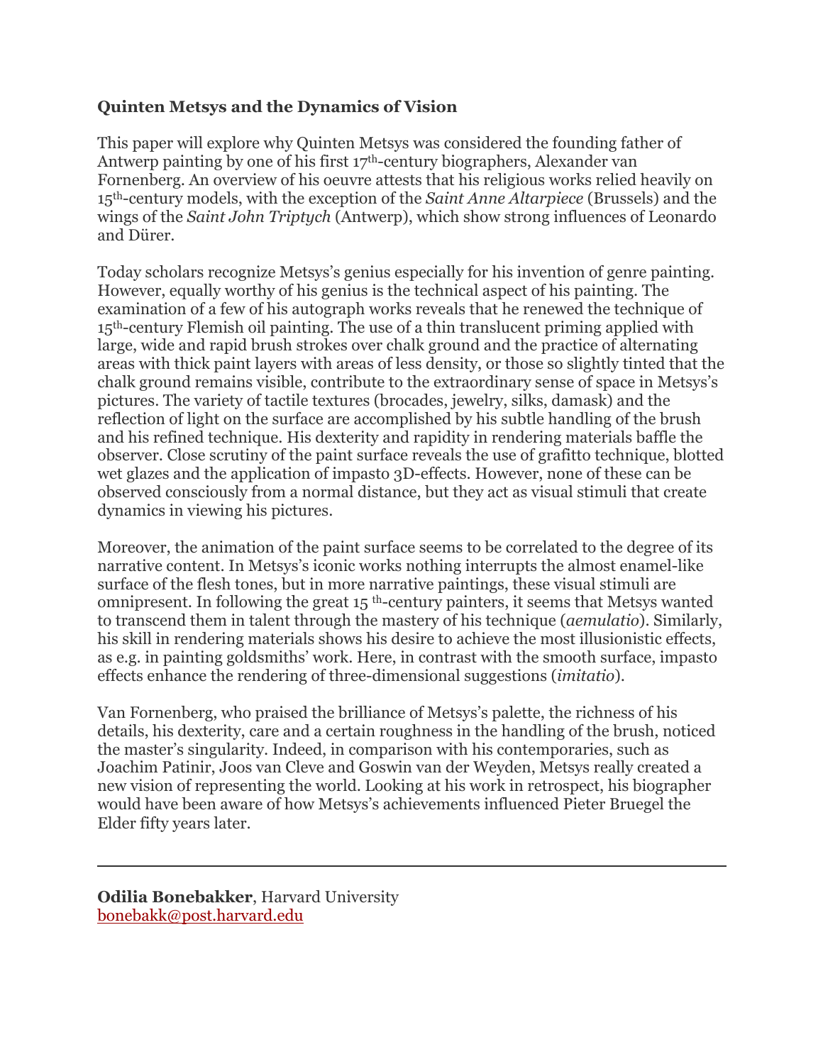**Quinten Metsys and the Dynamics of Vision**

This paper will explore why Quinten Metsys was considered the founding father of Antwerp painting by one of his first 17th-century biographers, Alexander van Fornenberg. An overview of his oeuvre attests that his religious works relied heavily on 15th-century models, with the exception of the *Saint Anne Altarpiece* (Brussels) and the wings of the *Saint John Triptych* (Antwerp), which show strong influences of Leonardo and Dürer.

Today scholars recognize Metsys's genius especially for his invention of genre painting. However, equally worthy of his genius is the technical aspect of his painting. The examination of a few of his autograph works reveals that he renewed the technique of 15th-century Flemish oil painting. The use of a thin translucent priming applied with large, wide and rapid brush strokes over chalk ground and the practice of alternating areas with thick paint layers with areas of less density, or those so slightly tinted that the chalk ground remains visible, contribute to the extraordinary sense of space in Metsys's pictures. The variety of tactile textures (brocades, jewelry, silks, damask) and the reflection of light on the surface are accomplished by his subtle handling of the brush and his refined technique. His dexterity and rapidity in rendering materials baffle the observer. Close scrutiny of the paint surface reveals the use of grafitto technique, blotted wet glazes and the application of impasto 3D-effects. However, none of these can be observed consciously from a normal distance, but they act as visual stimuli that create dynamics in viewing his pictures.

Moreover, the animation of the paint surface seems to be correlated to the degree of its narrative content. In Metsys's iconic works nothing interrupts the almost enamel-like surface of the flesh tones, but in more narrative paintings, these visual stimuli are omnipresent. In following the great 15 th-century painters, it seems that Metsys wanted to transcend them in talent through the mastery of his technique (*aemulatio*). Similarly, his skill in rendering materials shows his desire to achieve the most illusionistic effects, as e.g. in painting goldsmiths' work. Here, in contrast with the smooth surface, impasto effects enhance the rendering of three-dimensional suggestions (*imitatio*).

Van Fornenberg, who praised the brilliance of Metsys's palette, the richness of his details, his dexterity, care and a certain roughness in the handling of the brush, noticed the master's singularity. Indeed, in comparison with his contemporaries, such as Joachim Patinir, Joos van Cleve and Goswin van der Weyden, Metsys really created a new vision of representing the world. Looking at his work in retrospect, his biographer would have been aware of how Metsys's achievements influenced Pieter Bruegel the Elder fifty years later.

---

**Odilia Bonebakker**, Harvard University
bonebakk@post.harvard.edu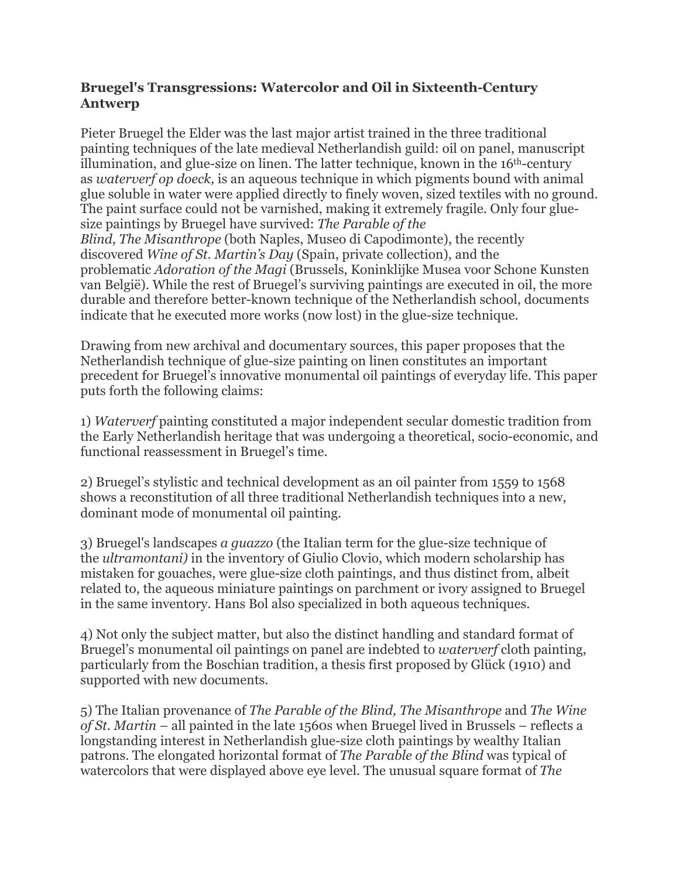**Bruegel's Transgressions: Watercolor and Oil in Sixteenth-Century Antwerp**

Pieter Bruegel the Elder was the last major artist trained in the three traditional painting techniques of the late medieval Netherlandish guild: oil on panel, manuscript illumination, and glue-size on linen. The latter technique, known in the 16th-century as *waterverf op doeck,* is an aqueous technique in which pigments bound with animal glue soluble in water were applied directly to finely woven, sized textiles with no ground. The paint surface could not be varnished, making it extremely fragile. Only four glue-size paintings by Bruegel have survived: *The Parable of the Blind*, *The Misanthrope* (both Naples, Museo di Capodimonte), the recently discovered *Wine of St. Martin's Day* (Spain, private collection), and the problematic *Adoration of the Magi* (Brussels, Koninklijke Musea voor Schone Kunsten van België). While the rest of Bruegel's surviving paintings are executed in oil, the more durable and therefore better-known technique of the Netherlandish school, documents indicate that he executed more works (now lost) in the glue-size technique.

Drawing from new archival and documentary sources, this paper proposes that the Netherlandish technique of glue-size painting on linen constitutes an important precedent for Bruegel's innovative monumental oil paintings of everyday life. This paper puts forth the following claims:

1) *Waterverf* painting constituted a major independent secular domestic tradition from the Early Netherlandish heritage that was undergoing a theoretical, socio-economic, and functional reassessment in Bruegel's time.

2) Bruegel's stylistic and technical development as an oil painter from 1559 to 1568 shows a reconstitution of all three traditional Netherlandish techniques into a new, dominant mode of monumental oil painting.

3) Bruegel's landscapes *a guazzo* (the Italian term for the glue-size technique of the *ultramontani)* in the inventory of Giulio Clovio, which modern scholarship has mistaken for gouaches, were glue-size cloth paintings, and thus distinct from, albeit related to, the aqueous miniature paintings on parchment or ivory assigned to Bruegel in the same inventory. Hans Bol also specialized in both aqueous techniques.

4) Not only the subject matter, but also the distinct handling and standard format of Bruegel's monumental oil paintings on panel are indebted to *waterverf* cloth painting, particularly from the Boschian tradition, a thesis first proposed by Glück (1910) and supported with new documents.

5) The Italian provenance of *The Parable of the Blind, The Misanthrope* and *The Wine of St. Martin* – all painted in the late 1560s when Bruegel lived in Brussels – reflects a longstanding interest in Netherlandish glue-size cloth paintings by wealthy Italian patrons. The elongated horizontal format of *The Parable of the Blind* was typical of watercolors that were displayed above eye level. The unusual square format of *The*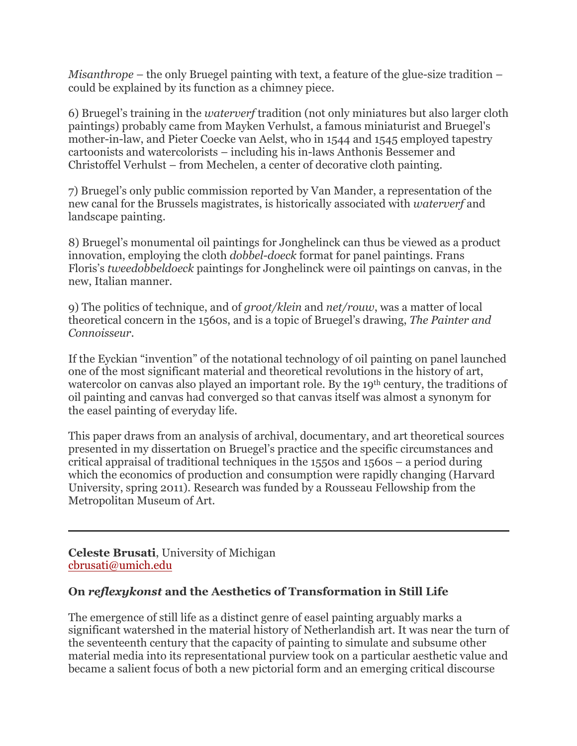*Misanthrope* – the only Bruegel painting with text, a feature of the glue-size tradition – could be explained by its function as a chimney piece.

6) Bruegel's training in the *waterverf* tradition (not only miniatures but also larger cloth paintings) probably came from Mayken Verhulst, a famous miniaturist and Bruegel's mother-in-law, and Pieter Coecke van Aelst, who in 1544 and 1545 employed tapestry cartoonists and watercolorists – including his in-laws Anthonis Bessemer and Christoffel Verhulst – from Mechelen, a center of decorative cloth painting.

7) Bruegel's only public commission reported by Van Mander, a representation of the new canal for the Brussels magistrates, is historically associated with *waterverf* and landscape painting.

8) Bruegel's monumental oil paintings for Jonghelinck can thus be viewed as a product innovation, employing the cloth *dobbel-doeck* format for panel paintings. Frans Floris's *tweedobbeldoeck* paintings for Jonghelinck were oil paintings on canvas, in the new, Italian manner.

9) The politics of technique, and of *groot/klein* and *net/rouw*, was a matter of local theoretical concern in the 1560s, and is a topic of Bruegel's drawing, *The Painter and Connoisseur*.

If the Eyckian "invention" of the notational technology of oil painting on panel launched one of the most significant material and theoretical revolutions in the history of art, watercolor on canvas also played an important role. By the 19th century, the traditions of oil painting and canvas had converged so that canvas itself was almost a synonym for the easel painting of everyday life.

This paper draws from an analysis of archival, documentary, and art theoretical sources presented in my dissertation on Bruegel's practice and the specific circumstances and critical appraisal of traditional techniques in the 1550s and 1560s – a period during which the economics of production and consumption were rapidly changing (Harvard University, spring 2011). Research was funded by a Rousseau Fellowship from the Metropolitan Museum of Art.

---

**Celeste Brusati**, University of Michigan
cbrusati@umich.edu

### On *reflexykonst* and the Aesthetics of Transformation in Still Life

The emergence of still life as a distinct genre of easel painting arguably marks a significant watershed in the material history of Netherlandish art. It was near the turn of the seventeenth century that the capacity of painting to simulate and subsume other material media into its representational purview took on a particular aesthetic value and became a salient focus of both a new pictorial form and an emerging critical discourse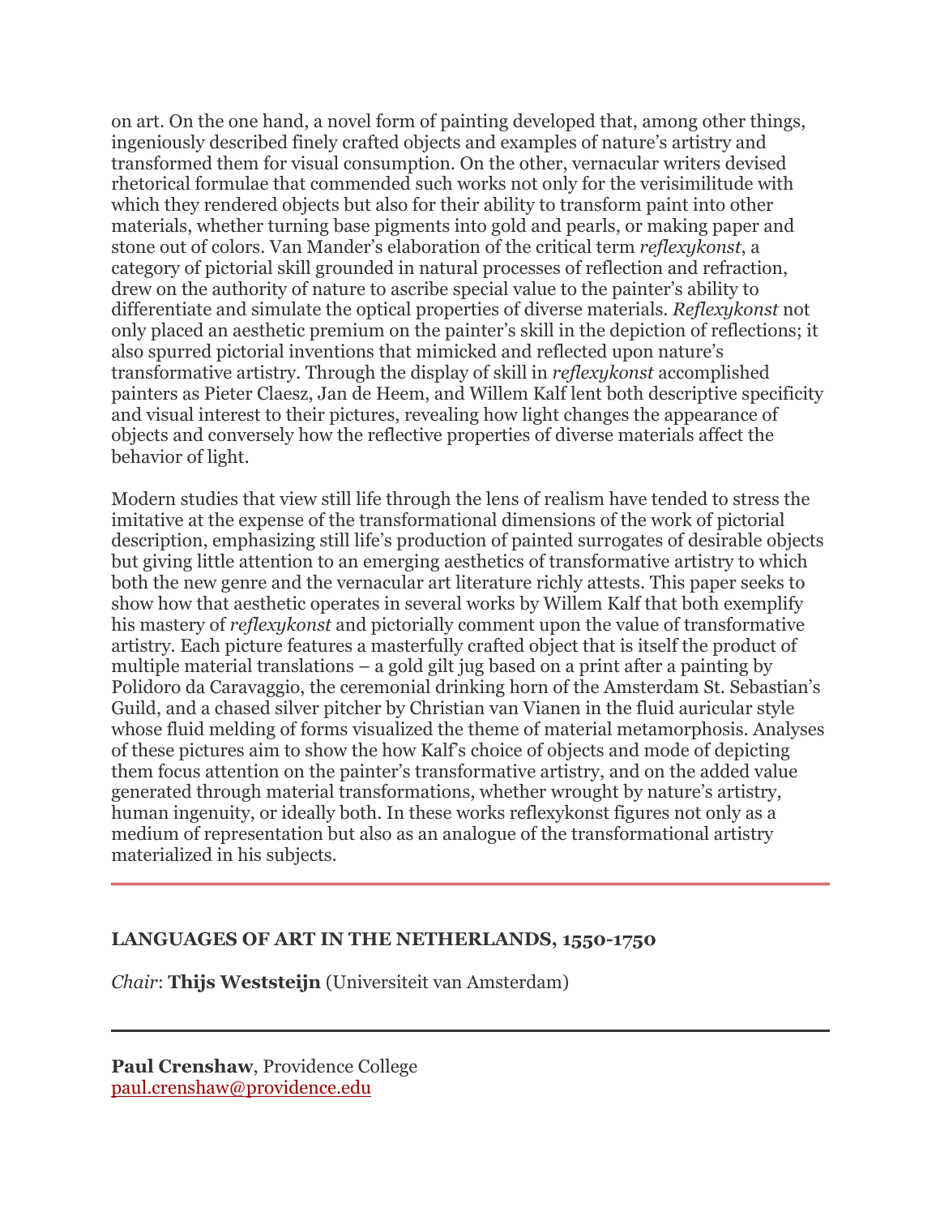on art. On the one hand, a novel form of painting developed that, among other things, ingeniously described finely crafted objects and examples of nature's artistry and transformed them for visual consumption. On the other, vernacular writers devised rhetorical formulae that commended such works not only for the verisimilitude with which they rendered objects but also for their ability to transform paint into other materials, whether turning base pigments into gold and pearls, or making paper and stone out of colors. Van Mander's elaboration of the critical term *reflexykonst*, a category of pictorial skill grounded in natural processes of reflection and refraction, drew on the authority of nature to ascribe special value to the painter's ability to differentiate and simulate the optical properties of diverse materials. *Reflexykonst* not only placed an aesthetic premium on the painter's skill in the depiction of reflections; it also spurred pictorial inventions that mimicked and reflected upon nature's transformative artistry. Through the display of skill in *reflexykonst* accomplished painters as Pieter Claesz, Jan de Heem, and Willem Kalf lent both descriptive specificity and visual interest to their pictures, revealing how light changes the appearance of objects and conversely how the reflective properties of diverse materials affect the behavior of light.

Modern studies that view still life through the lens of realism have tended to stress the imitative at the expense of the transformational dimensions of the work of pictorial description, emphasizing still life's production of painted surrogates of desirable objects but giving little attention to an emerging aesthetics of transformative artistry to which both the new genre and the vernacular art literature richly attests. This paper seeks to show how that aesthetic operates in several works by Willem Kalf that both exemplify his mastery of *reflexykonst* and pictorially comment upon the value of transformative artistry. Each picture features a masterfully crafted object that is itself the product of multiple material translations – a gold gilt jug based on a print after a painting by Polidoro da Caravaggio, the ceremonial drinking horn of the Amsterdam St. Sebastian's Guild, and a chased silver pitcher by Christian van Vianen in the fluid auricular style whose fluid melding of forms visualized the theme of material metamorphosis. Analyses of these pictures aim to show the how Kalf's choice of objects and mode of depicting them focus attention on the painter's transformative artistry, and on the added value generated through material transformations, whether wrought by nature's artistry, human ingenuity, or ideally both. In these works reflexykonst figures not only as a medium of representation but also as an analogue of the transformational artistry materialized in his subjects.

---

## LANGUAGES OF ART IN THE NETHERLANDS, 1550-1750

*Chair*: **Thijs Weststeijn** (Universiteit van Amsterdam)

---

**Paul Crenshaw**, Providence College
paul.crenshaw@providence.edu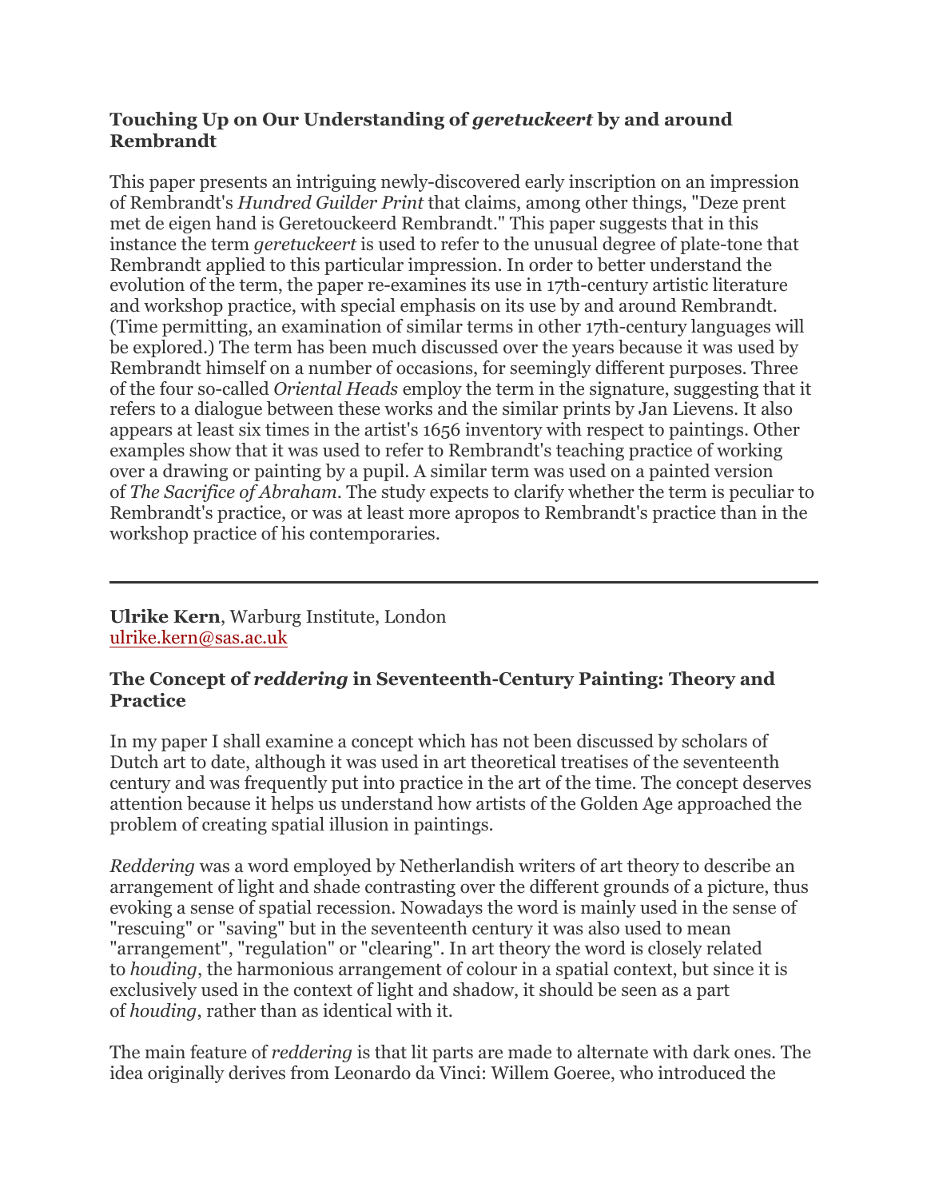### Touching Up on Our Understanding of *geretuckeert* by and around Rembrandt

This paper presents an intriguing newly-discovered early inscription on an impression of Rembrandt's *Hundred Guilder Print* that claims, among other things, "Deze prent met de eigen hand is Geretouckeerd Rembrandt." This paper suggests that in this instance the term *geretuckeert* is used to refer to the unusual degree of plate-tone that Rembrandt applied to this particular impression. In order to better understand the evolution of the term, the paper re-examines its use in 17th-century artistic literature and workshop practice, with special emphasis on its use by and around Rembrandt. (Time permitting, an examination of similar terms in other 17th-century languages will be explored.) The term has been much discussed over the years because it was used by Rembrandt himself on a number of occasions, for seemingly different purposes. Three of the four so-called *Oriental Heads* employ the term in the signature, suggesting that it refers to a dialogue between these works and the similar prints by Jan Lievens. It also appears at least six times in the artist's 1656 inventory with respect to paintings. Other examples show that it was used to refer to Rembrandt's teaching practice of working over a drawing or painting by a pupil. A similar term was used on a painted version of *The Sacrifice of Abraham*. The study expects to clarify whether the term is peculiar to Rembrandt's practice, or was at least more apropos to Rembrandt's practice than in the workshop practice of his contemporaries.

---

**Ulrike Kern**, Warburg Institute, London
ulrike.kern@sas.ac.uk

### The Concept of *reddering* in Seventeenth-Century Painting: Theory and Practice

In my paper I shall examine a concept which has not been discussed by scholars of Dutch art to date, although it was used in art theoretical treatises of the seventeenth century and was frequently put into practice in the art of the time. The concept deserves attention because it helps us understand how artists of the Golden Age approached the problem of creating spatial illusion in paintings.

*Reddering* was a word employed by Netherlandish writers of art theory to describe an arrangement of light and shade contrasting over the different grounds of a picture, thus evoking a sense of spatial recession. Nowadays the word is mainly used in the sense of "rescuing" or "saving" but in the seventeenth century it was also used to mean "arrangement", "regulation" or "clearing". In art theory the word is closely related to *houding*, the harmonious arrangement of colour in a spatial context, but since it is exclusively used in the context of light and shadow, it should be seen as a part of *houding*, rather than as identical with it.

The main feature of *reddering* is that lit parts are made to alternate with dark ones. The idea originally derives from Leonardo da Vinci: Willem Goeree, who introduced the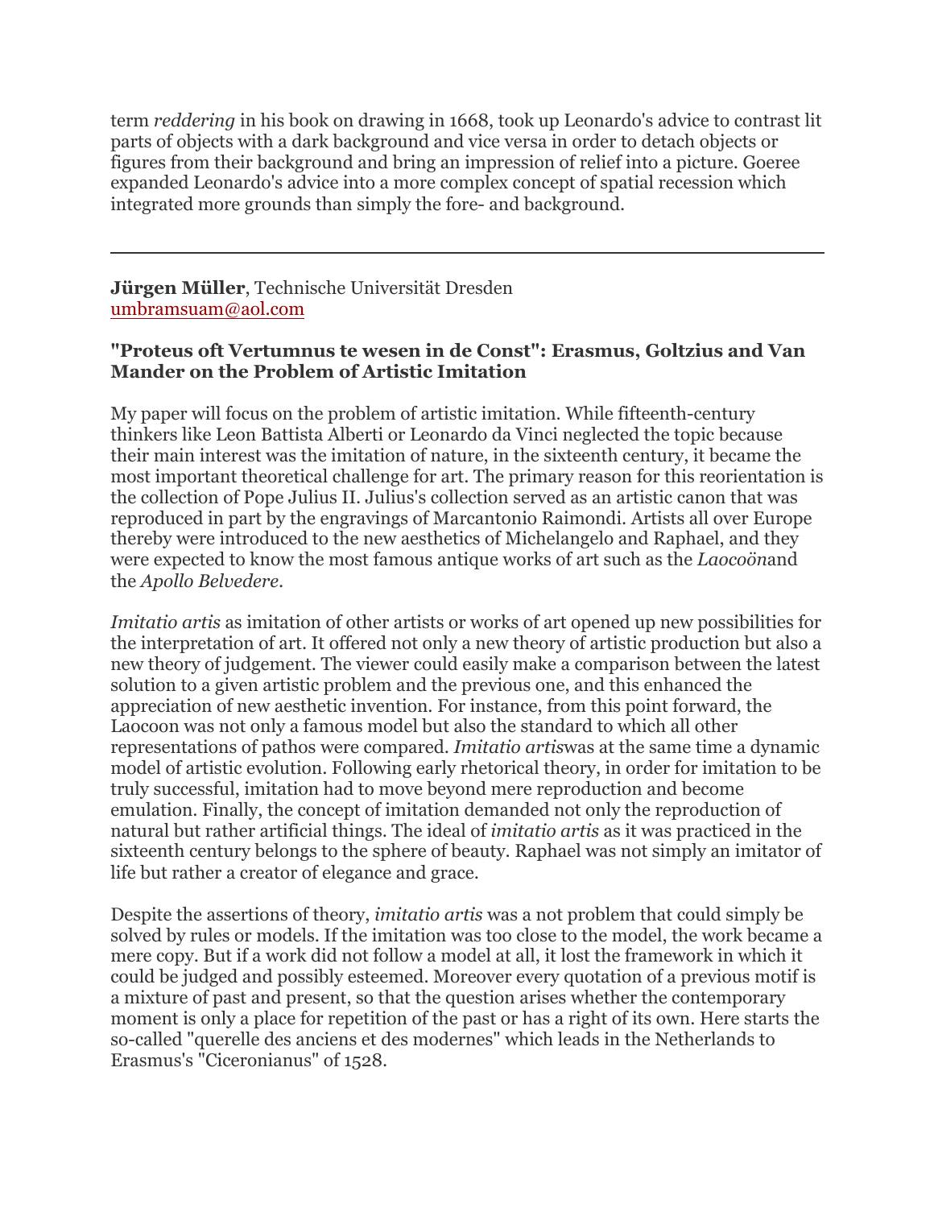term *reddering* in his book on drawing in 1668, took up Leonardo's advice to contrast lit parts of objects with a dark background and vice versa in order to detach objects or figures from their background and bring an impression of relief into a picture. Goeree expanded Leonardo's advice into a more complex concept of spatial recession which integrated more grounds than simply the fore- and background.

---

**Jürgen Müller**, Technische Universität Dresden
umbramsuam@aol.com

### "Proteus oft Vertumnus te wesen in de Const": Erasmus, Goltzius and Van Mander on the Problem of Artistic Imitation

My paper will focus on the problem of artistic imitation. While fifteenth-century thinkers like Leon Battista Alberti or Leonardo da Vinci neglected the topic because their main interest was the imitation of nature, in the sixteenth century, it became the most important theoretical challenge for art. The primary reason for this reorientation is the collection of Pope Julius II. Julius's collection served as an artistic canon that was reproduced in part by the engravings of Marcantonio Raimondi. Artists all over Europe thereby were introduced to the new aesthetics of Michelangelo and Raphael, and they were expected to know the most famous antique works of art such as the *Laocoön*and the *Apollo Belvedere*.

*Imitatio artis* as imitation of other artists or works of art opened up new possibilities for the interpretation of art. It offered not only a new theory of artistic production but also a new theory of judgement. The viewer could easily make a comparison between the latest solution to a given artistic problem and the previous one, and this enhanced the appreciation of new aesthetic invention. For instance, from this point forward, the Laocoon was not only a famous model but also the standard to which all other representations of pathos were compared. *Imitatio artis*was at the same time a dynamic model of artistic evolution. Following early rhetorical theory, in order for imitation to be truly successful, imitation had to move beyond mere reproduction and become emulation. Finally, the concept of imitation demanded not only the reproduction of natural but rather artificial things. The ideal of *imitatio artis* as it was practiced in the sixteenth century belongs to the sphere of beauty. Raphael was not simply an imitator of life but rather a creator of elegance and grace.

Despite the assertions of theory, *imitatio artis* was a not problem that could simply be solved by rules or models. If the imitation was too close to the model, the work became a mere copy. But if a work did not follow a model at all, it lost the framework in which it could be judged and possibly esteemed. Moreover every quotation of a previous motif is a mixture of past and present, so that the question arises whether the contemporary moment is only a place for repetition of the past or has a right of its own. Here starts the so-called "querelle des anciens et des modernes" which leads in the Netherlands to Erasmus's "Ciceronianus" of 1528.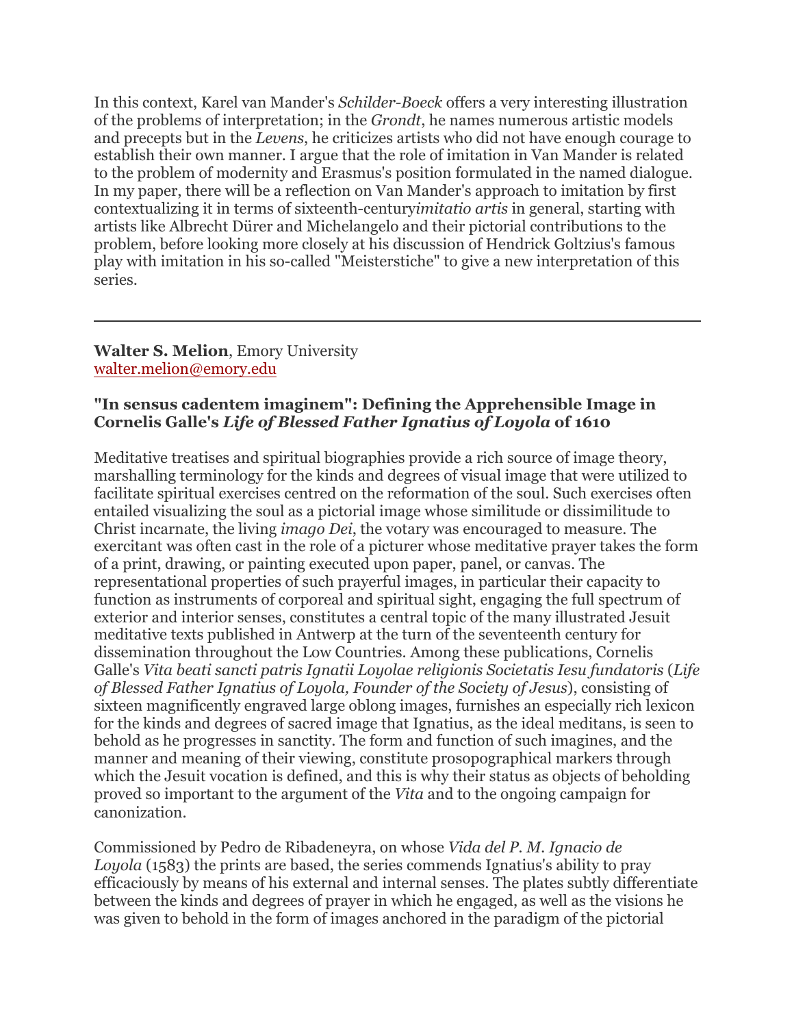In this context, Karel van Mander's *Schilder-Boeck* offers a very interesting illustration of the problems of interpretation; in the *Grondt*, he names numerous artistic models and precepts but in the *Levens*, he criticizes artists who did not have enough courage to establish their own manner. I argue that the role of imitation in Van Mander is related to the problem of modernity and Erasmus's position formulated in the named dialogue. In my paper, there will be a reflection on Van Mander's approach to imitation by first contextualizing it in terms of sixteenth-century *imitatio artis* in general, starting with artists like Albrecht Dürer and Michelangelo and their pictorial contributions to the problem, before looking more closely at his discussion of Hendrick Goltzius's famous play with imitation in his so-called "Meisterstiche" to give a new interpretation of this series.

---

**Walter S. Melion**, Emory University
walter.melion@emory.edu

**"In sensus cadentem imaginem": Defining the Apprehensible Image in Cornelis Galle's *Life of Blessed Father Ignatius of Loyola* of 1610**

Meditative treatises and spiritual biographies provide a rich source of image theory, marshalling terminology for the kinds and degrees of visual image that were utilized to facilitate spiritual exercises centred on the reformation of the soul. Such exercises often entailed visualizing the soul as a pictorial image whose similitude or dissimilitude to Christ incarnate, the living *imago Dei*, the votary was encouraged to measure. The exercitant was often cast in the role of a picturer whose meditative prayer takes the form of a print, drawing, or painting executed upon paper, panel, or canvas. The representational properties of such prayerful images, in particular their capacity to function as instruments of corporeal and spiritual sight, engaging the full spectrum of exterior and interior senses, constitutes a central topic of the many illustrated Jesuit meditative texts published in Antwerp at the turn of the seventeenth century for dissemination throughout the Low Countries. Among these publications, Cornelis Galle's *Vita beati sancti patris Ignatii Loyolae religionis Societatis Iesu fundatoris* (*Life of Blessed Father Ignatius of Loyola, Founder of the Society of Jesus*), consisting of sixteen magnificently engraved large oblong images, furnishes an especially rich lexicon for the kinds and degrees of sacred image that Ignatius, as the ideal meditans, is seen to behold as he progresses in sanctity. The form and function of such imagines, and the manner and meaning of their viewing, constitute prosopographical markers through which the Jesuit vocation is defined, and this is why their status as objects of beholding proved so important to the argument of the *Vita* and to the ongoing campaign for canonization.

Commissioned by Pedro de Ribadeneyra, on whose *Vida del P. M. Ignacio de Loyola* (1583) the prints are based, the series commends Ignatius's ability to pray efficaciously by means of his external and internal senses. The plates subtly differentiate between the kinds and degrees of prayer in which he engaged, as well as the visions he was given to behold in the form of images anchored in the paradigm of the pictorial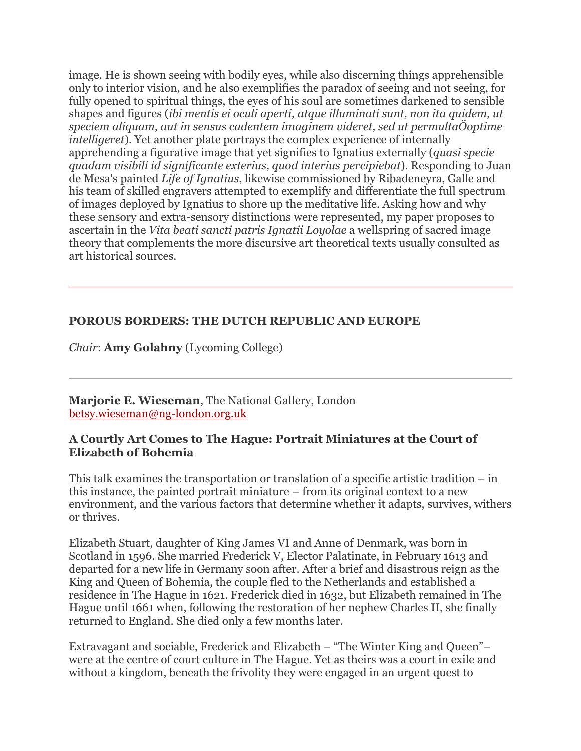image. He is shown seeing with bodily eyes, while also discerning things apprehensible only to interior vision, and he also exemplifies the paradox of seeing and not seeing, for fully opened to spiritual things, the eyes of his soul are sometimes darkened to sensible shapes and figures (*ibi mentis ei oculi aperti, atque illuminati sunt, non ita quidem, ut speciem aliquam, aut in sensus cadentem imaginem videret, sed ut permultaÖoptime intelligeret*). Yet another plate portrays the complex experience of internally apprehending a figurative image that yet signifies to Ignatius externally (*quasi specie quadam visibili id significante exterius, quod interius percipiebat*). Responding to Juan de Mesa's painted *Life of Ignatius*, likewise commissioned by Ribadeneyra, Galle and his team of skilled engravers attempted to exemplify and differentiate the full spectrum of images deployed by Ignatius to shore up the meditative life. Asking how and why these sensory and extra-sensory distinctions were represented, my paper proposes to ascertain in the *Vita beati sancti patris Ignatii Loyolae* a wellspring of sacred image theory that complements the more discursive art theoretical texts usually consulted as art historical sources.

---

## POROUS BORDERS: THE DUTCH REPUBLIC AND EUROPE

*Chair*: **Amy Golahny** (Lycoming College)

---

**Marjorie E. Wieseman**, The National Gallery, London
betsy.wieseman@ng-london.org.uk

### A Courtly Art Comes to The Hague: Portrait Miniatures at the Court of Elizabeth of Bohemia

This talk examines the transportation or translation of a specific artistic tradition – in this instance, the painted portrait miniature – from its original context to a new environment, and the various factors that determine whether it adapts, survives, withers or thrives.

Elizabeth Stuart, daughter of King James VI and Anne of Denmark, was born in Scotland in 1596. She married Frederick V, Elector Palatinate, in February 1613 and departed for a new life in Germany soon after. After a brief and disastrous reign as the King and Queen of Bohemia, the couple fled to the Netherlands and established a residence in The Hague in 1621. Frederick died in 1632, but Elizabeth remained in The Hague until 1661 when, following the restoration of her nephew Charles II, she finally returned to England. She died only a few months later.

Extravagant and sociable, Frederick and Elizabeth – "The Winter King and Queen"– were at the centre of court culture in The Hague. Yet as theirs was a court in exile and without a kingdom, beneath the frivolity they were engaged in an urgent quest to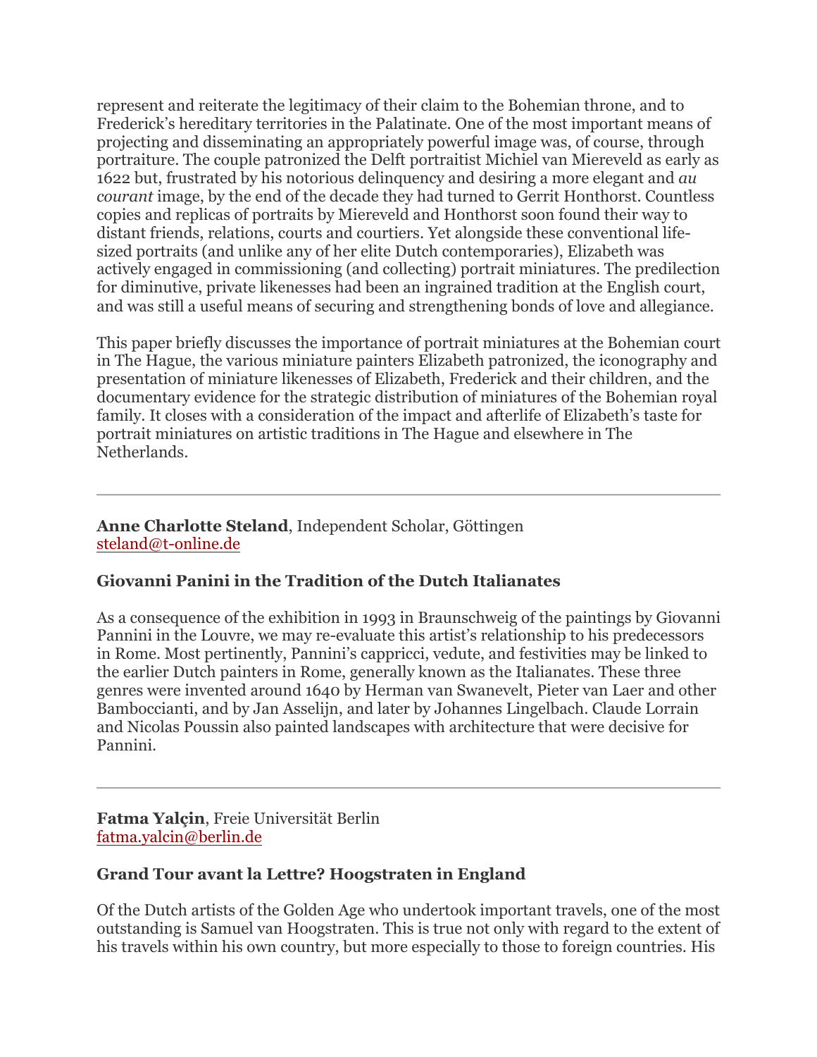represent and reiterate the legitimacy of their claim to the Bohemian throne, and to Frederick's hereditary territories in the Palatinate. One of the most important means of projecting and disseminating an appropriately powerful image was, of course, through portraiture. The couple patronized the Delft portraitist Michiel van Miereveld as early as 1622 but, frustrated by his notorious delinquency and desiring a more elegant and *au courant* image, by the end of the decade they had turned to Gerrit Honthorst. Countless copies and replicas of portraits by Miereveld and Honthorst soon found their way to distant friends, relations, courts and courtiers. Yet alongside these conventional life-sized portraits (and unlike any of her elite Dutch contemporaries), Elizabeth was actively engaged in commissioning (and collecting) portrait miniatures. The predilection for diminutive, private likenesses had been an ingrained tradition at the English court, and was still a useful means of securing and strengthening bonds of love and allegiance.

This paper briefly discusses the importance of portrait miniatures at the Bohemian court in The Hague, the various miniature painters Elizabeth patronized, the iconography and presentation of miniature likenesses of Elizabeth, Frederick and their children, and the documentary evidence for the strategic distribution of miniatures of the Bohemian royal family. It closes with a consideration of the impact and afterlife of Elizabeth's taste for portrait miniatures on artistic traditions in The Hague and elsewhere in The Netherlands.

---

**Anne Charlotte Steland**, Independent Scholar, Göttingen
steland@t-online.de

### Giovanni Panini in the Tradition of the Dutch Italianates

As a consequence of the exhibition in 1993 in Braunschweig of the paintings by Giovanni Pannini in the Louvre, we may re-evaluate this artist's relationship to his predecessors in Rome. Most pertinently, Pannini's cappricci, vedute, and festivities may be linked to the earlier Dutch painters in Rome, generally known as the Italianates. These three genres were invented around 1640 by Herman van Swanevelt, Pieter van Laer and other Bamboccianti, and by Jan Asselijn, and later by Johannes Lingelbach. Claude Lorrain and Nicolas Poussin also painted landscapes with architecture that were decisive for Pannini.

---

**Fatma Yalçin**, Freie Universität Berlin
fatma.yalcin@berlin.de

### Grand Tour avant la Lettre? Hoogstraten in England

Of the Dutch artists of the Golden Age who undertook important travels, one of the most outstanding is Samuel van Hoogstraten. This is true not only with regard to the extent of his travels within his own country, but more especially to those to foreign countries. His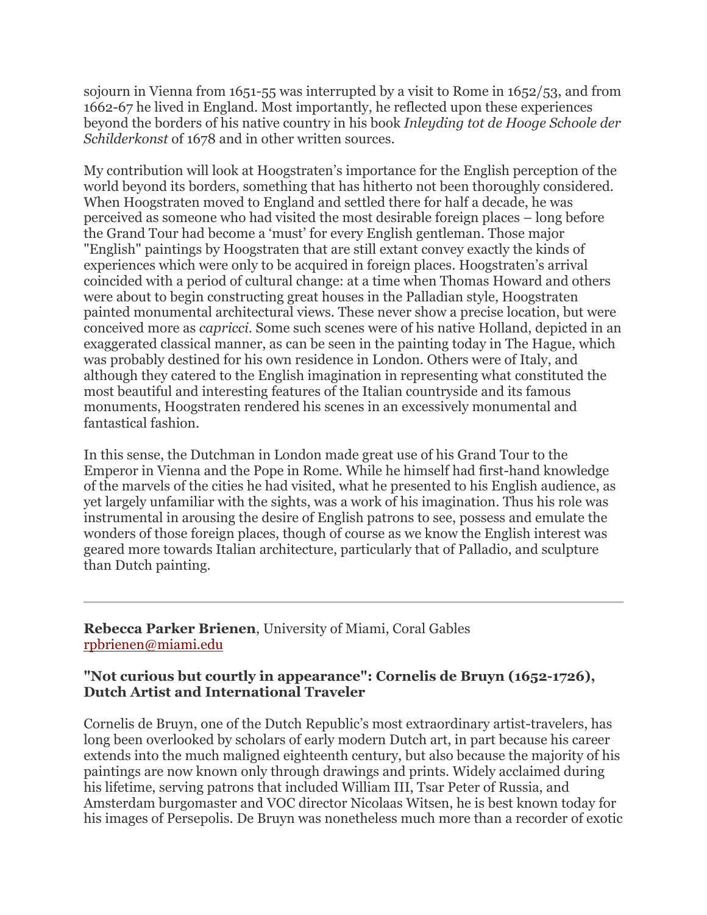sojourn in Vienna from 1651-55 was interrupted by a visit to Rome in 1652/53, and from 1662-67 he lived in England. Most importantly, he reflected upon these experiences beyond the borders of his native country in his book *Inleyding tot de Hooge Schoole der Schilderkonst* of 1678 and in other written sources.

My contribution will look at Hoogstraten's importance for the English perception of the world beyond its borders, something that has hitherto not been thoroughly considered. When Hoogstraten moved to England and settled there for half a decade, he was perceived as someone who had visited the most desirable foreign places – long before the Grand Tour had become a 'must' for every English gentleman. Those major "English" paintings by Hoogstraten that are still extant convey exactly the kinds of experiences which were only to be acquired in foreign places. Hoogstraten's arrival coincided with a period of cultural change: at a time when Thomas Howard and others were about to begin constructing great houses in the Palladian style, Hoogstraten painted monumental architectural views. These never show a precise location, but were conceived more as *capricci*. Some such scenes were of his native Holland, depicted in an exaggerated classical manner, as can be seen in the painting today in The Hague, which was probably destined for his own residence in London. Others were of Italy, and although they catered to the English imagination in representing what constituted the most beautiful and interesting features of the Italian countryside and its famous monuments, Hoogstraten rendered his scenes in an excessively monumental and fantastical fashion.

In this sense, the Dutchman in London made great use of his Grand Tour to the Emperor in Vienna and the Pope in Rome. While he himself had first-hand knowledge of the marvels of the cities he had visited, what he presented to his English audience, as yet largely unfamiliar with the sights, was a work of his imagination. Thus his role was instrumental in arousing the desire of English patrons to see, possess and emulate the wonders of those foreign places, though of course as we know the English interest was geared more towards Italian architecture, particularly that of Palladio, and sculpture than Dutch painting.

---

**Rebecca Parker Brienen**, University of Miami, Coral Gables
rpbrienen@miami.edu

### "Not curious but courtly in appearance": Cornelis de Bruyn (1652-1726), Dutch Artist and International Traveler

Cornelis de Bruyn, one of the Dutch Republic's most extraordinary artist-travelers, has long been overlooked by scholars of early modern Dutch art, in part because his career extends into the much maligned eighteenth century, but also because the majority of his paintings are now known only through drawings and prints. Widely acclaimed during his lifetime, serving patrons that included William III, Tsar Peter of Russia, and Amsterdam burgomaster and VOC director Nicolaas Witsen, he is best known today for his images of Persepolis. De Bruyn was nonetheless much more than a recorder of exotic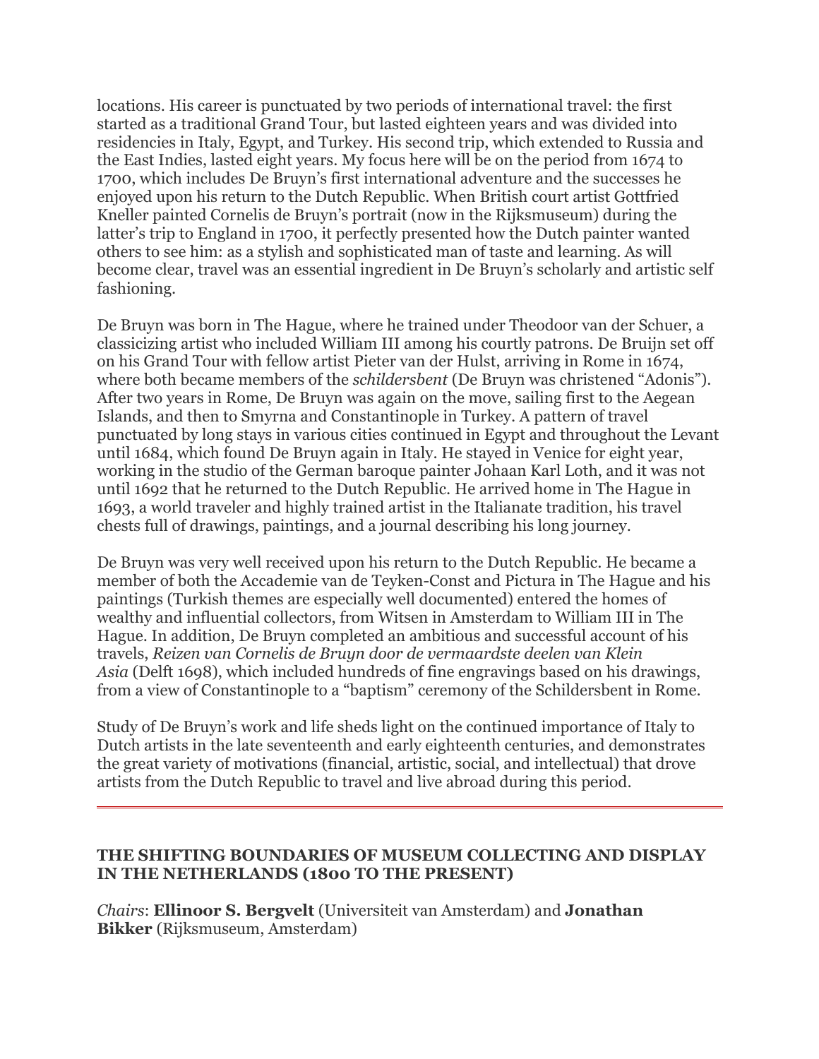locations. His career is punctuated by two periods of international travel: the first started as a traditional Grand Tour, but lasted eighteen years and was divided into residencies in Italy, Egypt, and Turkey. His second trip, which extended to Russia and the East Indies, lasted eight years. My focus here will be on the period from 1674 to 1700, which includes De Bruyn's first international adventure and the successes he enjoyed upon his return to the Dutch Republic. When British court artist Gottfried Kneller painted Cornelis de Bruyn's portrait (now in the Rijksmuseum) during the latter's trip to England in 1700, it perfectly presented how the Dutch painter wanted others to see him: as a stylish and sophisticated man of taste and learning. As will become clear, travel was an essential ingredient in De Bruyn's scholarly and artistic self fashioning.

De Bruyn was born in The Hague, where he trained under Theodoor van der Schuer, a classicizing artist who included William III among his courtly patrons. De Bruijn set off on his Grand Tour with fellow artist Pieter van der Hulst, arriving in Rome in 1674, where both became members of the *schildersbent* (De Bruyn was christened "Adonis"). After two years in Rome, De Bruyn was again on the move, sailing first to the Aegean Islands, and then to Smyrna and Constantinople in Turkey. A pattern of travel punctuated by long stays in various cities continued in Egypt and throughout the Levant until 1684, which found De Bruyn again in Italy. He stayed in Venice for eight year, working in the studio of the German baroque painter Johaan Karl Loth, and it was not until 1692 that he returned to the Dutch Republic. He arrived home in The Hague in 1693, a world traveler and highly trained artist in the Italianate tradition, his travel chests full of drawings, paintings, and a journal describing his long journey.

De Bruyn was very well received upon his return to the Dutch Republic. He became a member of both the Accademie van de Teyken-Const and Pictura in The Hague and his paintings (Turkish themes are especially well documented) entered the homes of wealthy and influential collectors, from Witsen in Amsterdam to William III in The Hague. In addition, De Bruyn completed an ambitious and successful account of his travels, *Reizen van Cornelis de Bruyn door de vermaardste deelen van Klein Asia* (Delft 1698), which included hundreds of fine engravings based on his drawings, from a view of Constantinople to a "baptism" ceremony of the Schildersbent in Rome.

Study of De Bruyn's work and life sheds light on the continued importance of Italy to Dutch artists in the late seventeenth and early eighteenth centuries, and demonstrates the great variety of motivations (financial, artistic, social, and intellectual) that drove artists from the Dutch Republic to travel and live abroad during this period.

---

## THE SHIFTING BOUNDARIES OF MUSEUM COLLECTING AND DISPLAY IN THE NETHERLANDS (1800 TO THE PRESENT)

*Chairs*: **Ellinoor S. Bergvelt** (Universiteit van Amsterdam) and **Jonathan Bikker** (Rijksmuseum, Amsterdam)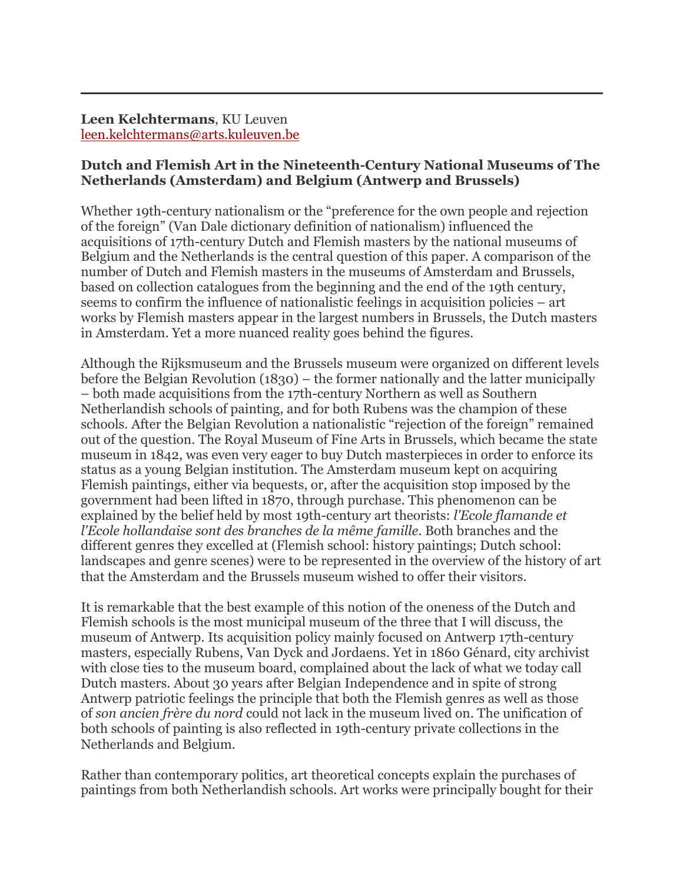**Leen Kelchtermans**, KU Leuven
leen.kelchtermans@arts.kuleuven.be

**Dutch and Flemish Art in the Nineteenth-Century National Museums of The Netherlands (Amsterdam) and Belgium (Antwerp and Brussels)**

Whether 19th-century nationalism or the "preference for the own people and rejection of the foreign" (Van Dale dictionary definition of nationalism) influenced the acquisitions of 17th-century Dutch and Flemish masters by the national museums of Belgium and the Netherlands is the central question of this paper. A comparison of the number of Dutch and Flemish masters in the museums of Amsterdam and Brussels, based on collection catalogues from the beginning and the end of the 19th century, seems to confirm the influence of nationalistic feelings in acquisition policies – art works by Flemish masters appear in the largest numbers in Brussels, the Dutch masters in Amsterdam. Yet a more nuanced reality goes behind the figures.

Although the Rijksmuseum and the Brussels museum were organized on different levels before the Belgian Revolution (1830) – the former nationally and the latter municipally – both made acquisitions from the 17th-century Northern as well as Southern Netherlandish schools of painting, and for both Rubens was the champion of these schools. After the Belgian Revolution a nationalistic "rejection of the foreign" remained out of the question. The Royal Museum of Fine Arts in Brussels, which became the state museum in 1842, was even very eager to buy Dutch masterpieces in order to enforce its status as a young Belgian institution. The Amsterdam museum kept on acquiring Flemish paintings, either via bequests, or, after the acquisition stop imposed by the government had been lifted in 1870, through purchase. This phenomenon can be explained by the belief held by most 19th-century art theorists: *l'Ecole flamande et l'Ecole hollandaise sont des branches de la même famille*. Both branches and the different genres they excelled at (Flemish school: history paintings; Dutch school: landscapes and genre scenes) were to be represented in the overview of the history of art that the Amsterdam and the Brussels museum wished to offer their visitors.

It is remarkable that the best example of this notion of the oneness of the Dutch and Flemish schools is the most municipal museum of the three that I will discuss, the museum of Antwerp. Its acquisition policy mainly focused on Antwerp 17th-century masters, especially Rubens, Van Dyck and Jordaens. Yet in 1860 Génard, city archivist with close ties to the museum board, complained about the lack of what we today call Dutch masters. About 30 years after Belgian Independence and in spite of strong Antwerp patriotic feelings the principle that both the Flemish genres as well as those of *son ancien frère du nord* could not lack in the museum lived on. The unification of both schools of painting is also reflected in 19th-century private collections in the Netherlands and Belgium.

Rather than contemporary politics, art theoretical concepts explain the purchases of paintings from both Netherlandish schools. Art works were principally bought for their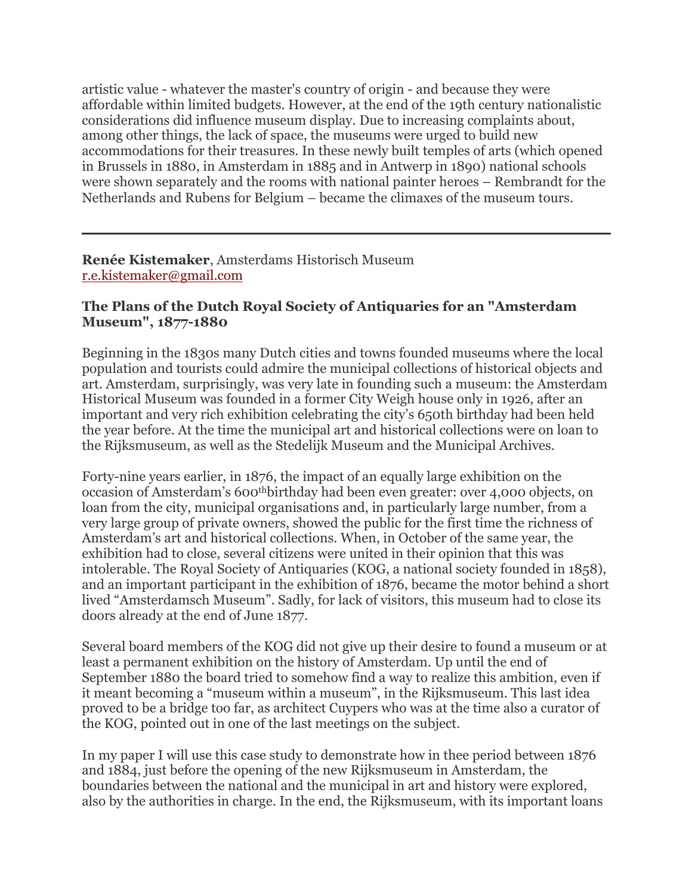artistic value - whatever the master's country of origin - and because they were affordable within limited budgets. However, at the end of the 19th century nationalistic considerations did influence museum display. Due to increasing complaints about, among other things, the lack of space, the museums were urged to build new accommodations for their treasures. In these newly built temples of arts (which opened in Brussels in 1880, in Amsterdam in 1885 and in Antwerp in 1890) national schools were shown separately and the rooms with national painter heroes – Rembrandt for the Netherlands and Rubens for Belgium – became the climaxes of the museum tours.

---

**Renée Kistemaker**, Amsterdams Historisch Museum
r.e.kistemaker@gmail.com

### The Plans of the Dutch Royal Society of Antiquaries for an "Amsterdam Museum", 1877-1880

Beginning in the 1830s many Dutch cities and towns founded museums where the local population and tourists could admire the municipal collections of historical objects and art. Amsterdam, surprisingly, was very late in founding such a museum: the Amsterdam Historical Museum was founded in a former City Weigh house only in 1926, after an important and very rich exhibition celebrating the city's 650th birthday had been held the year before. At the time the municipal art and historical collections were on loan to the Rijksmuseum, as well as the Stedelijk Museum and the Municipal Archives.

Forty-nine years earlier, in 1876, the impact of an equally large exhibition on the occasion of Amsterdam's 600thbirthday had been even greater: over 4,000 objects, on loan from the city, municipal organisations and, in particularly large number, from a very large group of private owners, showed the public for the first time the richness of Amsterdam's art and historical collections. When, in October of the same year, the exhibition had to close, several citizens were united in their opinion that this was intolerable. The Royal Society of Antiquaries (KOG, a national society founded in 1858), and an important participant in the exhibition of 1876, became the motor behind a short lived "Amsterdamsch Museum". Sadly, for lack of visitors, this museum had to close its doors already at the end of June 1877.

Several board members of the KOG did not give up their desire to found a museum or at least a permanent exhibition on the history of Amsterdam. Up until the end of September 1880 the board tried to somehow find a way to realize this ambition, even if it meant becoming a "museum within a museum", in the Rijksmuseum. This last idea proved to be a bridge too far, as architect Cuypers who was at the time also a curator of the KOG, pointed out in one of the last meetings on the subject.

In my paper I will use this case study to demonstrate how in thee period between 1876 and 1884, just before the opening of the new Rijksmuseum in Amsterdam, the boundaries between the national and the municipal in art and history were explored, also by the authorities in charge. In the end, the Rijksmuseum, with its important loans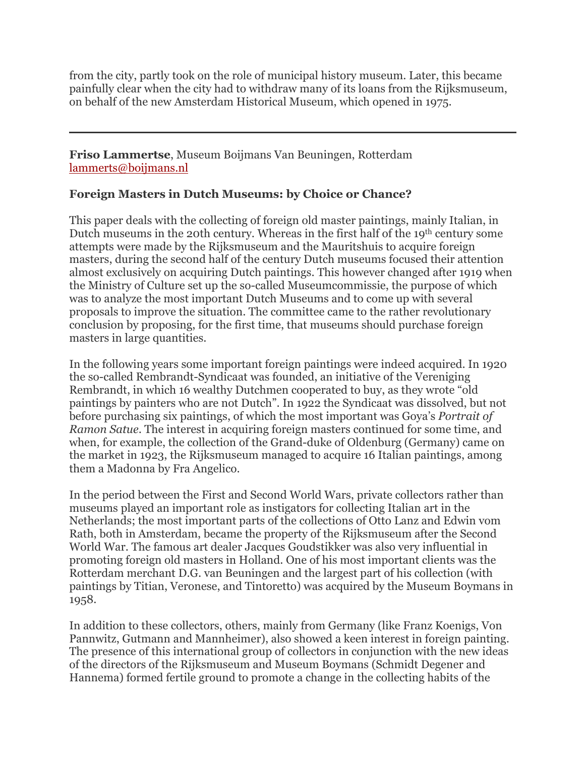from the city, partly took on the role of municipal history museum. Later, this became painfully clear when the city had to withdraw many of its loans from the Rijksmuseum, on behalf of the new Amsterdam Historical Museum, which opened in 1975.

---

**Friso Lammertse**, Museum Boijmans Van Beuningen, Rotterdam
lammerts@boijmans.nl

### Foreign Masters in Dutch Museums: by Choice or Chance?

This paper deals with the collecting of foreign old master paintings, mainly Italian, in Dutch museums in the 20th century. Whereas in the first half of the 19th century some attempts were made by the Rijksmuseum and the Mauritshuis to acquire foreign masters, during the second half of the century Dutch museums focused their attention almost exclusively on acquiring Dutch paintings. This however changed after 1919 when the Ministry of Culture set up the so-called Museumcommissie, the purpose of which was to analyze the most important Dutch Museums and to come up with several proposals to improve the situation. The committee came to the rather revolutionary conclusion by proposing, for the first time, that museums should purchase foreign masters in large quantities.

In the following years some important foreign paintings were indeed acquired. In 1920 the so-called Rembrandt-Syndicaat was founded, an initiative of the Vereniging Rembrandt, in which 16 wealthy Dutchmen cooperated to buy, as they wrote "old paintings by painters who are not Dutch". In 1922 the Syndicaat was dissolved, but not before purchasing six paintings, of which the most important was Goya's *Portrait of Ramon Satue*. The interest in acquiring foreign masters continued for some time, and when, for example, the collection of the Grand-duke of Oldenburg (Germany) came on the market in 1923, the Rijksmuseum managed to acquire 16 Italian paintings, among them a Madonna by Fra Angelico.

In the period between the First and Second World Wars, private collectors rather than museums played an important role as instigators for collecting Italian art in the Netherlands; the most important parts of the collections of Otto Lanz and Edwin vom Rath, both in Amsterdam, became the property of the Rijksmuseum after the Second World War. The famous art dealer Jacques Goudstikker was also very influential in promoting foreign old masters in Holland. One of his most important clients was the Rotterdam merchant D.G. van Beuningen and the largest part of his collection (with paintings by Titian, Veronese, and Tintoretto) was acquired by the Museum Boymans in 1958.

In addition to these collectors, others, mainly from Germany (like Franz Koenigs, Von Pannwitz, Gutmann and Mannheimer), also showed a keen interest in foreign painting. The presence of this international group of collectors in conjunction with the new ideas of the directors of the Rijksmuseum and Museum Boymans (Schmidt Degener and Hannema) formed fertile ground to promote a change in the collecting habits of the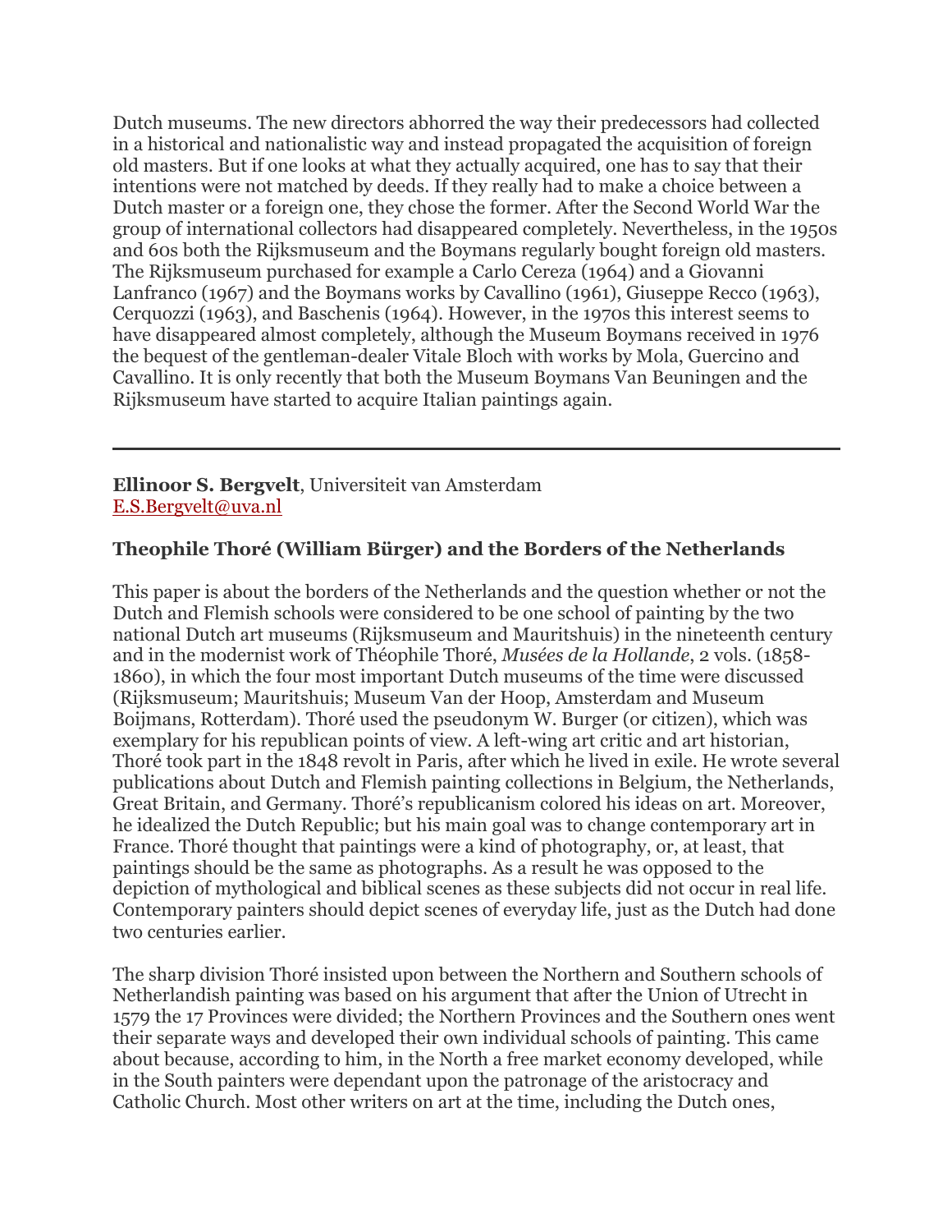Dutch museums. The new directors abhorred the way their predecessors had collected in a historical and nationalistic way and instead propagated the acquisition of foreign old masters. But if one looks at what they actually acquired, one has to say that their intentions were not matched by deeds. If they really had to make a choice between a Dutch master or a foreign one, they chose the former. After the Second World War the group of international collectors had disappeared completely. Nevertheless, in the 1950s and 60s both the Rijksmuseum and the Boymans regularly bought foreign old masters. The Rijksmuseum purchased for example a Carlo Cereza (1964) and a Giovanni Lanfranco (1967) and the Boymans works by Cavallino (1961), Giuseppe Recco (1963), Cerquozzi (1963), and Baschenis (1964). However, in the 1970s this interest seems to have disappeared almost completely, although the Museum Boymans received in 1976 the bequest of the gentleman-dealer Vitale Bloch with works by Mola, Guercino and Cavallino. It is only recently that both the Museum Boymans Van Beuningen and the Rijksmuseum have started to acquire Italian paintings again.

---

**Ellinoor S. Bergvelt**, Universiteit van Amsterdam
E.S.Bergvelt@uva.nl

**Theophile Thoré (William Bürger) and the Borders of the Netherlands**

This paper is about the borders of the Netherlands and the question whether or not the Dutch and Flemish schools were considered to be one school of painting by the two national Dutch art museums (Rijksmuseum and Mauritshuis) in the nineteenth century and in the modernist work of Théophile Thoré, *Musées de la Hollande*, 2 vols. (1858-1860), in which the four most important Dutch museums of the time were discussed (Rijksmuseum; Mauritshuis; Museum Van der Hoop, Amsterdam and Museum Boijmans, Rotterdam). Thoré used the pseudonym W. Burger (or citizen), which was exemplary for his republican points of view. A left-wing art critic and art historian, Thoré took part in the 1848 revolt in Paris, after which he lived in exile. He wrote several publications about Dutch and Flemish painting collections in Belgium, the Netherlands, Great Britain, and Germany. Thoré's republicanism colored his ideas on art. Moreover, he idealized the Dutch Republic; but his main goal was to change contemporary art in France. Thoré thought that paintings were a kind of photography, or, at least, that paintings should be the same as photographs. As a result he was opposed to the depiction of mythological and biblical scenes as these subjects did not occur in real life. Contemporary painters should depict scenes of everyday life, just as the Dutch had done two centuries earlier.

The sharp division Thoré insisted upon between the Northern and Southern schools of Netherlandish painting was based on his argument that after the Union of Utrecht in 1579 the 17 Provinces were divided; the Northern Provinces and the Southern ones went their separate ways and developed their own individual schools of painting. This came about because, according to him, in the North a free market economy developed, while in the South painters were dependant upon the patronage of the aristocracy and Catholic Church. Most other writers on art at the time, including the Dutch ones,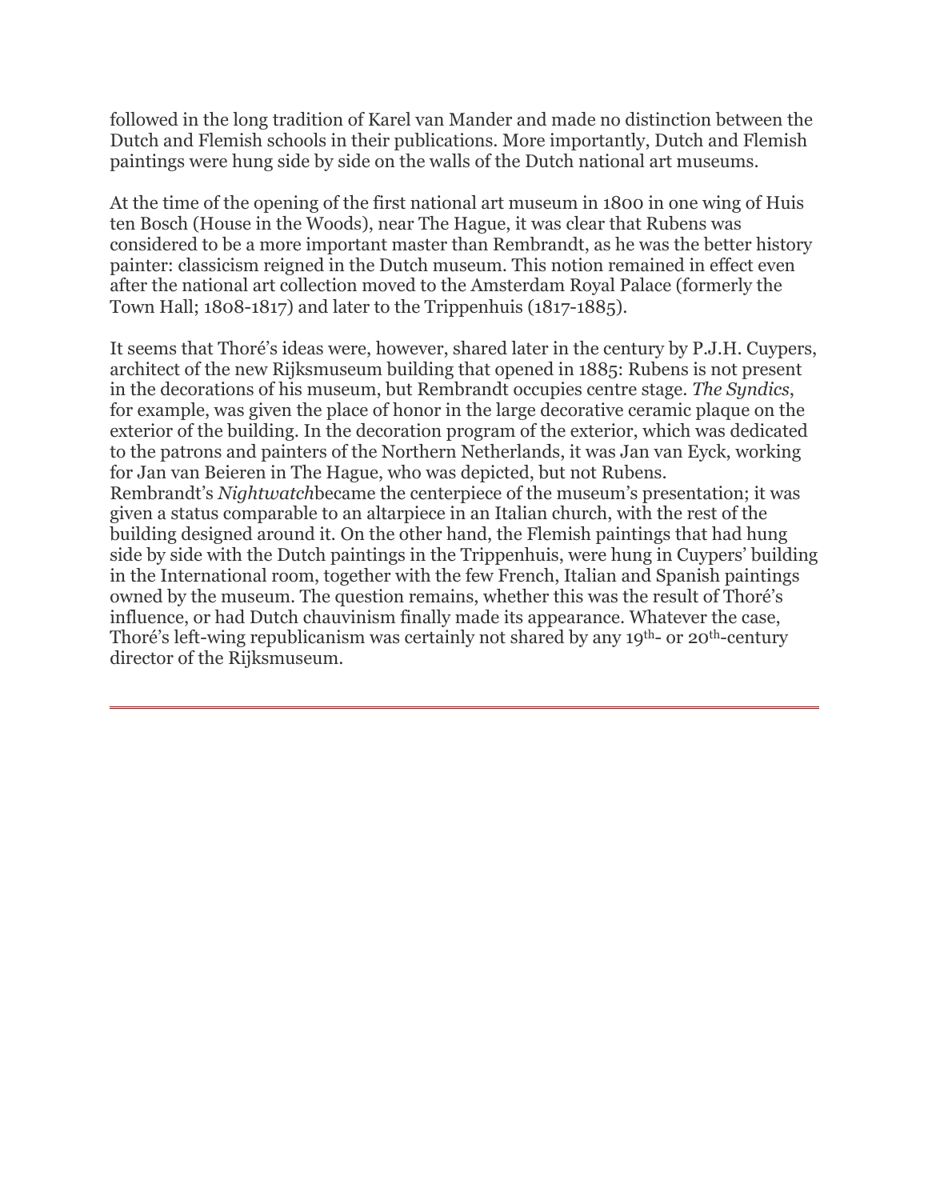followed in the long tradition of Karel van Mander and made no distinction between the Dutch and Flemish schools in their publications. More importantly, Dutch and Flemish paintings were hung side by side on the walls of the Dutch national art museums.

At the time of the opening of the first national art museum in 1800 in one wing of Huis ten Bosch (House in the Woods), near The Hague, it was clear that Rubens was considered to be a more important master than Rembrandt, as he was the better history painter: classicism reigned in the Dutch museum. This notion remained in effect even after the national art collection moved to the Amsterdam Royal Palace (formerly the Town Hall; 1808-1817) and later to the Trippenhuis (1817-1885).

It seems that Thoré's ideas were, however, shared later in the century by P.J.H. Cuypers, architect of the new Rijksmuseum building that opened in 1885: Rubens is not present in the decorations of his museum, but Rembrandt occupies centre stage. *The Syndics*, for example, was given the place of honor in the large decorative ceramic plaque on the exterior of the building. In the decoration program of the exterior, which was dedicated to the patrons and painters of the Northern Netherlands, it was Jan van Eyck, working for Jan van Beieren in The Hague, who was depicted, but not Rubens. Rembrandt's *Nightwatch*became the centerpiece of the museum's presentation; it was given a status comparable to an altarpiece in an Italian church, with the rest of the building designed around it. On the other hand, the Flemish paintings that had hung side by side with the Dutch paintings in the Trippenhuis, were hung in Cuypers' building in the International room, together with the few French, Italian and Spanish paintings owned by the museum. The question remains, whether this was the result of Thoré's influence, or had Dutch chauvinism finally made its appearance. Whatever the case, Thoré's left-wing republicanism was certainly not shared by any 19th- or 20th-century director of the Rijksmuseum.

---